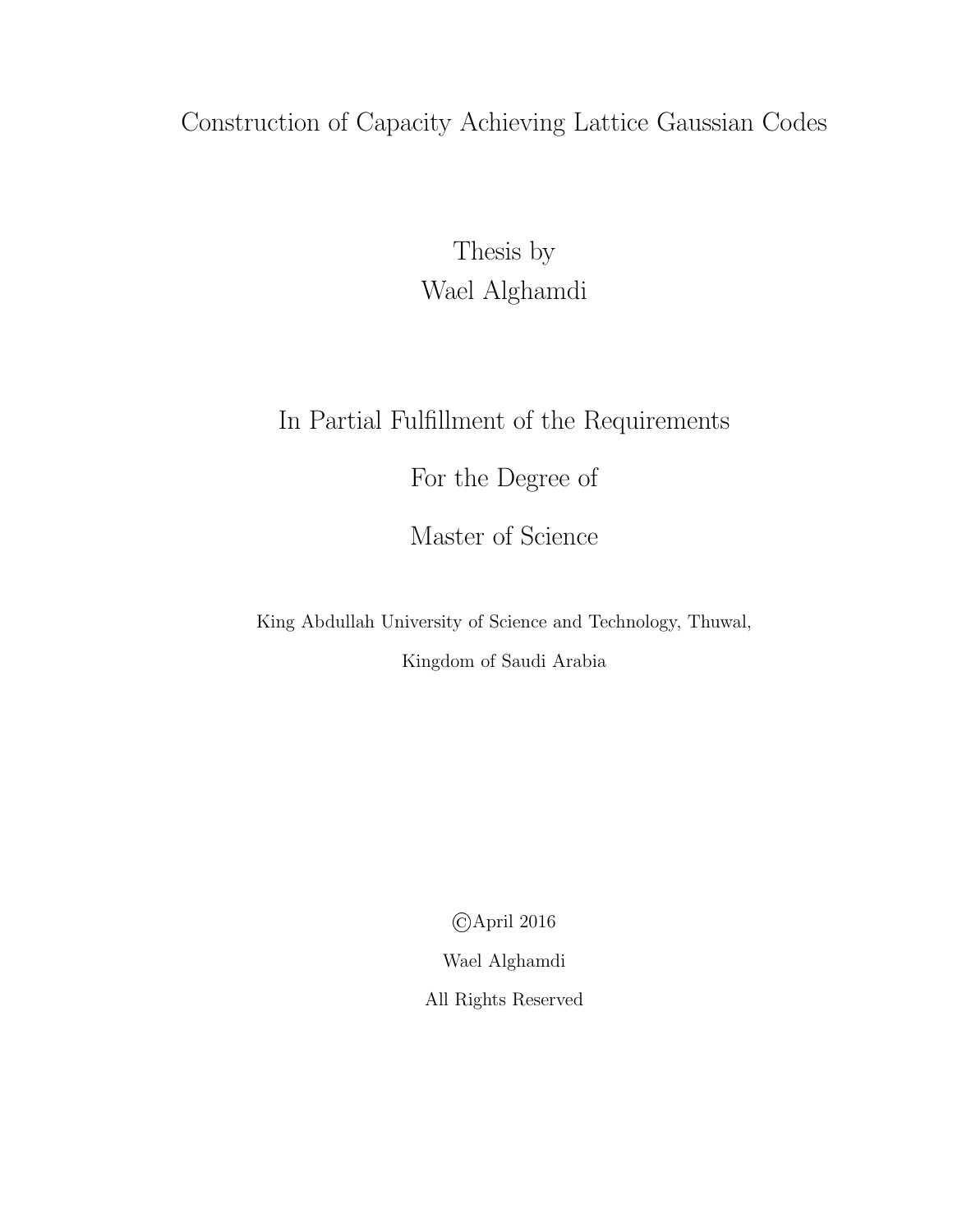# Construction of Capacity Achieving Lattice Gaussian Codes

Thesis by

Wael Alghamdi

In Partial Fulfillment of the Requirements

For the Degree of

Master of Science

King Abdullah University of Science and Technology, Thuwal,

Kingdom of Saudi Arabia

©April 2016

Wael Alghamdi

All Rights Reserved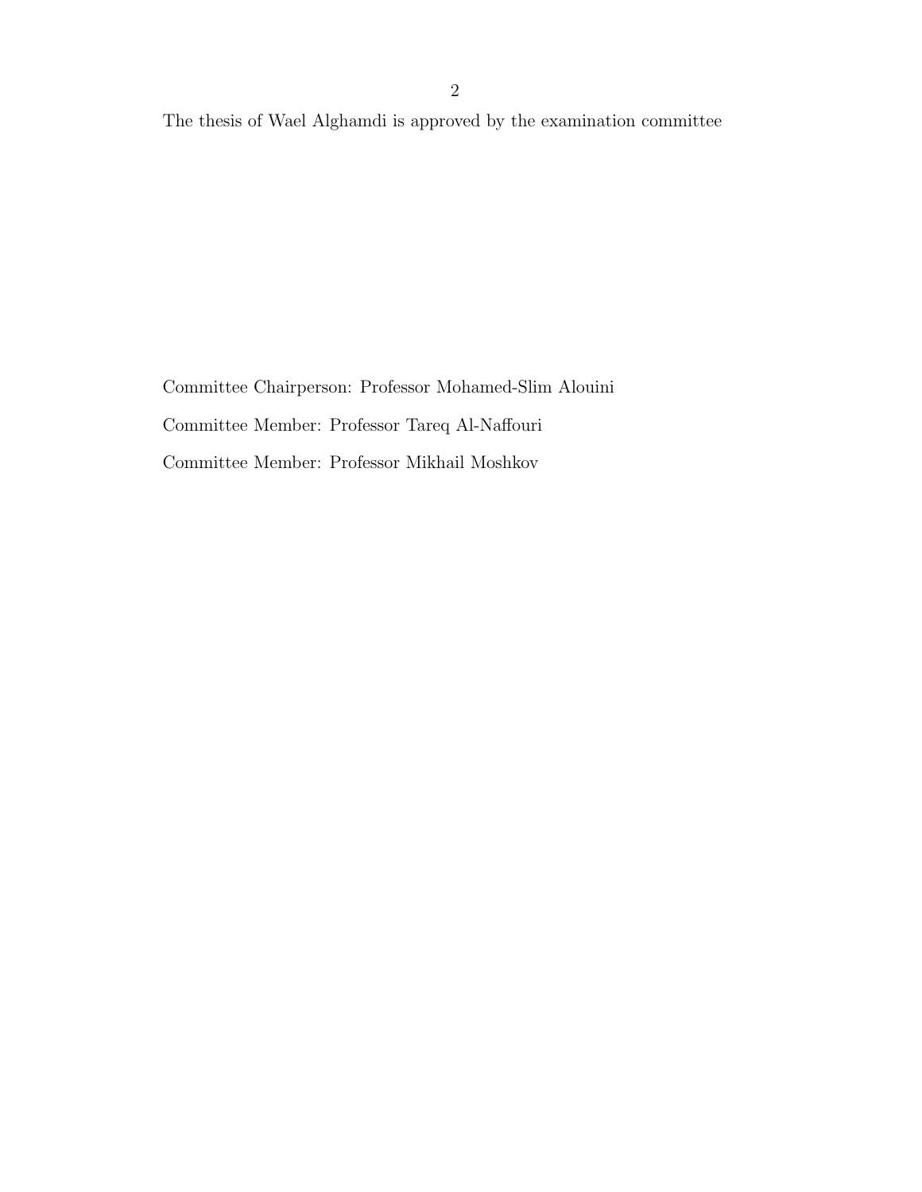The thesis of Wael Alghamdi is approved by the examination committee

Committee Chairperson: Professor Mohamed-Slim Alouini

Committee Member: Professor Tareq Al-Naffouri

Committee Member: Professor Mikhail Moshkov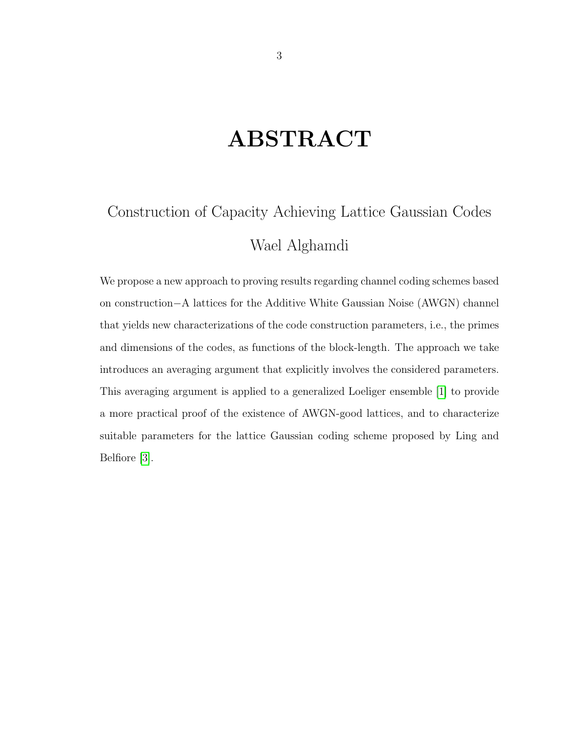# ABSTRACT

Construction of Capacity Achieving Lattice Gaussian Codes

Wael Alghamdi

We propose a new approach to proving results regarding channel coding schemes based on construction−A lattices for the Additive White Gaussian Noise (AWGN) channel that yields new characterizations of the code construction parameters, i.e., the primes and dimensions of the codes, as functions of the block-length. The approach we take introduces an averaging argument that explicitly involves the considered parameters. This averaging argument is applied to a generalized Loeliger ensemble [1] to provide a more practical proof of the existence of AWGN-good lattices, and to characterize suitable parameters for the lattice Gaussian coding scheme proposed by Ling and Belfiore [3].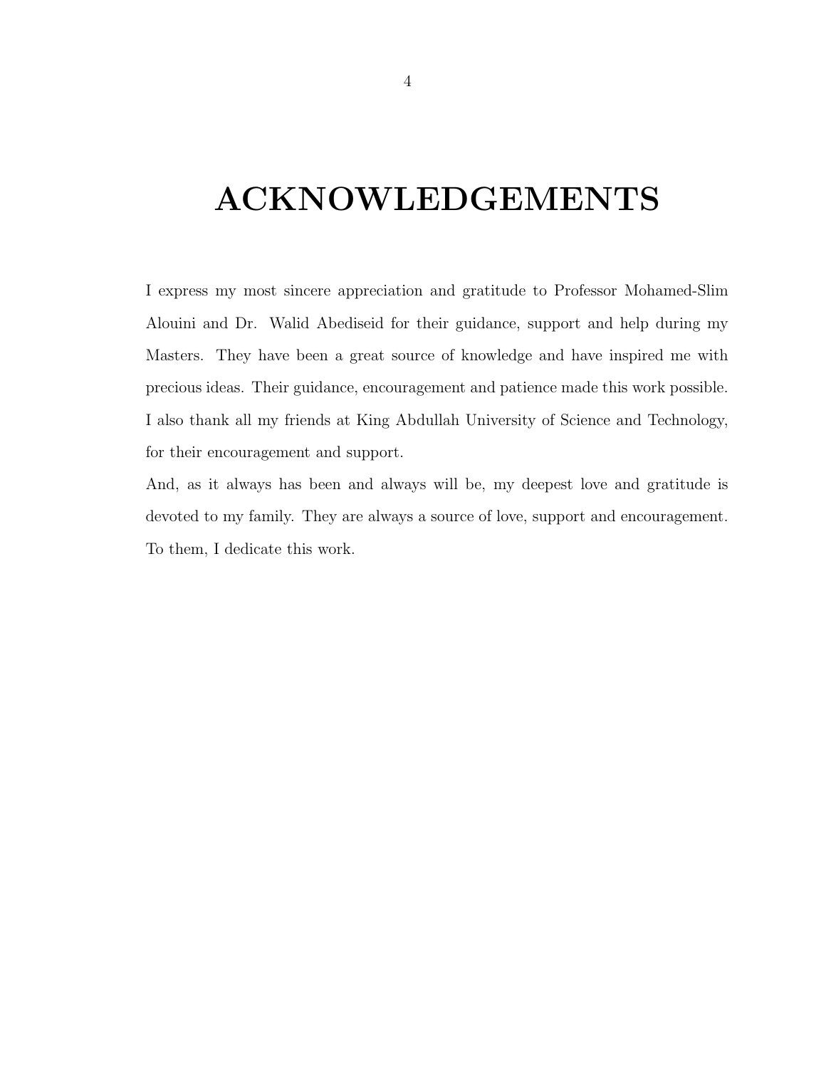# ACKNOWLEDGEMENTS

I express my most sincere appreciation and gratitude to Professor Mohamed-Slim Alouini and Dr. Walid Abediseid for their guidance, support and help during my Masters. They have been a great source of knowledge and have inspired me with precious ideas. Their guidance, encouragement and patience made this work possible. I also thank all my friends at King Abdullah University of Science and Technology, for their encouragement and support.

And, as it always has been and always will be, my deepest love and gratitude is devoted to my family. They are always a source of love, support and encouragement. To them, I dedicate this work.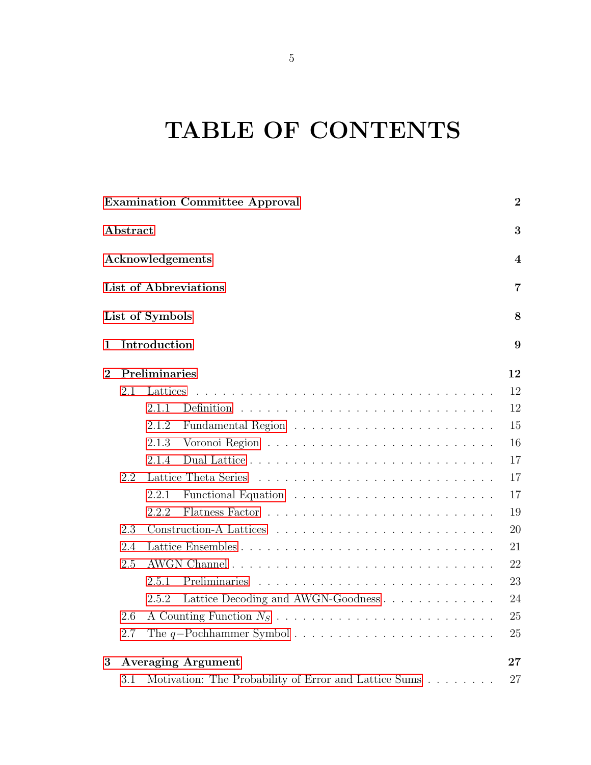# TABLE OF CONTENTS

**Examination Committee Approval** — **2**

**Abstract** — **3**

**Acknowledgements** — **4**

**List of Abbreviations** — **7**

**List of Symbols** — **8**

**1 Introduction** — **9**

**2 Preliminaries** — **12**

- 2.1 Lattices — 12
  - 2.1.1 Definition — 12
  - 2.1.2 Fundamental Region — 15
  - 2.1.3 Voronoi Region — 16
  - 2.1.4 Dual Lattice — 17
- 2.2 Lattice Theta Series — 17
  - 2.2.1 Functional Equation — 17
  - 2.2.2 Flatness Factor — 19
- 2.3 Construction-A Lattices — 20
- 2.4 Lattice Ensembles — 21
- 2.5 AWGN Channel — 22
  - 2.5.1 Preliminaries — 23
  - 2.5.2 Lattice Decoding and AWGN-Goodness — 24
- 2.6 A Counting Function $N_S$ — 25
- 2.7 The $q-$Pochhammer Symbol — 25

**3 Averaging Argument** — **27**

- 3.1 Motivation: The Probability of Error and Lattice Sums — 27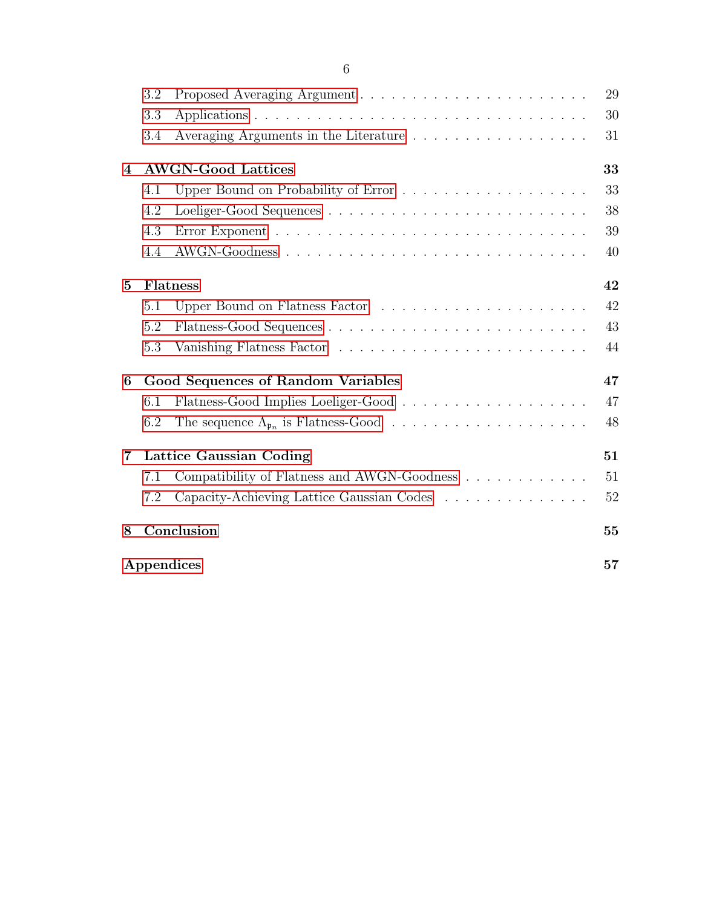3.2 Proposed Averaging Argument . . . . . . . . . . . . . . . . . . . . . . 29
3.3 Applications . . . . . . . . . . . . . . . . . . . . . . . . . . . . . . . 30
3.4 Averaging Arguments in the Literature . . . . . . . . . . . . . . . . . 31

**4 AWGN-Good Lattices** **33**

4.1 Upper Bound on Probability of Error . . . . . . . . . . . . . . . . . . 33
4.2 Loeliger-Good Sequences . . . . . . . . . . . . . . . . . . . . . . . . . 38
4.3 Error Exponent . . . . . . . . . . . . . . . . . . . . . . . . . . . . . . 39
4.4 AWGN-Goodness . . . . . . . . . . . . . . . . . . . . . . . . . . . . . 40

**5 Flatness** **42**

5.1 Upper Bound on Flatness Factor . . . . . . . . . . . . . . . . . . . . . 42
5.2 Flatness-Good Sequences . . . . . . . . . . . . . . . . . . . . . . . . . 43
5.3 Vanishing Flatness Factor . . . . . . . . . . . . . . . . . . . . . . . . 44

**6 Good Sequences of Random Variables** **47**

6.1 Flatness-Good Implies Loeliger-Good . . . . . . . . . . . . . . . . . . 47
6.2 The sequence $\Lambda_{\mathfrak{p}_n}$ is Flatness-Good . . . . . . . . . . . . . . . . . . . 48

**7 Lattice Gaussian Coding** **51**

7.1 Compatibility of Flatness and AWGN-Goodness . . . . . . . . . . . . 51
7.2 Capacity-Achieving Lattice Gaussian Codes . . . . . . . . . . . . . . 52

**8 Conclusion** **55**

**Appendices** **57**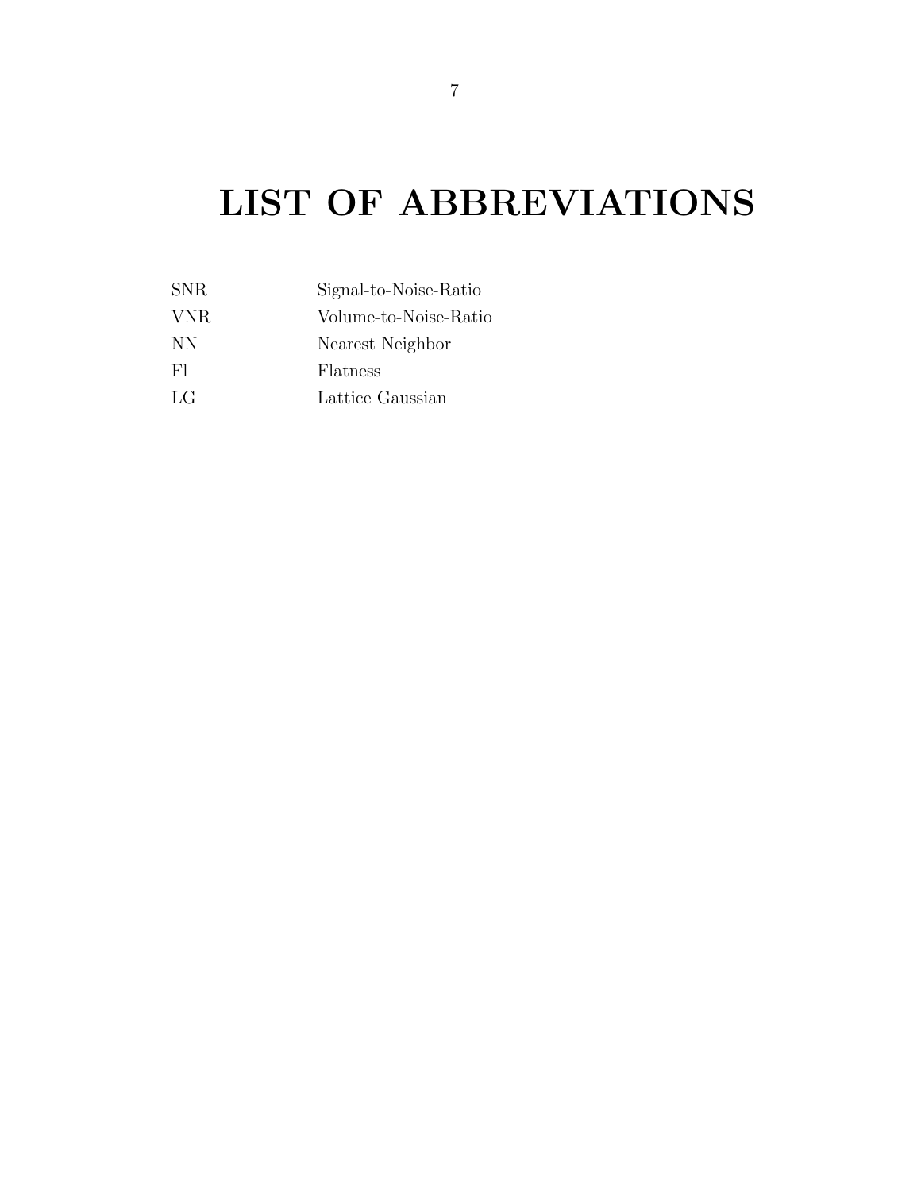# LIST OF ABBREVIATIONS

| | |
|---|---|
| SNR | Signal-to-Noise-Ratio |
| VNR | Volume-to-Noise-Ratio |
| NN | Nearest Neighbor |
| Fl | Flatness |
| LG | Lattice Gaussian |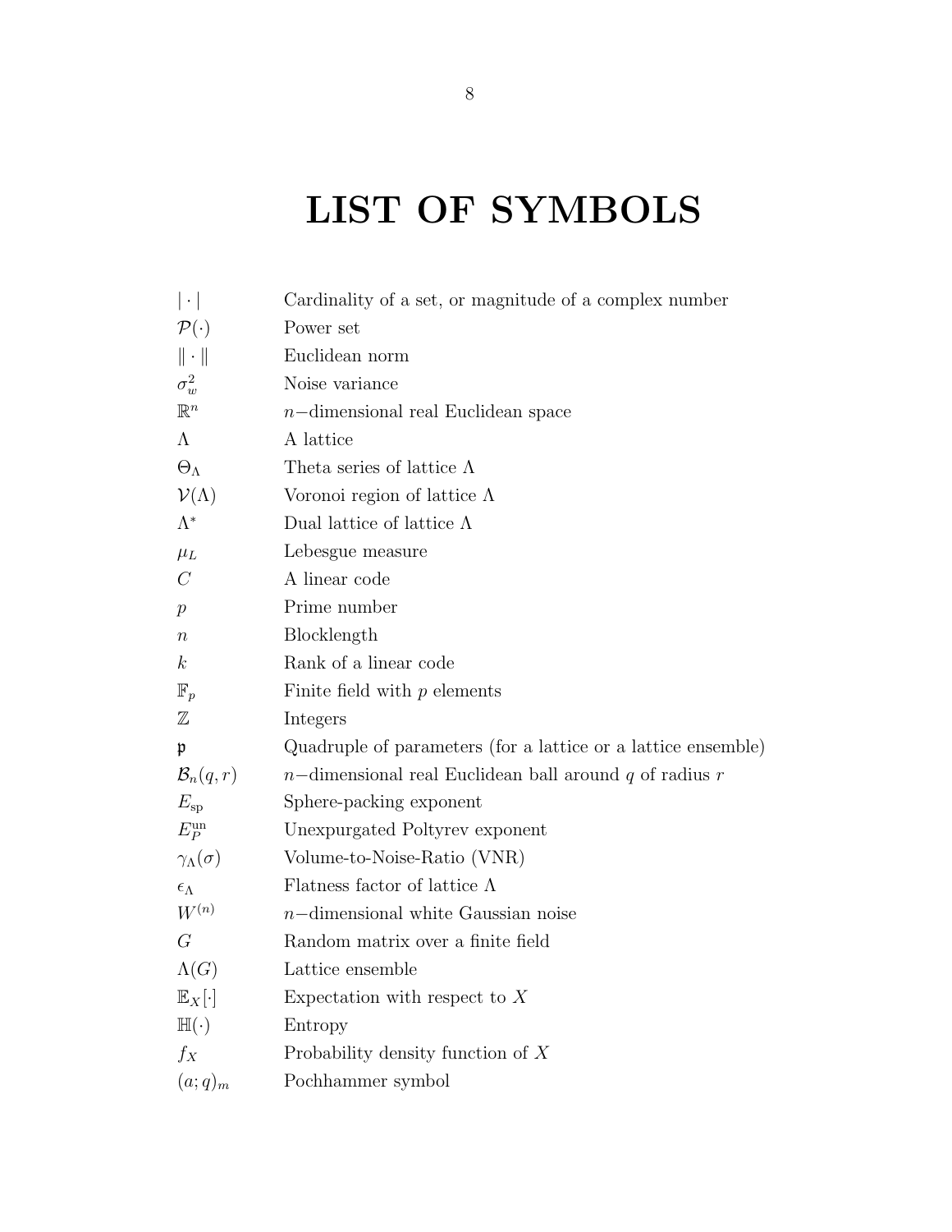# LIST OF SYMBOLS

| | |
|---|---|
| $\lvert \cdot \rvert$ | Cardinality of a set, or magnitude of a complex number |
| $\mathcal{P}(\cdot)$ | Power set |
| $\lVert \cdot \rVert$ | Euclidean norm |
| $\sigma_w^2$ | Noise variance |
| $\mathbb{R}^n$ | $n-$dimensional real Euclidean space |
| $\Lambda$ | A lattice |
| $\Theta_\Lambda$ | Theta series of lattice $\Lambda$ |
| $\mathcal{V}(\Lambda)$ | Voronoi region of lattice $\Lambda$ |
| $\Lambda^*$ | Dual lattice of lattice $\Lambda$ |
| $\mu_L$ | Lebesgue measure |
| $C$ | A linear code |
| $p$ | Prime number |
| $n$ | Blocklength |
| $k$ | Rank of a linear code |
| $\mathbb{F}_p$ | Finite field with $p$ elements |
| $\mathbb{Z}$ | Integers |
| $\mathfrak{p}$ | Quadruple of parameters (for a lattice or a lattice ensemble) |
| $\mathcal{B}_n(q, r)$ | $n-$dimensional real Euclidean ball around $q$ of radius $r$ |
| $E_{\text{sp}}$ | Sphere-packing exponent |
| $E_P^{\text{un}}$ | Unexpurgated Poltyrev exponent |
| $\gamma_\Lambda(\sigma)$ | Volume-to-Noise-Ratio (VNR) |
| $\epsilon_\Lambda$ | Flatness factor of lattice $\Lambda$ |
| $W^{(n)}$ | $n-$dimensional white Gaussian noise |
| $G$ | Random matrix over a finite field |
| $\Lambda(G)$ | Lattice ensemble |
| $\mathbb{E}_X[\cdot]$ | Expectation with respect to $X$ |
| $\mathbb{H}(\cdot)$ | Entropy |
| $f_X$ | Probability density function of $X$ |
| $(a; q)_m$ | Pochhammer symbol |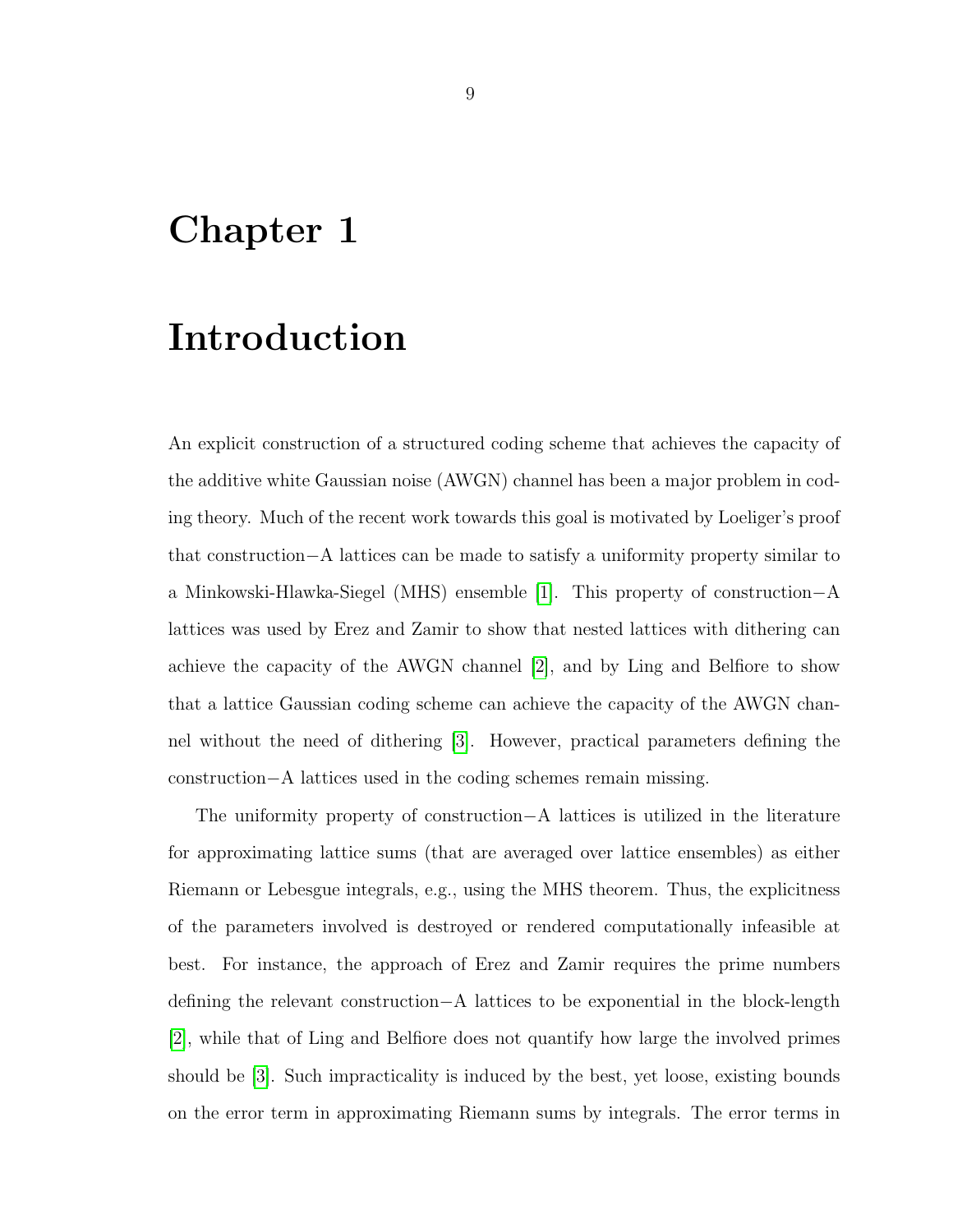# Chapter 1

# Introduction

An explicit construction of a structured coding scheme that achieves the capacity of the additive white Gaussian noise (AWGN) channel has been a major problem in coding theory. Much of the recent work towards this goal is motivated by Loeliger's proof that construction−A lattices can be made to satisfy a uniformity property similar to a Minkowski-Hlawka-Siegel (MHS) ensemble [1]. This property of construction−A lattices was used by Erez and Zamir to show that nested lattices with dithering can achieve the capacity of the AWGN channel [2], and by Ling and Belfiore to show that a lattice Gaussian coding scheme can achieve the capacity of the AWGN channel without the need of dithering [3]. However, practical parameters defining the construction−A lattices used in the coding schemes remain missing.

The uniformity property of construction−A lattices is utilized in the literature for approximating lattice sums (that are averaged over lattice ensembles) as either Riemann or Lebesgue integrals, e.g., using the MHS theorem. Thus, the explicitness of the parameters involved is destroyed or rendered computationally infeasible at best. For instance, the approach of Erez and Zamir requires the prime numbers defining the relevant construction−A lattices to be exponential in the block-length [2], while that of Ling and Belfiore does not quantify how large the involved primes should be [3]. Such impracticality is induced by the best, yet loose, existing bounds on the error term in approximating Riemann sums by integrals. The error terms in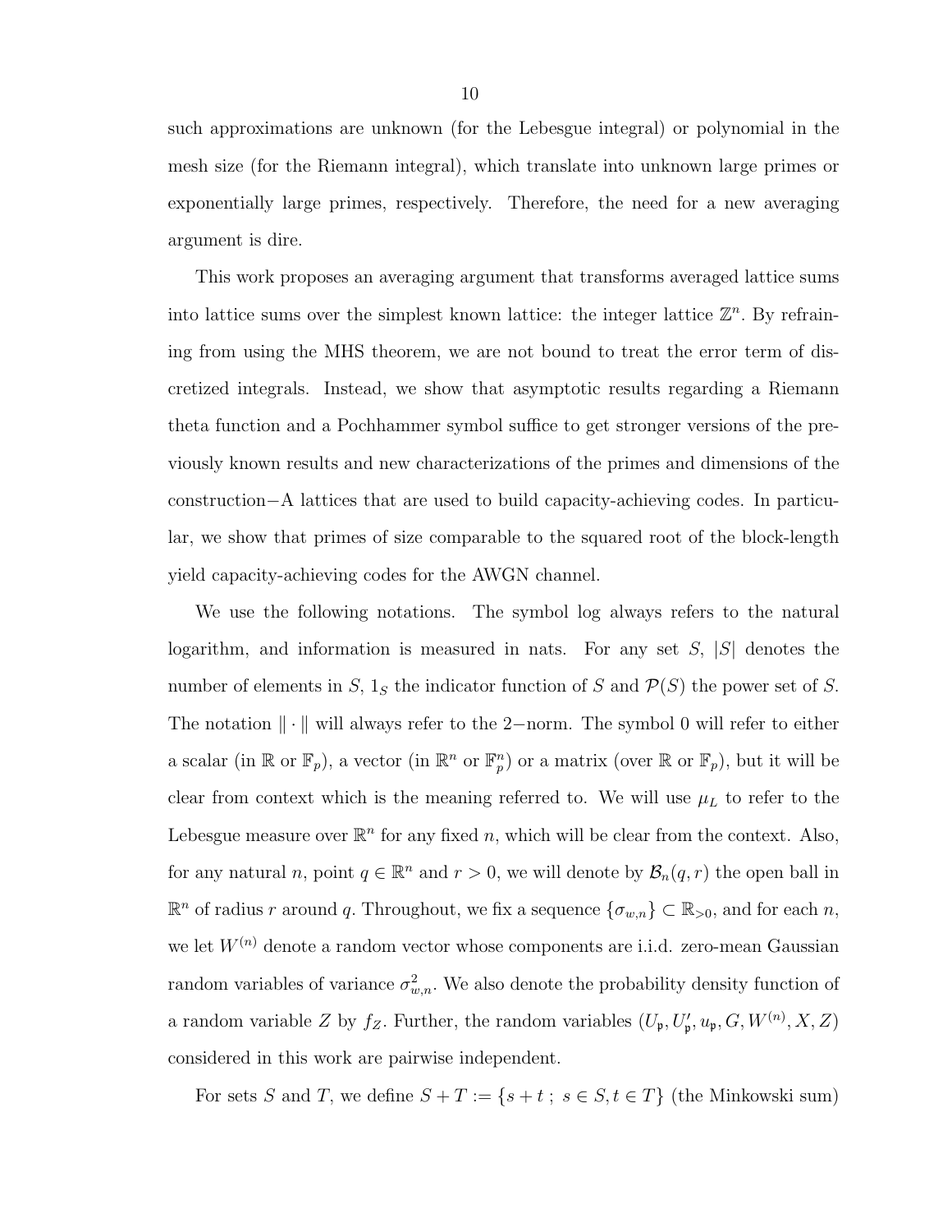such approximations are unknown (for the Lebesgue integral) or polynomial in the mesh size (for the Riemann integral), which translate into unknown large primes or exponentially large primes, respectively. Therefore, the need for a new averaging argument is dire.

This work proposes an averaging argument that transforms averaged lattice sums into lattice sums over the simplest known lattice: the integer lattice $\mathbb{Z}^n$. By refraining from using the MHS theorem, we are not bound to treat the error term of discretized integrals. Instead, we show that asymptotic results regarding a Riemann theta function and a Pochhammer symbol suffice to get stronger versions of the previously known results and new characterizations of the primes and dimensions of the construction$-$A lattices that are used to build capacity-achieving codes. In particular, we show that primes of size comparable to the squared root of the block-length yield capacity-achieving codes for the AWGN channel.

We use the following notations. The symbol log always refers to the natural logarithm, and information is measured in nats. For any set $S$, $|S|$ denotes the number of elements in $S$, $1_S$ the indicator function of $S$ and $\mathcal{P}(S)$ the power set of $S$. The notation $\|\cdot\|$ will always refer to the $2-$norm. The symbol 0 will refer to either a scalar (in $\mathbb{R}$ or $\mathbb{F}_p$), a vector (in $\mathbb{R}^n$ or $\mathbb{F}_p^n$) or a matrix (over $\mathbb{R}$ or $\mathbb{F}_p$), but it will be clear from context which is the meaning referred to. We will use $\mu_L$ to refer to the Lebesgue measure over $\mathbb{R}^n$ for any fixed $n$, which will be clear from the context. Also, for any natural $n$, point $q \in \mathbb{R}^n$ and $r > 0$, we will denote by $\mathcal{B}_n(q, r)$ the open ball in $\mathbb{R}^n$ of radius $r$ around $q$. Throughout, we fix a sequence $\{\sigma_{w,n}\} \subset \mathbb{R}_{>0}$, and for each $n$, we let $W^{(n)}$ denote a random vector whose components are i.i.d. zero-mean Gaussian random variables of variance $\sigma_{w,n}^2$. We also denote the probability density function of a random variable $Z$ by $f_Z$. Further, the random variables $(U_{\mathfrak{p}}, U'_{\mathfrak{p}}, u_{\mathfrak{p}}, G, W^{(n)}, X, Z)$ considered in this work are pairwise independent.

For sets $S$ and $T$, we define $S + T := \{s + t\ ;\ s \in S, t \in T\}$ (the Minkowski sum)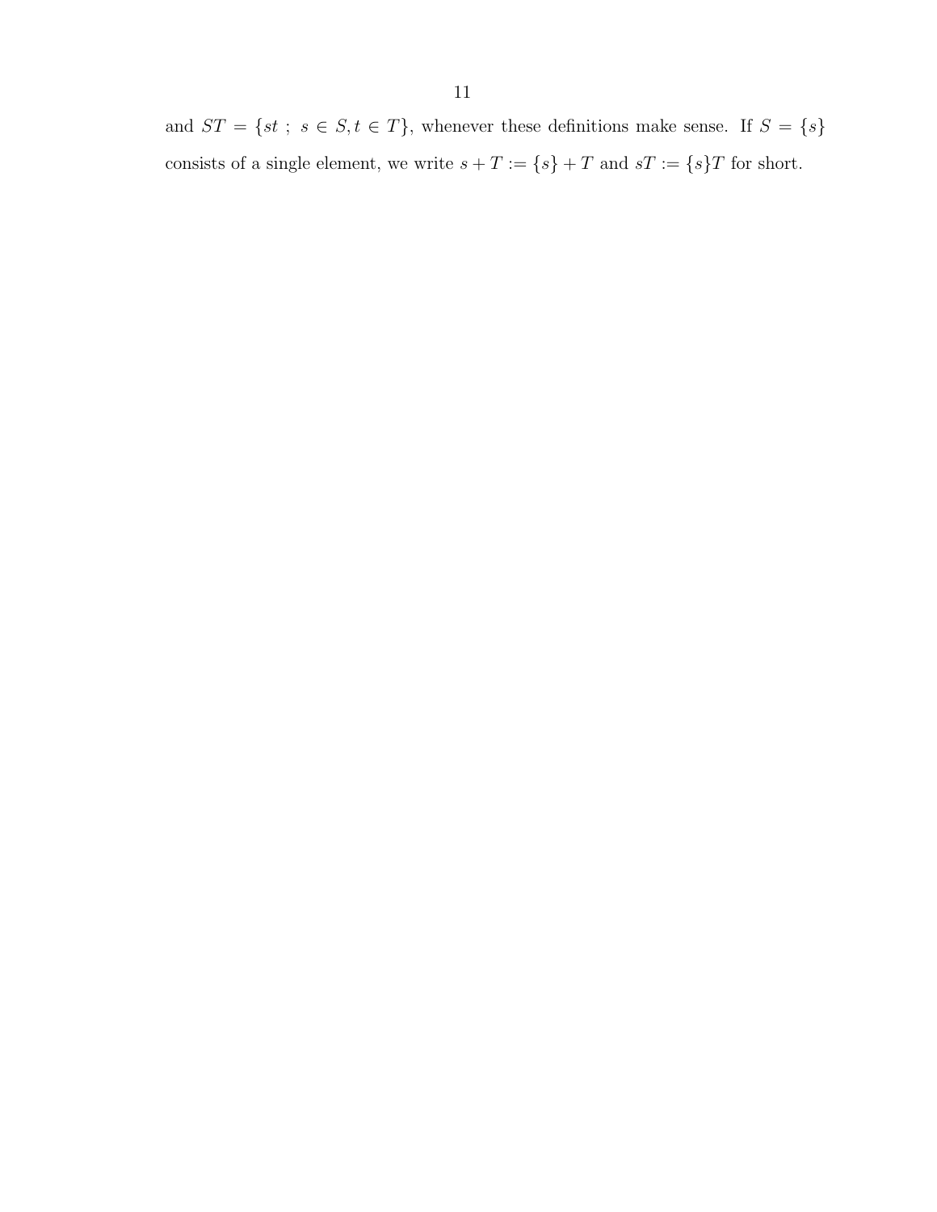and $ST = \{st\ ;\ s \in S, t \in T\}$, whenever these definitions make sense. If $S = \{s\}$ consists of a single element, we write $s + T := \{s\} + T$ and $sT := \{s\}T$ for short.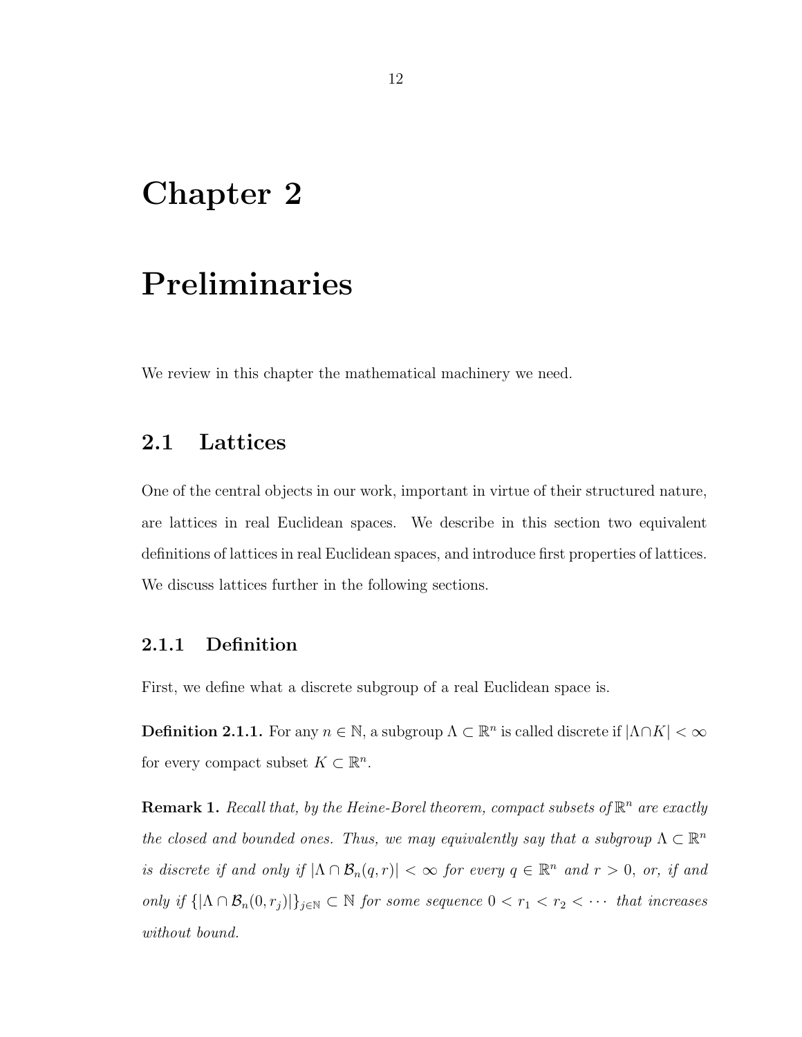# Chapter 2

# Preliminaries

We review in this chapter the mathematical machinery we need.

## 2.1 Lattices

One of the central objects in our work, important in virtue of their structured nature, are lattices in real Euclidean spaces. We describe in this section two equivalent definitions of lattices in real Euclidean spaces, and introduce first properties of lattices. We discuss lattices further in the following sections.

### 2.1.1 Definition

First, we define what a discrete subgroup of a real Euclidean space is.

**Definition 2.1.1.** For any $n \in \mathbb{N}$, a subgroup $\Lambda \subset \mathbb{R}^n$ is called discrete if $|\Lambda \cap K| < \infty$ for every compact subset $K \subset \mathbb{R}^n$.

**Remark 1.** *Recall that, by the Heine-Borel theorem, compact subsets of* $\mathbb{R}^n$ *are exactly the closed and bounded ones. Thus, we may equivalently say that a subgroup* $\Lambda \subset \mathbb{R}^n$ *is discrete if and only if* $|\Lambda \cap \mathcal{B}_n(q, r)| < \infty$ *for every* $q \in \mathbb{R}^n$ *and* $r > 0$*, or, if and only if* $\{|\Lambda \cap \mathcal{B}_n(0, r_j)|\}_{j \in \mathbb{N}} \subset \mathbb{N}$ *for some sequence* $0 < r_1 < r_2 < \cdots$ *that increases without bound.*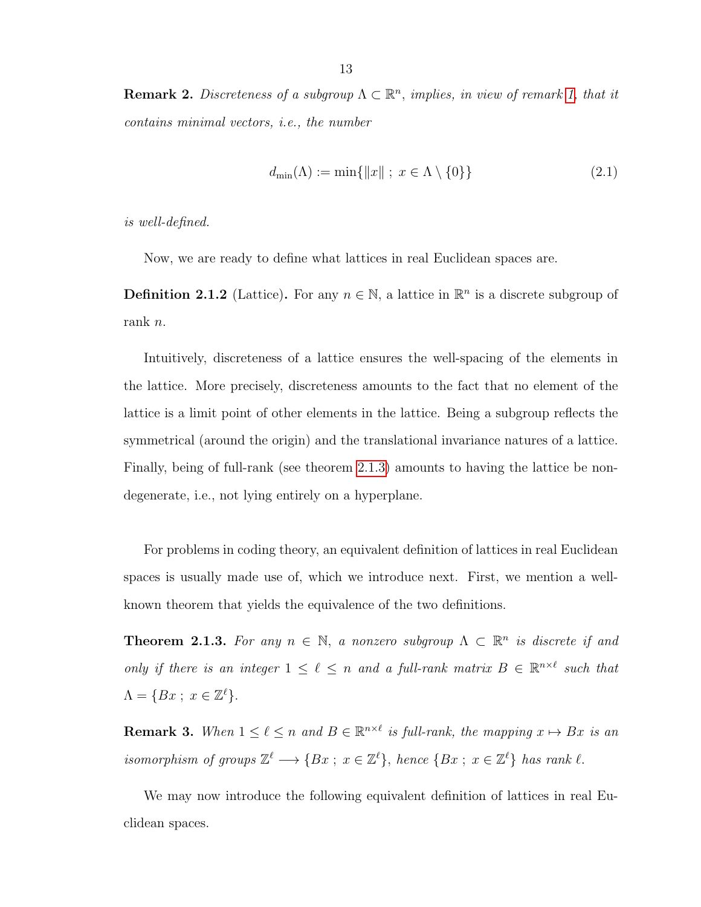**Remark 2.** *Discreteness of a subgroup $\Lambda \subset \mathbb{R}^n$, implies, in view of remark 1, that it contains minimal vectors, i.e., the number*

$$d_{\min}(\Lambda) := \min\{\|x\| \; ; \; x \in \Lambda \setminus \{0\}\} \tag{2.1}$$

*is well-defined.*

Now, we are ready to define what lattices in real Euclidean spaces are.

**Definition 2.1.2** (Lattice)**.** For any $n \in \mathbb{N}$, a lattice in $\mathbb{R}^n$ is a discrete subgroup of rank $n$.

Intuitively, discreteness of a lattice ensures the well-spacing of the elements in the lattice. More precisely, discreteness amounts to the fact that no element of the lattice is a limit point of other elements in the lattice. Being a subgroup reflects the symmetrical (around the origin) and the translational invariance natures of a lattice. Finally, being of full-rank (see theorem 2.1.3) amounts to having the lattice be non-degenerate, i.e., not lying entirely on a hyperplane.

For problems in coding theory, an equivalent definition of lattices in real Euclidean spaces is usually made use of, which we introduce next. First, we mention a well-known theorem that yields the equivalence of the two definitions.

**Theorem 2.1.3.** *For any $n \in \mathbb{N}$, a nonzero subgroup $\Lambda \subset \mathbb{R}^n$ is discrete if and only if there is an integer $1 \leq \ell \leq n$ and a full-rank matrix $B \in \mathbb{R}^{n\times\ell}$ such that $\Lambda = \{Bx \; ; \; x \in \mathbb{Z}^\ell\}$.*

**Remark 3.** *When $1 \leq \ell \leq n$ and $B \in \mathbb{R}^{n\times\ell}$ is full-rank, the mapping $x \mapsto Bx$ is an isomorphism of groups $\mathbb{Z}^\ell \longrightarrow \{Bx \; ; \; x \in \mathbb{Z}^\ell\}$, hence $\{Bx \; ; \; x \in \mathbb{Z}^\ell\}$ has rank $\ell$.*

We may now introduce the following equivalent definition of lattices in real Euclidean spaces.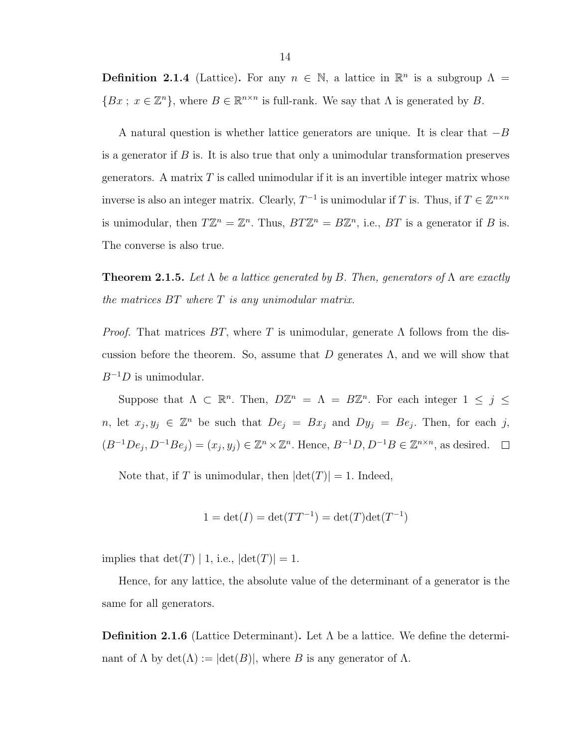**Definition 2.1.4** (Lattice)**.** For any $n \in \mathbb{N}$, a lattice in $\mathbb{R}^n$ is a subgroup $\Lambda = \{Bx \; ; \; x \in \mathbb{Z}^n\}$, where $B \in \mathbb{R}^{n \times n}$ is full-rank. We say that $\Lambda$ is generated by $B$.

A natural question is whether lattice generators are unique. It is clear that $-B$ is a generator if $B$ is. It is also true that only a unimodular transformation preserves generators. A matrix $T$ is called unimodular if it is an invertible integer matrix whose inverse is also an integer matrix. Clearly, $T^{-1}$ is unimodular if $T$ is. Thus, if $T \in \mathbb{Z}^{n \times n}$ is unimodular, then $T\mathbb{Z}^n = \mathbb{Z}^n$. Thus, $BT\mathbb{Z}^n = B\mathbb{Z}^n$, i.e., $BT$ is a generator if $B$ is. The converse is also true.

**Theorem 2.1.5.** *Let $\Lambda$ be a lattice generated by $B$. Then, generators of $\Lambda$ are exactly the matrices $BT$ where $T$ is any unimodular matrix.*

*Proof.* That matrices $BT$, where $T$ is unimodular, generate $\Lambda$ follows from the discussion before the theorem. So, assume that $D$ generates $\Lambda$, and we will show that $B^{-1}D$ is unimodular.

Suppose that $\Lambda \subset \mathbb{R}^n$. Then, $D\mathbb{Z}^n = \Lambda = B\mathbb{Z}^n$. For each integer $1 \leq j \leq n$, let $x_j, y_j \in \mathbb{Z}^n$ be such that $De_j = Bx_j$ and $Dy_j = Be_j$. Then, for each $j$, $(B^{-1}De_j, D^{-1}Be_j) = (x_j, y_j) \in \mathbb{Z}^n \times \mathbb{Z}^n$. Hence, $B^{-1}D, D^{-1}B \in \mathbb{Z}^{n \times n}$, as desired. □

Note that, if $T$ is unimodular, then $|\det(T)| = 1$. Indeed,

$$1 = \det(I) = \det(TT^{-1}) = \det(T)\det(T^{-1})$$

implies that $\det(T) \mid 1$, i.e., $|\det(T)| = 1$.

Hence, for any lattice, the absolute value of the determinant of a generator is the same for all generators.

**Definition 2.1.6** (Lattice Determinant)**.** Let $\Lambda$ be a lattice. We define the determinant of $\Lambda$ by $\det(\Lambda) := |\det(B)|$, where $B$ is any generator of $\Lambda$.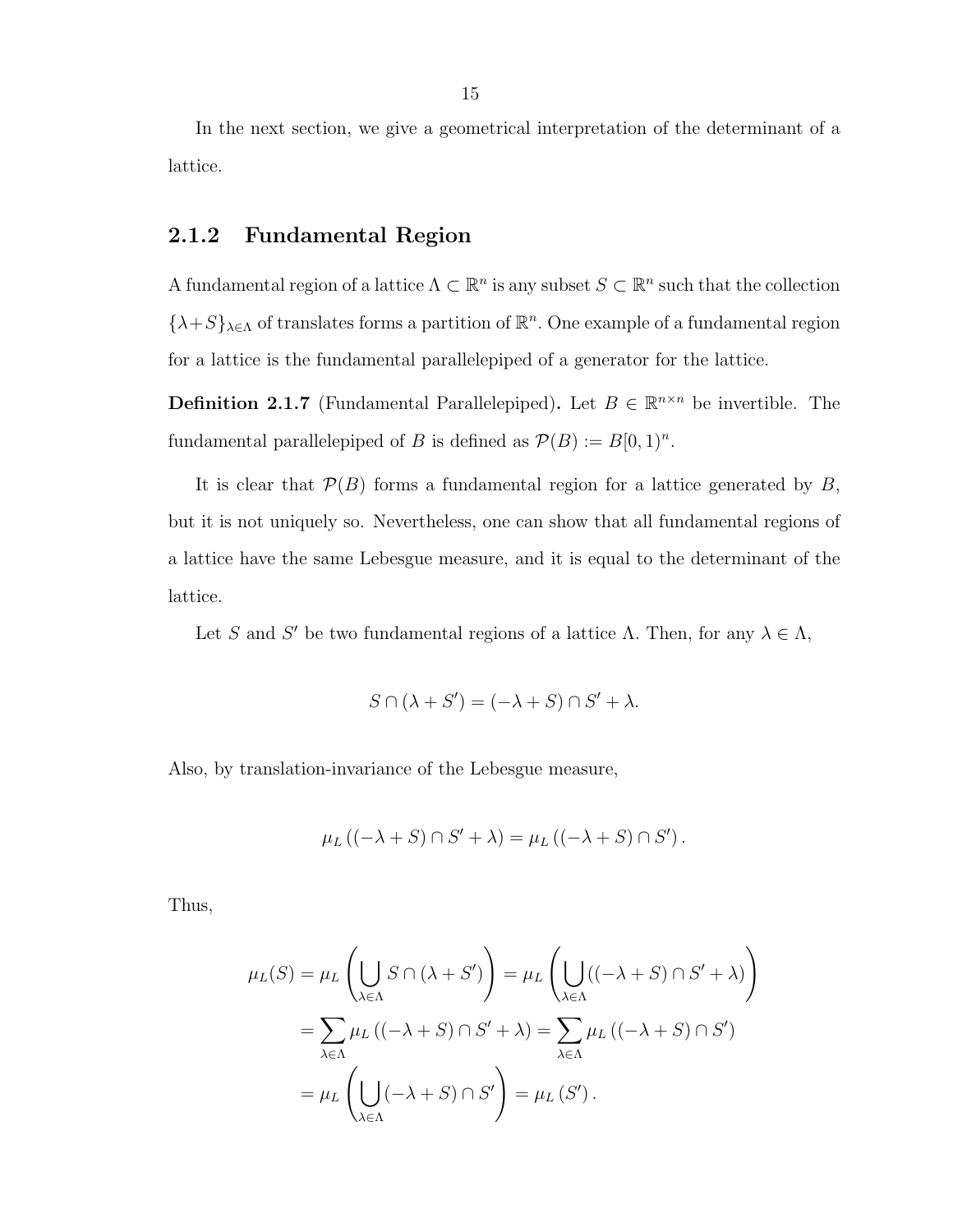In the next section, we give a geometrical interpretation of the determinant of a lattice.

### 2.1.2 Fundamental Region

A fundamental region of a lattice $\Lambda \subset \mathbb{R}^n$ is any subset $S \subset \mathbb{R}^n$ such that the collection $\{\lambda + S\}_{\lambda \in \Lambda}$ of translates forms a partition of $\mathbb{R}^n$. One example of a fundamental region for a lattice is the fundamental parallelepiped of a generator for the lattice.

**Definition 2.1.7** (Fundamental Parallelepiped)**.** Let $B \in \mathbb{R}^{n \times n}$ be invertible. The fundamental parallelepiped of $B$ is defined as $\mathcal{P}(B) := B[0,1)^n$.

It is clear that $\mathcal{P}(B)$ forms a fundamental region for a lattice generated by $B$, but it is not uniquely so. Nevertheless, one can show that all fundamental regions of a lattice have the same Lebesgue measure, and it is equal to the determinant of the lattice.

Let $S$ and $S'$ be two fundamental regions of a lattice $\Lambda$. Then, for any $\lambda \in \Lambda$,

$$S \cap (\lambda + S') = (-\lambda + S) \cap S' + \lambda.$$

Also, by translation-invariance of the Lebesgue measure,

$$\mu_L\left((-\lambda + S) \cap S' + \lambda\right) = \mu_L\left((-\lambda + S) \cap S'\right).$$

Thus,

$$\begin{aligned}
\mu_L(S) &= \mu_L\left(\bigcup_{\lambda \in \Lambda} S \cap (\lambda + S')\right) = \mu_L\left(\bigcup_{\lambda \in \Lambda} ((-\lambda + S) \cap S' + \lambda)\right) \\
&= \sum_{\lambda \in \Lambda} \mu_L\left((-\lambda + S) \cap S' + \lambda\right) = \sum_{\lambda \in \Lambda} \mu_L\left((-\lambda + S) \cap S'\right) \\
&= \mu_L\left(\bigcup_{\lambda \in \Lambda} (-\lambda + S) \cap S'\right) = \mu_L\left(S'\right).
\end{aligned}$$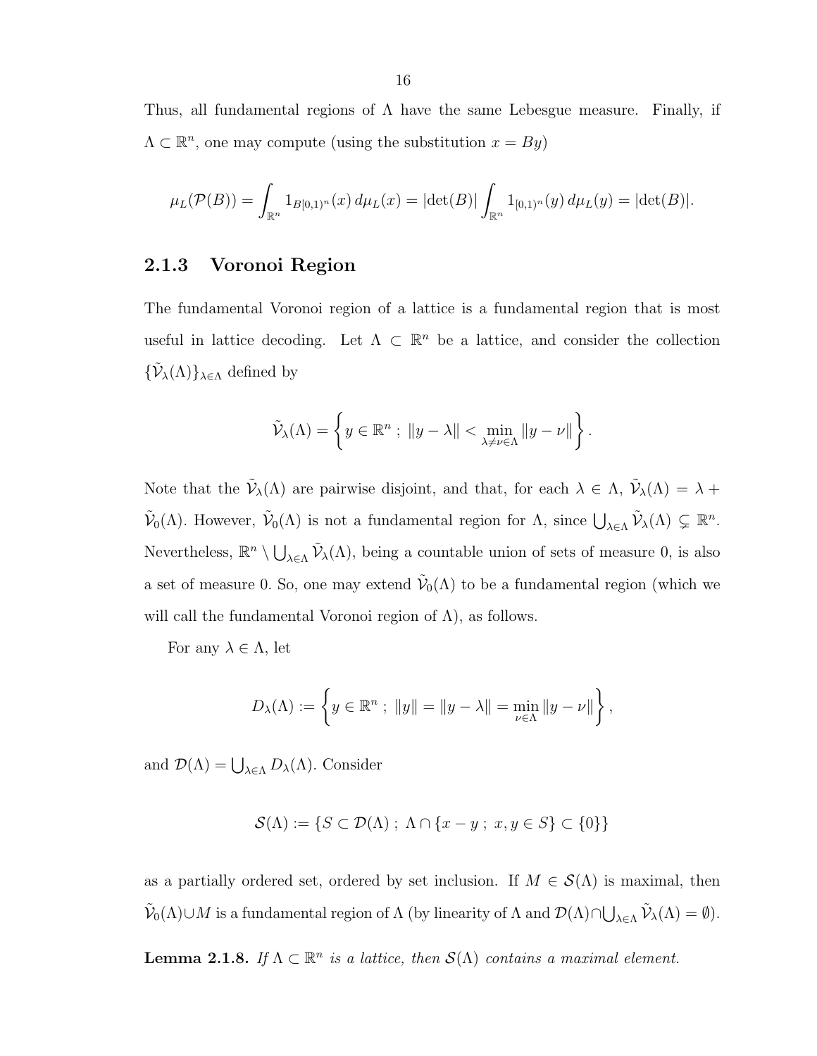Thus, all fundamental regions of $\Lambda$ have the same Lebesgue measure. Finally, if $\Lambda \subset \mathbb{R}^n$, one may compute (using the substitution $x = By$)

$$\mu_L(\mathcal{P}(B)) = \int_{\mathbb{R}^n} 1_{B[0,1)^n}(x)\, d\mu_L(x) = |\det(B)| \int_{\mathbb{R}^n} 1_{[0,1)^n}(y)\, d\mu_L(y) = |\det(B)|.$$

### 2.1.3 Voronoi Region

The fundamental Voronoi region of a lattice is a fundamental region that is most useful in lattice decoding. Let $\Lambda \subset \mathbb{R}^n$ be a lattice, and consider the collection $\{\tilde{\mathcal{V}}_\lambda(\Lambda)\}_{\lambda \in \Lambda}$ defined by

$$\tilde{\mathcal{V}}_\lambda(\Lambda) = \left\{ y \in \mathbb{R}^n \; ; \; \|y - \lambda\| < \min_{\lambda \neq \nu \in \Lambda} \|y - \nu\| \right\}.$$

Note that the $\tilde{\mathcal{V}}_\lambda(\Lambda)$ are pairwise disjoint, and that, for each $\lambda \in \Lambda$, $\tilde{\mathcal{V}}_\lambda(\Lambda) = \lambda + \tilde{\mathcal{V}}_0(\Lambda)$. However, $\tilde{\mathcal{V}}_0(\Lambda)$ is not a fundamental region for $\Lambda$, since $\bigcup_{\lambda \in \Lambda} \tilde{\mathcal{V}}_\lambda(\Lambda) \subsetneq \mathbb{R}^n$. Nevertheless, $\mathbb{R}^n \setminus \bigcup_{\lambda \in \Lambda} \tilde{\mathcal{V}}_\lambda(\Lambda)$, being a countable union of sets of measure 0, is also a set of measure 0. So, one may extend $\tilde{\mathcal{V}}_0(\Lambda)$ to be a fundamental region (which we will call the fundamental Voronoi region of $\Lambda$), as follows.

For any $\lambda \in \Lambda$, let

$$D_\lambda(\Lambda) := \left\{ y \in \mathbb{R}^n \; ; \; \|y\| = \|y - \lambda\| = \min_{\nu \in \Lambda} \|y - \nu\| \right\},$$

and $\mathcal{D}(\Lambda) = \bigcup_{\lambda \in \Lambda} D_\lambda(\Lambda)$. Consider

$$\mathcal{S}(\Lambda) := \{ S \subset \mathcal{D}(\Lambda) \; ; \; \Lambda \cap \{x - y \; ; \; x, y \in S\} \subset \{0\} \}$$

as a partially ordered set, ordered by set inclusion. If $M \in \mathcal{S}(\Lambda)$ is maximal, then $\tilde{\mathcal{V}}_0(\Lambda) \cup M$ is a fundamental region of $\Lambda$ (by linearity of $\Lambda$ and $\mathcal{D}(\Lambda) \cap \bigcup_{\lambda \in \Lambda} \tilde{\mathcal{V}}_\lambda(\Lambda) = \emptyset$).

**Lemma 2.1.8.** *If $\Lambda \subset \mathbb{R}^n$ is a lattice, then $\mathcal{S}(\Lambda)$ contains a maximal element.*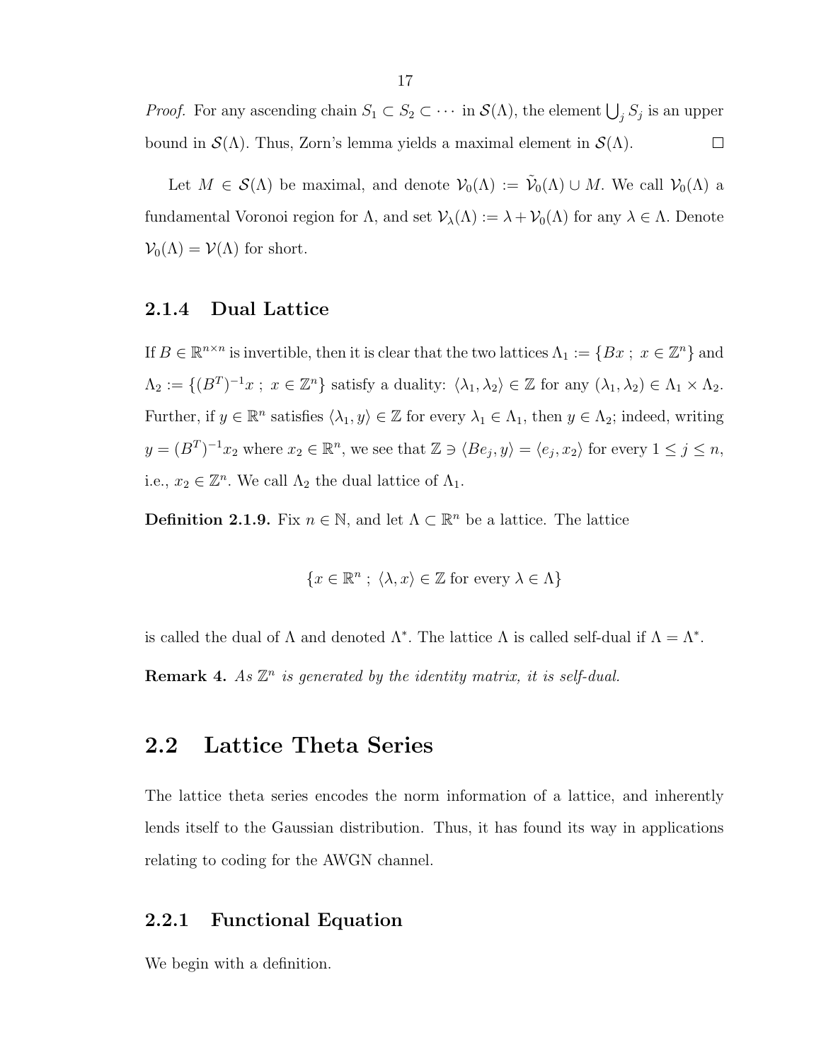*Proof.* For any ascending chain $S_1 \subset S_2 \subset \cdots$ in $\mathcal{S}(\Lambda)$, the element $\bigcup_j S_j$ is an upper bound in $\mathcal{S}(\Lambda)$. Thus, Zorn's lemma yields a maximal element in $\mathcal{S}(\Lambda)$. $\square$

Let $M \in \mathcal{S}(\Lambda)$ be maximal, and denote $\mathcal{V}_0(\Lambda) := \tilde{\mathcal{V}}_0(\Lambda) \cup M$. We call $\mathcal{V}_0(\Lambda)$ a fundamental Voronoi region for $\Lambda$, and set $\mathcal{V}_\lambda(\Lambda) := \lambda + \mathcal{V}_0(\Lambda)$ for any $\lambda \in \Lambda$. Denote $\mathcal{V}_0(\Lambda) = \mathcal{V}(\Lambda)$ for short.

### 2.1.4 Dual Lattice

If $B \in \mathbb{R}^{n\times n}$ is invertible, then it is clear that the two lattices $\Lambda_1 := \{Bx \; ; \; x \in \mathbb{Z}^n\}$ and $\Lambda_2 := \{(B^T)^{-1}x \; ; \; x \in \mathbb{Z}^n\}$ satisfy a duality: $\langle \lambda_1, \lambda_2 \rangle \in \mathbb{Z}$ for any $(\lambda_1, \lambda_2) \in \Lambda_1 \times \Lambda_2$. Further, if $y \in \mathbb{R}^n$ satisfies $\langle \lambda_1, y \rangle \in \mathbb{Z}$ for every $\lambda_1 \in \Lambda_1$, then $y \in \Lambda_2$; indeed, writing $y = (B^T)^{-1}x_2$ where $x_2 \in \mathbb{R}^n$, we see that $\mathbb{Z} \ni \langle Be_j, y \rangle = \langle e_j, x_2 \rangle$ for every $1 \leq j \leq n$, i.e., $x_2 \in \mathbb{Z}^n$. We call $\Lambda_2$ the dual lattice of $\Lambda_1$.

**Definition 2.1.9.** Fix $n \in \mathbb{N}$, and let $\Lambda \subset \mathbb{R}^n$ be a lattice. The lattice

$$\{x \in \mathbb{R}^n \; ; \; \langle \lambda, x \rangle \in \mathbb{Z} \text{ for every } \lambda \in \Lambda\}$$

is called the dual of $\Lambda$ and denoted $\Lambda^*$. The lattice $\Lambda$ is called self-dual if $\Lambda = \Lambda^*$.

**Remark 4.** *As $\mathbb{Z}^n$ is generated by the identity matrix, it is self-dual.*

## 2.2 Lattice Theta Series

The lattice theta series encodes the norm information of a lattice, and inherently lends itself to the Gaussian distribution. Thus, it has found its way in applications relating to coding for the AWGN channel.

### 2.2.1 Functional Equation

We begin with a definition.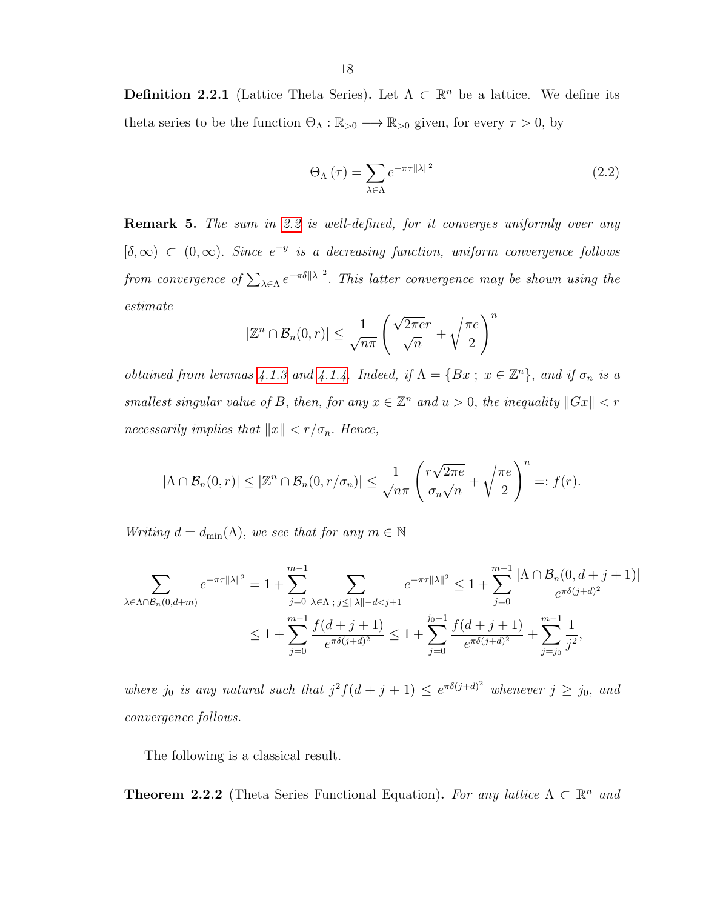**Definition 2.2.1** (Lattice Theta Series)**.** Let $\Lambda \subset \mathbb{R}^n$ be a lattice. We define its theta series to be the function $\Theta_\Lambda : \mathbb{R}_{>0} \longrightarrow \mathbb{R}_{>0}$ given, for every $\tau > 0$, by

$$\Theta_\Lambda(\tau) = \sum_{\lambda \in \Lambda} e^{-\pi\tau\|\lambda\|^2} \tag{2.2}$$

**Remark 5.** *The sum in 2.2 is well-defined, for it converges uniformly over any $[\delta, \infty) \subset (0, \infty)$. Since $e^{-y}$ is a decreasing function, uniform convergence follows from convergence of $\sum_{\lambda \in \Lambda} e^{-\pi\delta\|\lambda\|^2}$. This latter convergence may be shown using the estimate*

$$|\mathbb{Z}^n \cap \mathcal{B}_n(0, r)| \leq \frac{1}{\sqrt{n\pi}} \left( \frac{\sqrt{2\pi e} r}{\sqrt{n}} + \sqrt{\frac{\pi e}{2}} \right)^n$$

*obtained from lemmas 4.1.3 and 4.1.4. Indeed, if $\Lambda = \{Bx \; ; \; x \in \mathbb{Z}^n\}$, and if $\sigma_n$ is a smallest singular value of $B$, then, for any $x \in \mathbb{Z}^n$ and $u > 0$, the inequality $\|Gx\| < r$ necessarily implies that $\|x\| < r/\sigma_n$. Hence,*

$$|\Lambda \cap \mathcal{B}_n(0, r)| \leq |\mathbb{Z}^n \cap \mathcal{B}_n(0, r/\sigma_n)| \leq \frac{1}{\sqrt{n\pi}} \left( \frac{r\sqrt{2\pi e}}{\sigma_n \sqrt{n}} + \sqrt{\frac{\pi e}{2}} \right)^n =: f(r).$$

*Writing $d = d_{\min}(\Lambda)$, we see that for any $m \in \mathbb{N}$*

$$\begin{aligned} \sum_{\lambda \in \Lambda \cap \mathcal{B}_n(0, d+m)} e^{-\pi\tau\|\lambda\|^2} &= 1 + \sum_{j=0}^{m-1} \sum_{\lambda \in \Lambda \; ; \; j \leq \|\lambda\| - d < j+1} e^{-\pi\tau\|\lambda\|^2} \leq 1 + \sum_{j=0}^{m-1} \frac{|\Lambda \cap \mathcal{B}_n(0, d+j+1)|}{e^{\pi\delta(j+d)^2}} \\ &\leq 1 + \sum_{j=0}^{m-1} \frac{f(d+j+1)}{e^{\pi\delta(j+d)^2}} \leq 1 + \sum_{j=0}^{j_0 - 1} \frac{f(d+j+1)}{e^{\pi\delta(j+d)^2}} + \sum_{j=j_0}^{m-1} \frac{1}{j^2}, \end{aligned}$$

*where $j_0$ is any natural such that $j^2 f(d+j+1) \leq e^{\pi\delta(j+d)^2}$ whenever $j \geq j_0$, and convergence follows.*

The following is a classical result.

**Theorem 2.2.2** (Theta Series Functional Equation)**.** *For any lattice $\Lambda \subset \mathbb{R}^n$ and*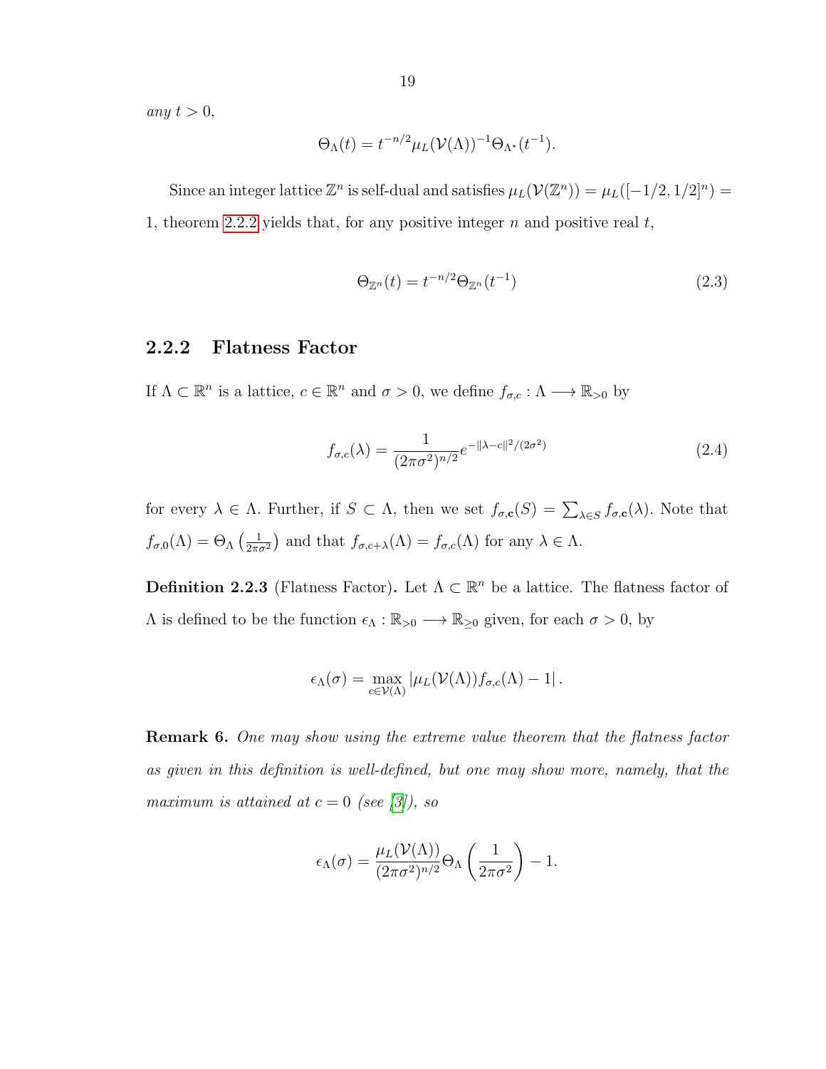*any* $t > 0$,

$$\Theta_\Lambda(t) = t^{-n/2}\mu_L(\mathcal{V}(\Lambda))^{-1}\Theta_{\Lambda^*}(t^{-1}).$$

Since an integer lattice $\mathbb{Z}^n$ is self-dual and satisfies $\mu_L(\mathcal{V}(\mathbb{Z}^n)) = \mu_L([-1/2, 1/2]^n) = 1$, theorem 2.2.2 yields that, for any positive integer $n$ and positive real $t$,

$$\Theta_{\mathbb{Z}^n}(t) = t^{-n/2}\Theta_{\mathbb{Z}^n}(t^{-1}) \tag{2.3}$$

### 2.2.2 Flatness Factor

If $\Lambda \subset \mathbb{R}^n$ is a lattice, $c \in \mathbb{R}^n$ and $\sigma > 0$, we define $f_{\sigma,c} : \Lambda \longrightarrow \mathbb{R}_{>0}$ by

$$f_{\sigma,c}(\lambda) = \frac{1}{(2\pi\sigma^2)^{n/2}} e^{-\|\lambda - c\|^2/(2\sigma^2)} \tag{2.4}$$

for every $\lambda \in \Lambda$. Further, if $S \subset \Lambda$, then we set $f_{\sigma,\mathbf{c}}(S) = \sum_{\lambda \in S} f_{\sigma,\mathbf{c}}(\lambda)$. Note that $f_{\sigma,0}(\Lambda) = \Theta_\Lambda\left(\frac{1}{2\pi\sigma^2}\right)$ and that $f_{\sigma,c+\lambda}(\Lambda) = f_{\sigma,c}(\Lambda)$ for any $\lambda \in \Lambda$.

**Definition 2.2.3** (Flatness Factor)**.** Let $\Lambda \subset \mathbb{R}^n$ be a lattice. The flatness factor of $\Lambda$ is defined to be the function $\epsilon_\Lambda : \mathbb{R}_{>0} \longrightarrow \mathbb{R}_{\geq 0}$ given, for each $\sigma > 0$, by

$$\epsilon_\Lambda(\sigma) = \max_{c \in \mathcal{V}(\Lambda)} \left| \mu_L(\mathcal{V}(\Lambda)) f_{\sigma,c}(\Lambda) - 1 \right|.$$

**Remark 6.** *One may show using the extreme value theorem that the flatness factor as given in this definition is well-defined, but one may show more, namely, that the maximum is attained at $c = 0$ (see [3]), so*

$$\epsilon_\Lambda(\sigma) = \frac{\mu_L(\mathcal{V}(\Lambda))}{(2\pi\sigma^2)^{n/2}} \Theta_\Lambda\left(\frac{1}{2\pi\sigma^2}\right) - 1.$$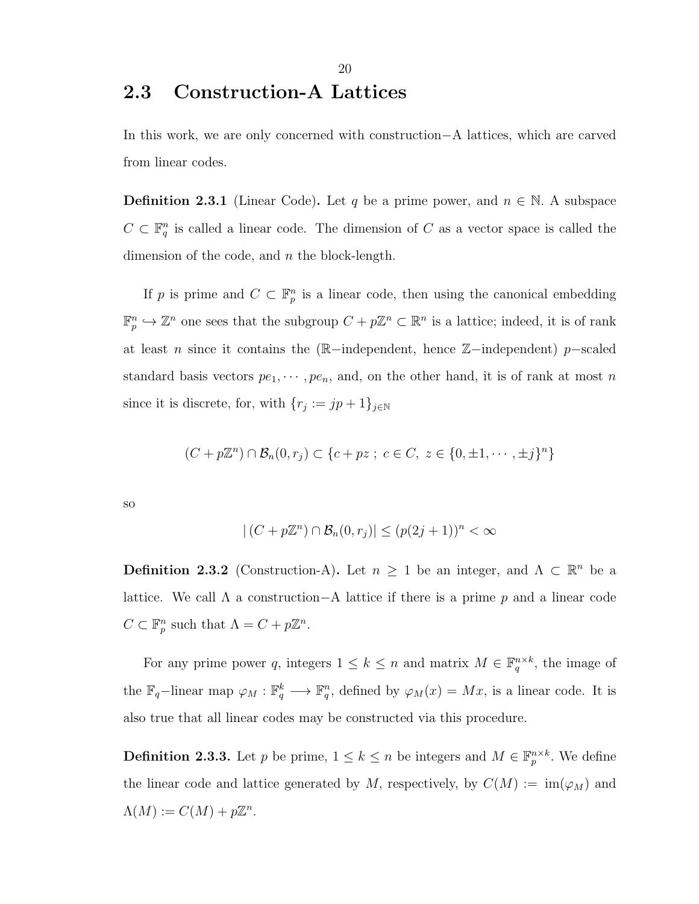## 2.3 Construction-A Lattices

In this work, we are only concerned with construction−A lattices, which are carved from linear codes.

**Definition 2.3.1** (Linear Code)**.** Let $q$ be a prime power, and $n \in \mathbb{N}$. A subspace $C \subset \mathbb{F}_q^n$ is called a linear code. The dimension of $C$ as a vector space is called the dimension of the code, and $n$ the block-length.

If $p$ is prime and $C \subset \mathbb{F}_p^n$ is a linear code, then using the canonical embedding $\mathbb{F}_p^n \hookrightarrow \mathbb{Z}^n$ one sees that the subgroup $C + p\mathbb{Z}^n \subset \mathbb{R}^n$ is a lattice; indeed, it is of rank at least $n$ since it contains the ($\mathbb{R}-$independent, hence $\mathbb{Z}-$independent) $p-$scaled standard basis vectors $pe_1, \cdots, pe_n$, and, on the other hand, it is of rank at most $n$ since it is discrete, for, with $\{r_j := jp + 1\}_{j \in \mathbb{N}}$

$$(C + p\mathbb{Z}^n) \cap \mathcal{B}_n(0, r_j) \subset \{c + pz \ ; \ c \in C, \ z \in \{0, \pm 1, \cdots, \pm j\}^n\}$$

so

$$|\,(C + p\mathbb{Z}^n) \cap \mathcal{B}_n(0, r_j)| \leq (p(2j+1))^n < \infty$$

**Definition 2.3.2** (Construction-A)**.** Let $n \geq 1$ be an integer, and $\Lambda \subset \mathbb{R}^n$ be a lattice. We call $\Lambda$ a construction−A lattice if there is a prime $p$ and a linear code $C \subset \mathbb{F}_p^n$ such that $\Lambda = C + p\mathbb{Z}^n$.

For any prime power $q$, integers $1 \leq k \leq n$ and matrix $M \in \mathbb{F}_q^{n \times k}$, the image of the $\mathbb{F}_q-$linear map $\varphi_M : \mathbb{F}_q^k \longrightarrow \mathbb{F}_q^n$, defined by $\varphi_M(x) = Mx$, is a linear code. It is also true that all linear codes may be constructed via this procedure.

**Definition 2.3.3.** Let $p$ be prime, $1 \leq k \leq n$ be integers and $M \in \mathbb{F}_p^{n \times k}$. We define the linear code and lattice generated by $M$, respectively, by $C(M) := \operatorname{im}(\varphi_M)$ and $\Lambda(M) := C(M) + p\mathbb{Z}^n$.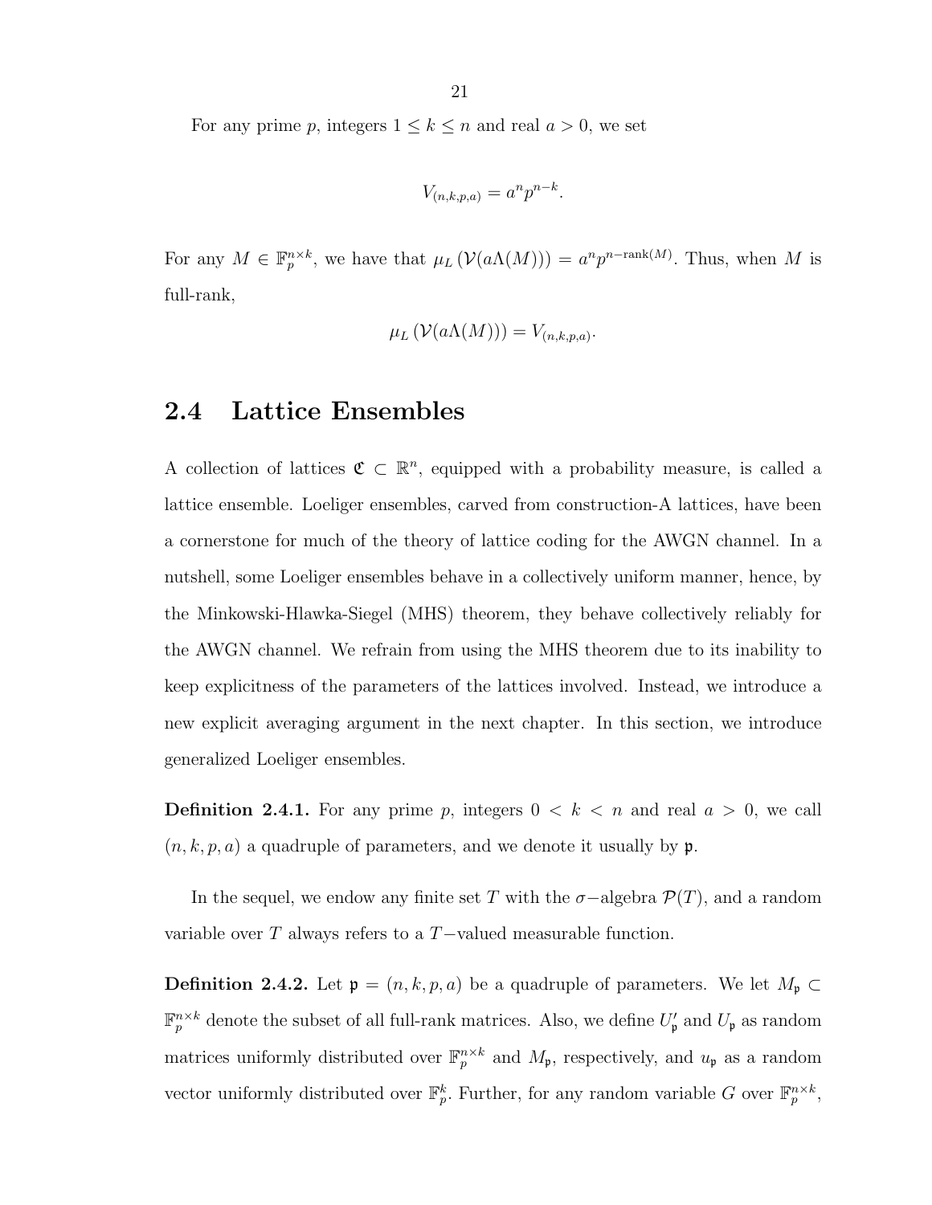For any prime $p$, integers $1 \leq k \leq n$ and real $a > 0$, we set

$$V_{(n,k,p,a)} = a^n p^{n-k}.$$

For any $M \in \mathbb{F}_p^{n \times k}$, we have that $\mu_L \left( \mathcal{V}(a\Lambda(M)) \right) = a^n p^{n-\mathrm{rank}(M)}$. Thus, when $M$ is full-rank,

$$\mu_L \left( \mathcal{V}(a\Lambda(M)) \right) = V_{(n,k,p,a)}.$$

## 2.4 Lattice Ensembles

A collection of lattices $\mathfrak{C} \subset \mathbb{R}^n$, equipped with a probability measure, is called a lattice ensemble. Loeliger ensembles, carved from construction-A lattices, have been a cornerstone for much of the theory of lattice coding for the AWGN channel. In a nutshell, some Loeliger ensembles behave in a collectively uniform manner, hence, by the Minkowski-Hlawka-Siegel (MHS) theorem, they behave collectively reliably for the AWGN channel. We refrain from using the MHS theorem due to its inability to keep explicitness of the parameters of the lattices involved. Instead, we introduce a new explicit averaging argument in the next chapter. In this section, we introduce generalized Loeliger ensembles.

**Definition 2.4.1.** For any prime $p$, integers $0 < k < n$ and real $a > 0$, we call $(n, k, p, a)$ a quadruple of parameters, and we denote it usually by $\mathfrak{p}$.

In the sequel, we endow any finite set $T$ with the $\sigma-$algebra $\mathcal{P}(T)$, and a random variable over $T$ always refers to a $T-$valued measurable function.

**Definition 2.4.2.** Let $\mathfrak{p} = (n, k, p, a)$ be a quadruple of parameters. We let $M_{\mathfrak{p}} \subset \mathbb{F}_p^{n \times k}$ denote the subset of all full-rank matrices. Also, we define $U'_{\mathfrak{p}}$ and $U_{\mathfrak{p}}$ as random matrices uniformly distributed over $\mathbb{F}_p^{n \times k}$ and $M_{\mathfrak{p}}$, respectively, and $u_{\mathfrak{p}}$ as a random vector uniformly distributed over $\mathbb{F}_p^k$. Further, for any random variable $G$ over $\mathbb{F}_p^{n \times k}$,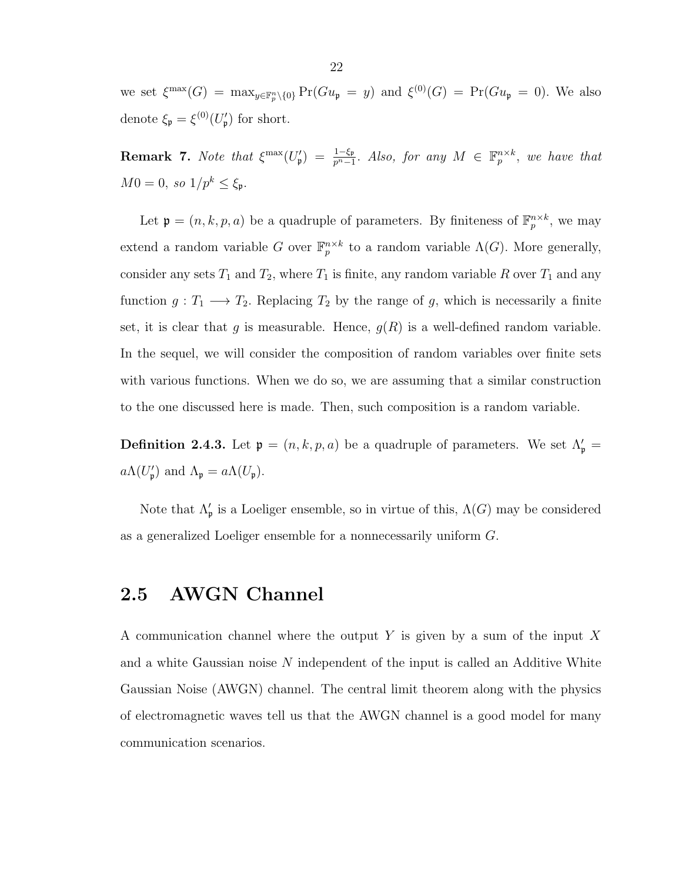we set $\xi^{\max}(G) = \max_{y \in \mathbb{F}_p^n \setminus \{0\}} \Pr(Gu_{\mathfrak{p}} = y)$ and $\xi^{(0)}(G) = \Pr(Gu_{\mathfrak{p}} = 0)$. We also denote $\xi_{\mathfrak{p}} = \xi^{(0)}(U'_{\mathfrak{p}})$ for short.

**Remark 7.** *Note that $\xi^{\max}(U'_{\mathfrak{p}}) = \frac{1-\xi_{\mathfrak{p}}}{p^n-1}$. Also, for any $M \in \mathbb{F}_p^{n\times k}$, we have that $M0 = 0$, so $1/p^k \leq \xi_{\mathfrak{p}}$.*

Let $\mathfrak{p} = (n, k, p, a)$ be a quadruple of parameters. By finiteness of $\mathbb{F}_p^{n\times k}$, we may extend a random variable $G$ over $\mathbb{F}_p^{n\times k}$ to a random variable $\Lambda(G)$. More generally, consider any sets $T_1$ and $T_2$, where $T_1$ is finite, any random variable $R$ over $T_1$ and any function $g : T_1 \longrightarrow T_2$. Replacing $T_2$ by the range of $g$, which is necessarily a finite set, it is clear that $g$ is measurable. Hence, $g(R)$ is a well-defined random variable. In the sequel, we will consider the composition of random variables over finite sets with various functions. When we do so, we are assuming that a similar construction to the one discussed here is made. Then, such composition is a random variable.

**Definition 2.4.3.** Let $\mathfrak{p} = (n, k, p, a)$ be a quadruple of parameters. We set $\Lambda'_{\mathfrak{p}} = a\Lambda(U'_{\mathfrak{p}})$ and $\Lambda_{\mathfrak{p}} = a\Lambda(U_{\mathfrak{p}})$.

Note that $\Lambda'_{\mathfrak{p}}$ is a Loeliger ensemble, so in virtue of this, $\Lambda(G)$ may be considered as a generalized Loeliger ensemble for a nonnecessarily uniform $G$.

## 2.5 AWGN Channel

A communication channel where the output $Y$ is given by a sum of the input $X$ and a white Gaussian noise $N$ independent of the input is called an Additive White Gaussian Noise (AWGN) channel. The central limit theorem along with the physics of electromagnetic waves tell us that the AWGN channel is a good model for many communication scenarios.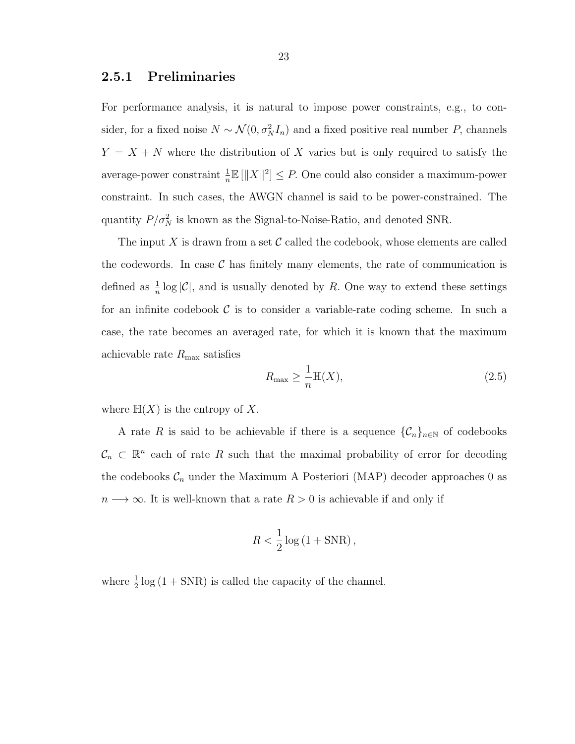### 2.5.1 Preliminaries

For performance analysis, it is natural to impose power constraints, e.g., to consider, for a fixed noise $N \sim \mathcal{N}(0, \sigma_N^2 I_n)$ and a fixed positive real number $P$, channels $Y = X + N$ where the distribution of $X$ varies but is only required to satisfy the average-power constraint $\frac{1}{n}\mathbb{E}\left[\|X\|^2\right] \leq P$. One could also consider a maximum-power constraint. In such cases, the AWGN channel is said to be power-constrained. The quantity $P/\sigma_N^2$ is known as the Signal-to-Noise-Ratio, and denoted SNR.

The input $X$ is drawn from a set $\mathcal{C}$ called the codebook, whose elements are called the codewords. In case $\mathcal{C}$ has finitely many elements, the rate of communication is defined as $\frac{1}{n}\log|\mathcal{C}|$, and is usually denoted by $R$. One way to extend these settings for an infinite codebook $\mathcal{C}$ is to consider a variable-rate coding scheme. In such a case, the rate becomes an averaged rate, for which it is known that the maximum achievable rate $R_{\max}$ satisfies

$$R_{\max} \geq \frac{1}{n}\mathbb{H}(X), \tag{2.5}$$

where $\mathbb{H}(X)$ is the entropy of $X$.

A rate $R$ is said to be achievable if there is a sequence $\{\mathcal{C}_n\}_{n\in\mathbb{N}}$ of codebooks $\mathcal{C}_n \subset \mathbb{R}^n$ each of rate $R$ such that the maximal probability of error for decoding the codebooks $\mathcal{C}_n$ under the Maximum A Posteriori (MAP) decoder approaches 0 as $n \longrightarrow \infty$. It is well-known that a rate $R > 0$ is achievable if and only if

$$R < \frac{1}{2}\log\left(1 + \text{SNR}\right),$$

where $\frac{1}{2}\log\left(1 + \text{SNR}\right)$ is called the capacity of the channel.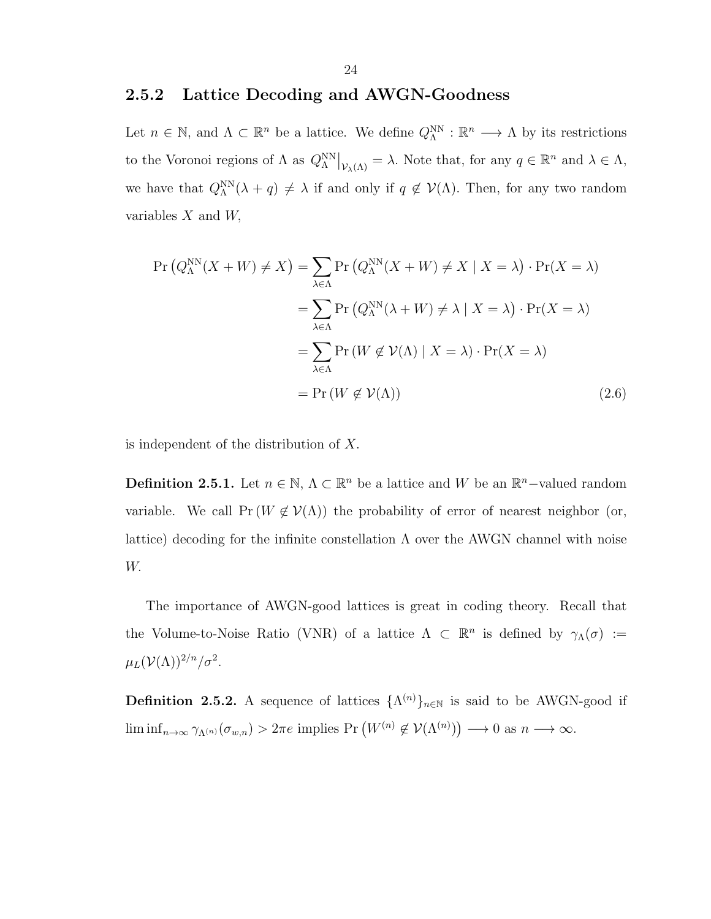### 2.5.2 Lattice Decoding and AWGN-Goodness

Let $n \in \mathbb{N}$, and $\Lambda \subset \mathbb{R}^n$ be a lattice. We define $Q_\Lambda^{\text{NN}} : \mathbb{R}^n \longrightarrow \Lambda$ by its restrictions to the Voronoi regions of $\Lambda$ as $Q_\Lambda^{\text{NN}}\big|_{\mathcal{V}_\lambda(\Lambda)} = \lambda$. Note that, for any $q \in \mathbb{R}^n$ and $\lambda \in \Lambda$, we have that $Q_\Lambda^{\text{NN}}(\lambda + q) \neq \lambda$ if and only if $q \notin \mathcal{V}(\Lambda)$. Then, for any two random variables $X$ and $W$,

$$
\begin{aligned}
\Pr\left(Q_\Lambda^{\text{NN}}(X+W) \neq X\right) &= \sum_{\lambda \in \Lambda} \Pr\left(Q_\Lambda^{\text{NN}}(X+W) \neq X \mid X = \lambda\right) \cdot \Pr(X = \lambda) \\
&= \sum_{\lambda \in \Lambda} \Pr\left(Q_\Lambda^{\text{NN}}(\lambda+W) \neq \lambda \mid X = \lambda\right) \cdot \Pr(X = \lambda) \\
&= \sum_{\lambda \in \Lambda} \Pr\left(W \notin \mathcal{V}(\Lambda) \mid X = \lambda\right) \cdot \Pr(X = \lambda) \\
&= \Pr\left(W \notin \mathcal{V}(\Lambda)\right) \qquad (2.6)
\end{aligned}
$$

is independent of the distribution of $X$.

**Definition 2.5.1.** Let $n \in \mathbb{N}$, $\Lambda \subset \mathbb{R}^n$ be a lattice and $W$ be an $\mathbb{R}^n$−valued random variable. We call $\Pr\left(W \notin \mathcal{V}(\Lambda)\right)$ the probability of error of nearest neighbor (or, lattice) decoding for the infinite constellation $\Lambda$ over the AWGN channel with noise $W$.

The importance of AWGN-good lattices is great in coding theory. Recall that the Volume-to-Noise Ratio (VNR) of a lattice $\Lambda \subset \mathbb{R}^n$ is defined by $\gamma_\Lambda(\sigma) := \mu_L(\mathcal{V}(\Lambda))^{2/n}/\sigma^2$.

**Definition 2.5.2.** A sequence of lattices $\{\Lambda^{(n)}\}_{n \in \mathbb{N}}$ is said to be AWGN-good if $\liminf_{n\to\infty} \gamma_{\Lambda^{(n)}}(\sigma_{w,n}) > 2\pi e$ implies $\Pr\left(W^{(n)} \notin \mathcal{V}(\Lambda^{(n)})\right) \longrightarrow 0$ as $n \longrightarrow \infty$.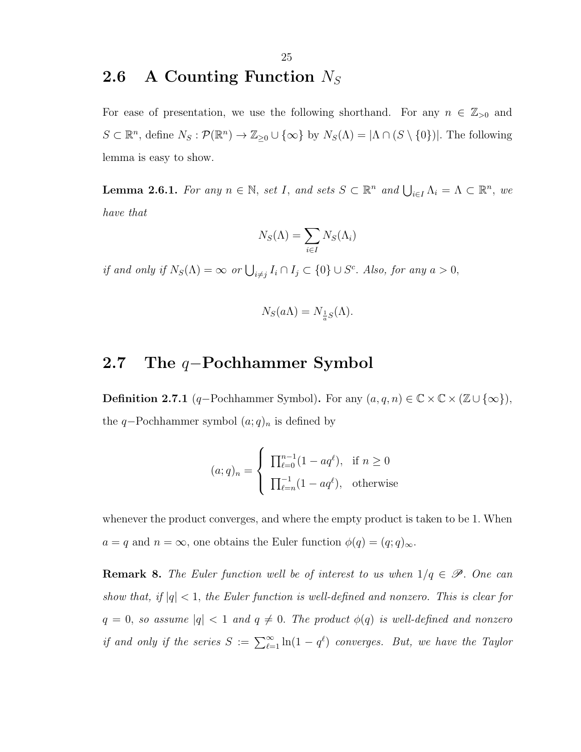## 2.6 A Counting Function $N_S$

For ease of presentation, we use the following shorthand. For any $n \in \mathbb{Z}_{>0}$ and $S \subset \mathbb{R}^n$, define $N_S : \mathcal{P}(\mathbb{R}^n) \to \mathbb{Z}_{\geq 0} \cup \{\infty\}$ by $N_S(\Lambda) = |\Lambda \cap (S \setminus \{0\})|$. The following lemma is easy to show.

**Lemma 2.6.1.** *For any $n \in \mathbb{N}$, set $I$, and sets $S \subset \mathbb{R}^n$ and $\bigcup_{i \in I} \Lambda_i = \Lambda \subset \mathbb{R}^n$, we have that*

$$N_S(\Lambda) = \sum_{i \in I} N_S(\Lambda_i)$$

*if and only if $N_S(\Lambda) = \infty$ or $\bigcup_{i \neq j} I_i \cap I_j \subset \{0\} \cup S^c$. Also, for any $a > 0$,*

$$N_S(a\Lambda) = N_{\frac{1}{a}S}(\Lambda).$$

## 2.7 The $q-$Pochhammer Symbol

**Definition 2.7.1** ($q-$Pochhammer Symbol)**.** For any $(a, q, n) \in \mathbb{C} \times \mathbb{C} \times (\mathbb{Z} \cup \{\infty\})$, the $q-$Pochhammer symbol $(a; q)_n$ is defined by

$$(a;q)_n = \begin{cases} \prod_{\ell=0}^{n-1}(1 - aq^\ell), & \text{if } n \geq 0 \\ \prod_{\ell=n}^{-1}(1 - aq^\ell), & \text{otherwise} \end{cases}$$

whenever the product converges, and where the empty product is taken to be 1. When $a = q$ and $n = \infty$, one obtains the Euler function $\phi(q) = (q; q)_\infty$.

**Remark 8.** *The Euler function well be of interest to us when $1/q \in \mathscr{P}$. One can show that, if $|q| < 1$, the Euler function is well-defined and nonzero. This is clear for $q = 0$, so assume $|q| < 1$ and $q \neq 0$. The product $\phi(q)$ is well-defined and nonzero if and only if the series $S := \sum_{\ell=1}^{\infty} \ln(1 - q^\ell)$ converges. But, we have the Taylor*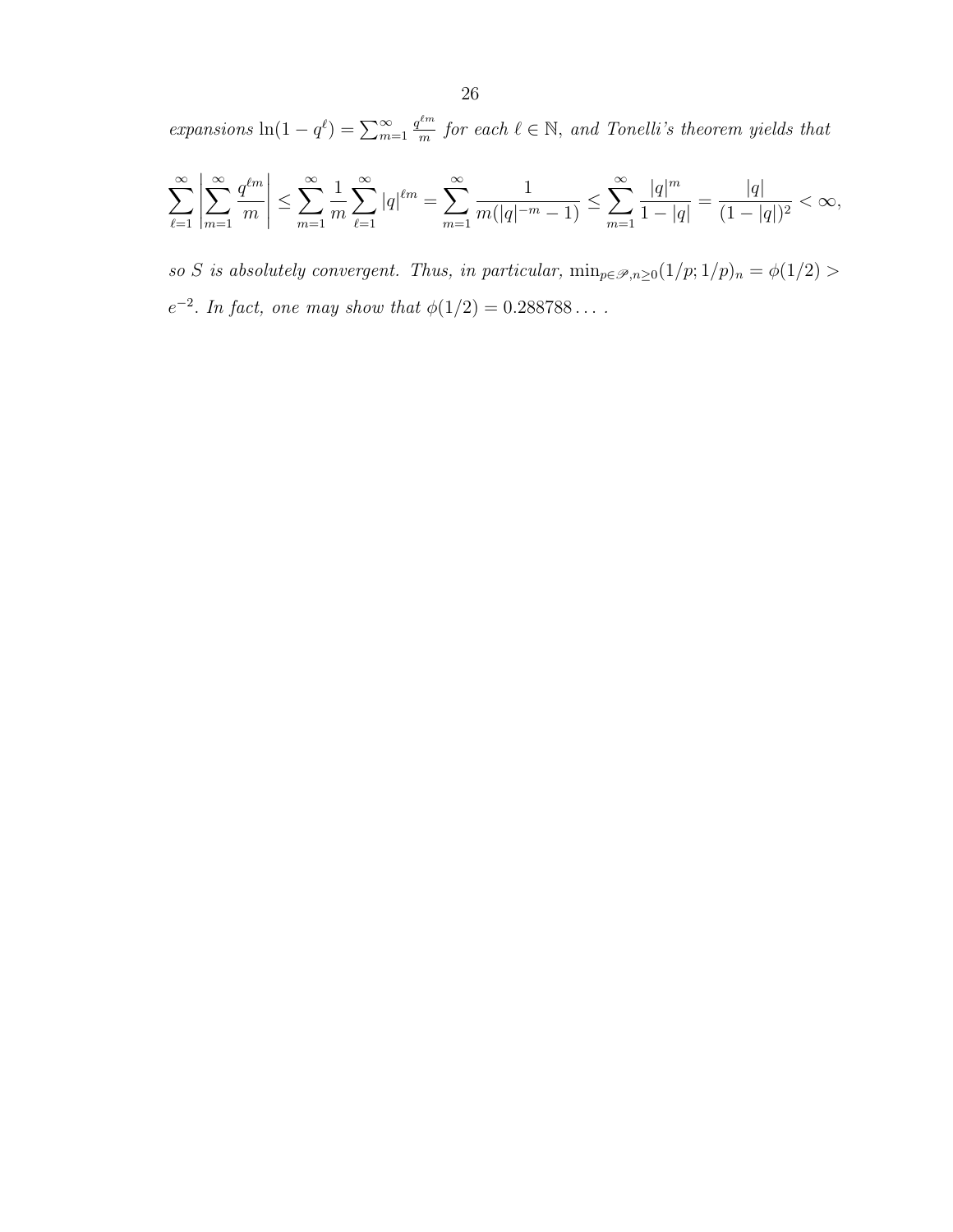*expansions* $\ln(1-q^\ell) = \sum_{m=1}^{\infty} \frac{q^{\ell m}}{m}$ *for each* $\ell \in \mathbb{N}$, *and Tonelli's theorem yields that*

$$\sum_{\ell=1}^{\infty} \left| \sum_{m=1}^{\infty} \frac{q^{\ell m}}{m} \right| \leq \sum_{m=1}^{\infty} \frac{1}{m} \sum_{\ell=1}^{\infty} |q|^{\ell m} = \sum_{m=1}^{\infty} \frac{1}{m(|q|^{-m}-1)} \leq \sum_{m=1}^{\infty} \frac{|q|^m}{1-|q|} = \frac{|q|}{(1-|q|)^2} < \infty,$$

*so* $S$ *is absolutely convergent. Thus, in particular,* $\min_{p \in \mathscr{P}, n \geq 0} (1/p; 1/p)_n = \phi(1/2) > e^{-2}$. *In fact, one may show that* $\phi(1/2) = 0.288788\ldots$ .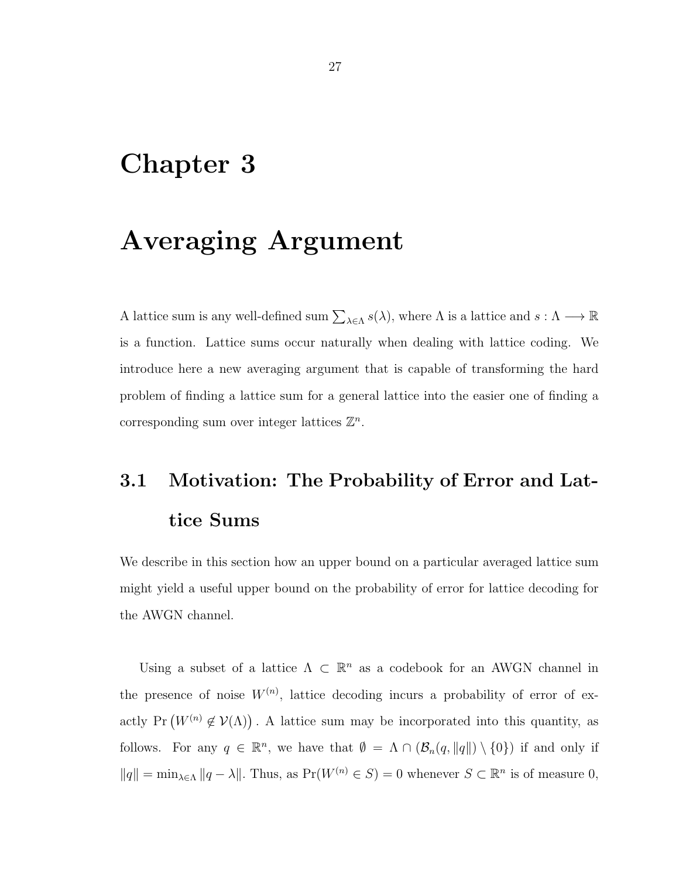# Chapter 3

# Averaging Argument

A lattice sum is any well-defined sum $\sum_{\lambda \in \Lambda} s(\lambda)$, where $\Lambda$ is a lattice and $s : \Lambda \longrightarrow \mathbb{R}$ is a function. Lattice sums occur naturally when dealing with lattice coding. We introduce here a new averaging argument that is capable of transforming the hard problem of finding a lattice sum for a general lattice into the easier one of finding a corresponding sum over integer lattices $\mathbb{Z}^n$.

## 3.1 Motivation: The Probability of Error and Lattice Sums

We describe in this section how an upper bound on a particular averaged lattice sum might yield a useful upper bound on the probability of error for lattice decoding for the AWGN channel.

Using a subset of a lattice $\Lambda \subset \mathbb{R}^n$ as a codebook for an AWGN channel in the presence of noise $W^{(n)}$, lattice decoding incurs a probability of error of exactly $\Pr\left(W^{(n)} \notin \mathcal{V}(\Lambda)\right)$. A lattice sum may be incorporated into this quantity, as follows. For any $q \in \mathbb{R}^n$, we have that $\emptyset = \Lambda \cap (\mathcal{B}_n(q, \|q\|) \setminus \{0\})$ if and only if $\|q\| = \min_{\lambda \in \Lambda} \|q - \lambda\|$. Thus, as $\Pr(W^{(n)} \in S) = 0$ whenever $S \subset \mathbb{R}^n$ is of measure 0,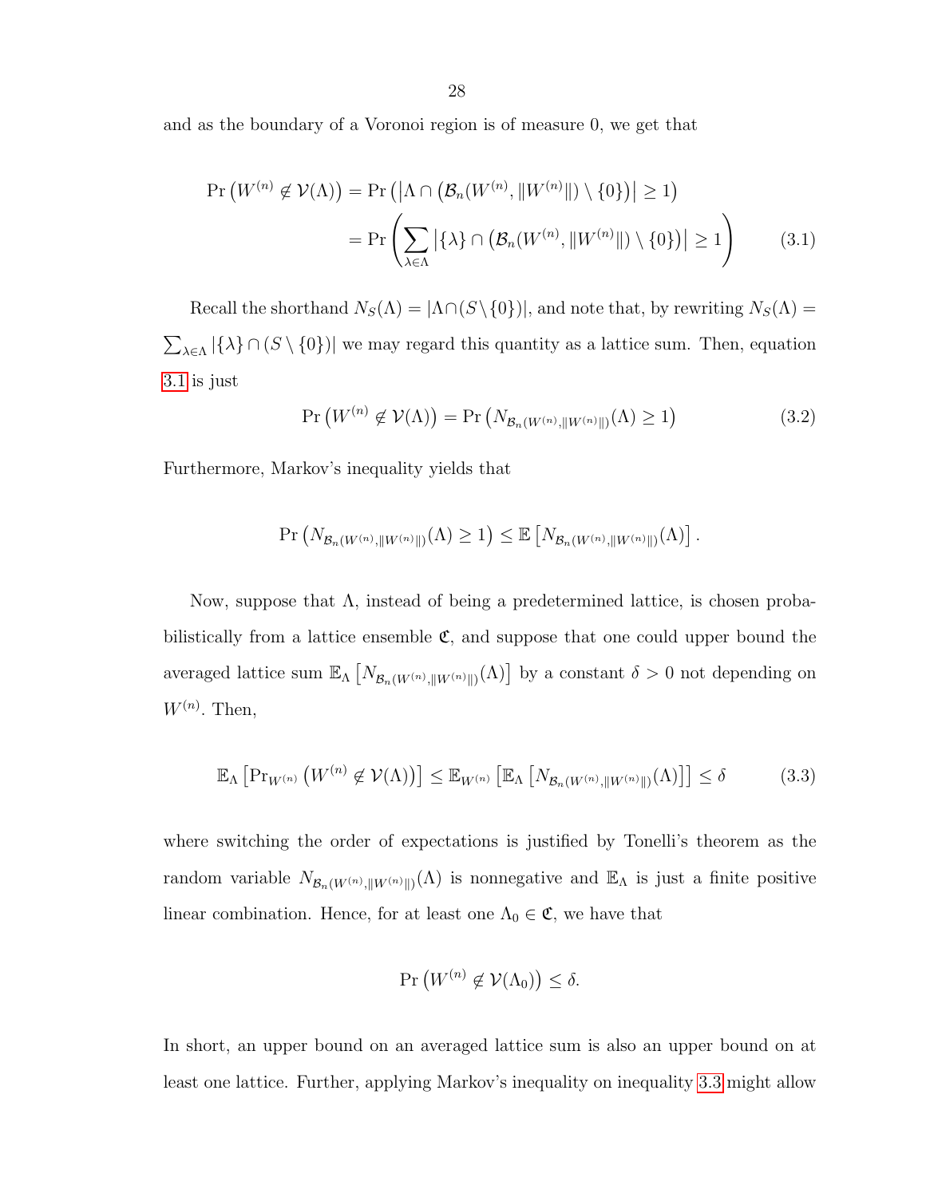and as the boundary of a Voronoi region is of measure 0, we get that

$$\Pr\left(W^{(n)} \notin \mathcal{V}(\Lambda)\right) = \Pr\left(\left|\Lambda \cap \left(\mathcal{B}_n(W^{(n)}, \|W^{(n)}\|) \setminus \{0\}\right)\right| \geq 1\right)$$

$$= \Pr\left(\sum_{\lambda \in \Lambda} \left|\{\lambda\} \cap \left(\mathcal{B}_n(W^{(n)}, \|W^{(n)}\|) \setminus \{0\}\right)\right| \geq 1\right) \tag{3.1}$$

Recall the shorthand $N_S(\Lambda) = |\Lambda \cap (S \setminus \{0\})|$, and note that, by rewriting $N_S(\Lambda) = \sum_{\lambda \in \Lambda} |\{\lambda\} \cap (S \setminus \{0\})|$ we may regard this quantity as a lattice sum. Then, equation 3.1 is just

$$\Pr\left(W^{(n)} \notin \mathcal{V}(\Lambda)\right) = \Pr\left(N_{\mathcal{B}_n(W^{(n)}, \|W^{(n)}\|)}(\Lambda) \geq 1\right) \tag{3.2}$$

Furthermore, Markov's inequality yields that

$$\Pr\left(N_{\mathcal{B}_n(W^{(n)}, \|W^{(n)}\|)}(\Lambda) \geq 1\right) \leq \mathbb{E}\left[N_{\mathcal{B}_n(W^{(n)}, \|W^{(n)}\|)}(\Lambda)\right].$$

Now, suppose that $\Lambda$, instead of being a predetermined lattice, is chosen probabilistically from a lattice ensemble $\mathfrak{C}$, and suppose that one could upper bound the averaged lattice sum $\mathbb{E}_\Lambda\left[N_{\mathcal{B}_n(W^{(n)}, \|W^{(n)}\|)}(\Lambda)\right]$ by a constant $\delta > 0$ not depending on $W^{(n)}$. Then,

$$\mathbb{E}_\Lambda\left[\Pr_{W^{(n)}}\left(W^{(n)} \notin \mathcal{V}(\Lambda)\right)\right] \leq \mathbb{E}_{W^{(n)}}\left[\mathbb{E}_\Lambda\left[N_{\mathcal{B}_n(W^{(n)}, \|W^{(n)}\|)}(\Lambda)\right]\right] \leq \delta \tag{3.3}$$

where switching the order of expectations is justified by Tonelli's theorem as the random variable $N_{\mathcal{B}_n(W^{(n)}, \|W^{(n)}\|)}(\Lambda)$ is nonnegative and $\mathbb{E}_\Lambda$ is just a finite positive linear combination. Hence, for at least one $\Lambda_0 \in \mathfrak{C}$, we have that

$$\Pr\left(W^{(n)} \notin \mathcal{V}(\Lambda_0)\right) \leq \delta.$$

In short, an upper bound on an averaged lattice sum is also an upper bound on at least one lattice. Further, applying Markov's inequality on inequality 3.3 might allow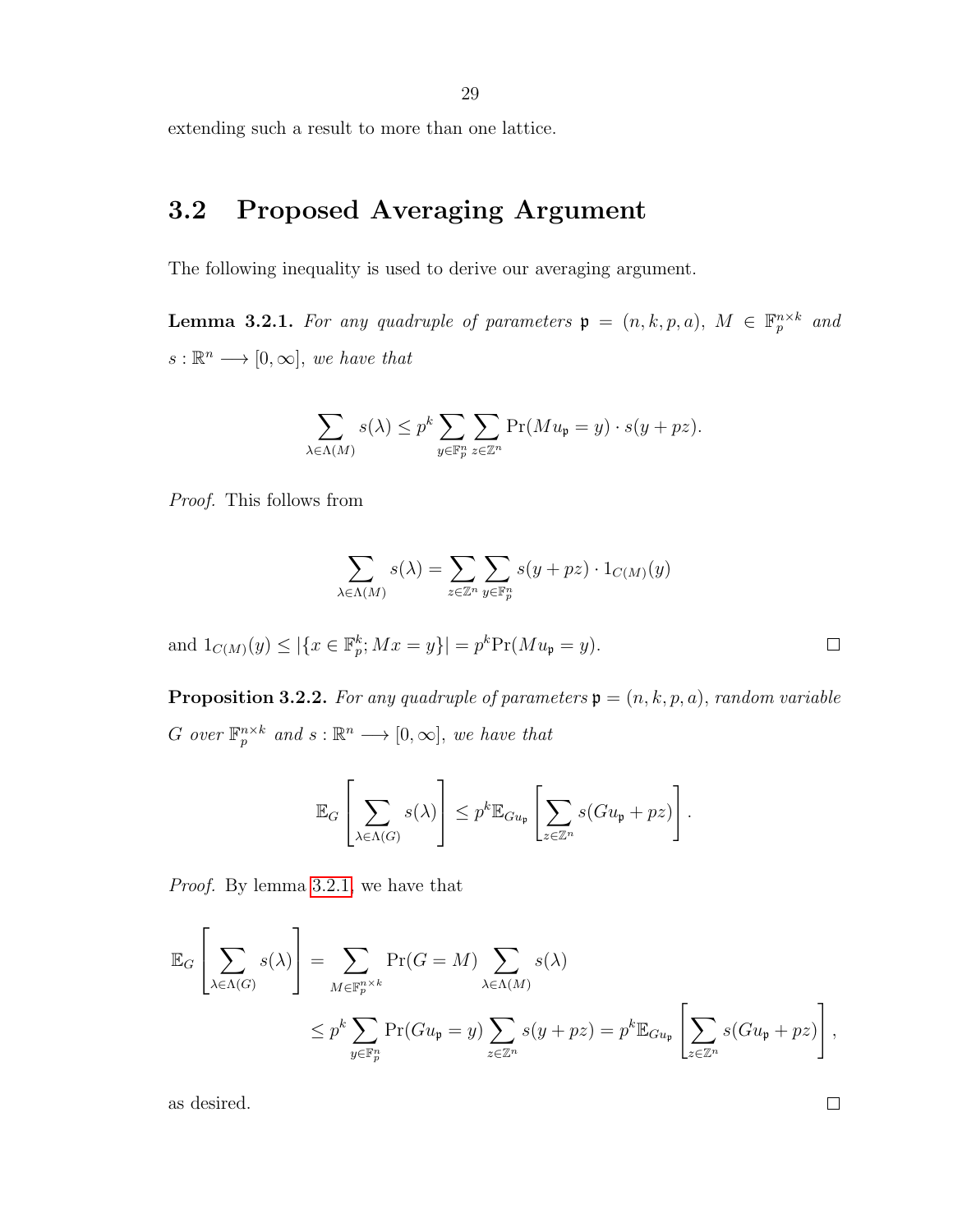extending such a result to more than one lattice.

## 3.2 Proposed Averaging Argument

The following inequality is used to derive our averaging argument.

**Lemma 3.2.1.** *For any quadruple of parameters $\mathfrak{p} = (n, k, p, a)$, $M \in \mathbb{F}_p^{n\times k}$ and $s : \mathbb{R}^n \longrightarrow [0, \infty]$, we have that*

$$\sum_{\lambda\in\Lambda(M)} s(\lambda) \leq p^k \sum_{y\in\mathbb{F}_p^n} \sum_{z\in\mathbb{Z}^n} \Pr(Mu_{\mathfrak{p}} = y) \cdot s(y + pz).$$

*Proof.* This follows from

$$\sum_{\lambda\in\Lambda(M)} s(\lambda) = \sum_{z\in\mathbb{Z}^n} \sum_{y\in\mathbb{F}_p^n} s(y + pz) \cdot 1_{C(M)}(y)$$

and $1_{C(M)}(y) \leq |\{x \in \mathbb{F}_p^k; Mx = y\}| = p^k \Pr(Mu_{\mathfrak{p}} = y)$. $\square$

**Proposition 3.2.2.** *For any quadruple of parameters $\mathfrak{p} = (n, k, p, a)$, random variable $G$ over $\mathbb{F}_p^{n\times k}$ and $s : \mathbb{R}^n \longrightarrow [0, \infty]$, we have that*

$$\mathbb{E}_G\left[\sum_{\lambda\in\Lambda(G)} s(\lambda)\right] \leq p^k \mathbb{E}_{Gu_{\mathfrak{p}}}\left[\sum_{z\in\mathbb{Z}^n} s(Gu_{\mathfrak{p}} + pz)\right].$$

*Proof.* By lemma 3.2.1, we have that

$$\begin{aligned}\mathbb{E}_G\left[\sum_{\lambda\in\Lambda(G)} s(\lambda)\right] &= \sum_{M\in\mathbb{F}_p^{n\times k}} \Pr(G = M) \sum_{\lambda\in\Lambda(M)} s(\lambda) \\ &\leq p^k \sum_{y\in\mathbb{F}_p^n} \Pr(Gu_{\mathfrak{p}} = y) \sum_{z\in\mathbb{Z}^n} s(y + pz) = p^k \mathbb{E}_{Gu_{\mathfrak{p}}}\left[\sum_{z\in\mathbb{Z}^n} s(Gu_{\mathfrak{p}} + pz)\right],\end{aligned}$$

as desired. $\square$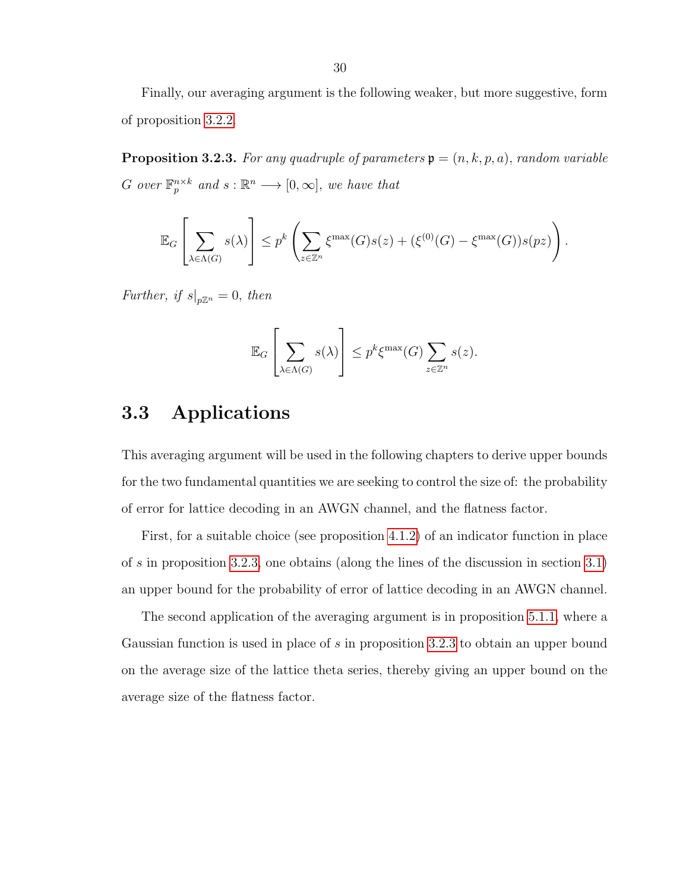Finally, our averaging argument is the following weaker, but more suggestive, form of proposition 3.2.2.

**Proposition 3.2.3.** *For any quadruple of parameters $\mathfrak{p} = (n, k, p, a)$, random variable $G$ over $\mathbb{F}_p^{n\times k}$ and $s : \mathbb{R}^n \longrightarrow [0, \infty]$, we have that*

$$\mathbb{E}_G\left[\sum_{\lambda\in\Lambda(G)} s(\lambda)\right] \leq p^k \left(\sum_{z\in\mathbb{Z}^n} \xi^{\max}(G)s(z) + (\xi^{(0)}(G) - \xi^{\max}(G))s(pz)\right).$$

*Further, if $s|_{p\mathbb{Z}^n} = 0$, then*

$$\mathbb{E}_G\left[\sum_{\lambda\in\Lambda(G)} s(\lambda)\right] \leq p^k \xi^{\max}(G) \sum_{z\in\mathbb{Z}^n} s(z).$$

## 3.3 Applications

This averaging argument will be used in the following chapters to derive upper bounds for the two fundamental quantities we are seeking to control the size of: the probability of error for lattice decoding in an AWGN channel, and the flatness factor.

First, for a suitable choice (see proposition 4.1.2) of an indicator function in place of $s$ in proposition 3.2.3, one obtains (along the lines of the discussion in section 3.1) an upper bound for the probability of error of lattice decoding in an AWGN channel.

The second application of the averaging argument is in proposition 5.1.1, where a Gaussian function is used in place of $s$ in proposition 3.2.3 to obtain an upper bound on the average size of the lattice theta series, thereby giving an upper bound on the average size of the flatness factor.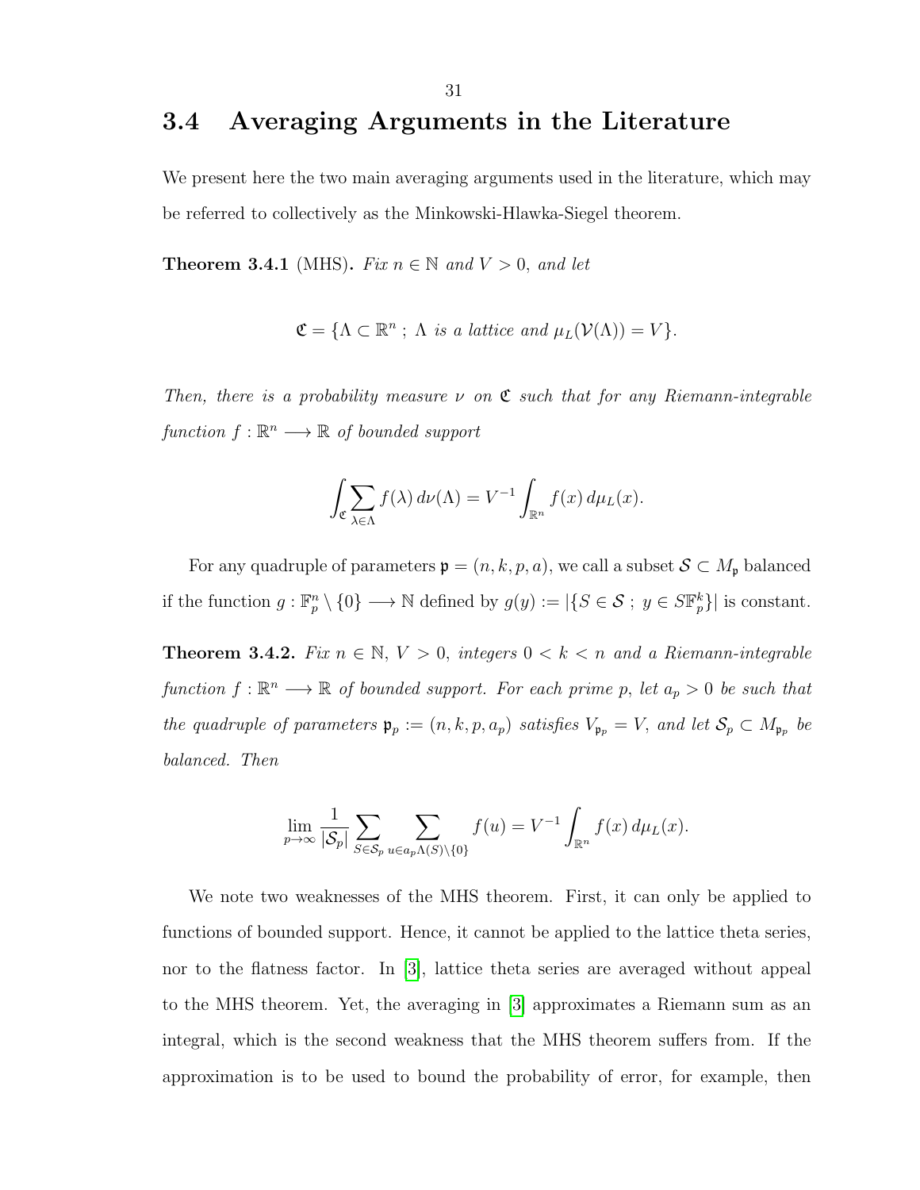## 3.4 Averaging Arguments in the Literature

We present here the two main averaging arguments used in the literature, which may be referred to collectively as the Minkowski-Hlawka-Siegel theorem.

**Theorem 3.4.1** (MHS). *Fix $n \in \mathbb{N}$ and $V > 0$, and let*

$$\mathfrak{C} = \{\Lambda \subset \mathbb{R}^n \; ; \; \Lambda \text{ is a lattice and } \mu_L(\mathcal{V}(\Lambda)) = V\}.$$

*Then, there is a probability measure $\nu$ on $\mathfrak{C}$ such that for any Riemann-integrable function $f : \mathbb{R}^n \longrightarrow \mathbb{R}$ of bounded support*

$$\int_{\mathfrak{C}} \sum_{\lambda \in \Lambda} f(\lambda) \, d\nu(\Lambda) = V^{-1} \int_{\mathbb{R}^n} f(x) \, d\mu_L(x).$$

For any quadruple of parameters $\mathfrak{p} = (n, k, p, a)$, we call a subset $\mathcal{S} \subset M_{\mathfrak{p}}$ balanced if the function $g : \mathbb{F}_p^n \setminus \{0\} \longrightarrow \mathbb{N}$ defined by $g(y) := |\{S \in \mathcal{S} \; ; \; y \in S\mathbb{F}_p^k\}|$ is constant.

**Theorem 3.4.2.** *Fix $n \in \mathbb{N}$, $V > 0$, integers $0 < k < n$ and a Riemann-integrable function $f : \mathbb{R}^n \longrightarrow \mathbb{R}$ of bounded support. For each prime $p$, let $a_p > 0$ be such that the quadruple of parameters $\mathfrak{p}_p := (n, k, p, a_p)$ satisfies $V_{\mathfrak{p}_p} = V$, and let $\mathcal{S}_p \subset M_{\mathfrak{p}_p}$ be balanced. Then*

$$\lim_{p \to \infty} \frac{1}{|\mathcal{S}_p|} \sum_{S \in \mathcal{S}_p} \sum_{u \in a_p \Lambda(S) \setminus \{0\}} f(u) = V^{-1} \int_{\mathbb{R}^n} f(x) \, d\mu_L(x).$$

We note two weaknesses of the MHS theorem. First, it can only be applied to functions of bounded support. Hence, it cannot be applied to the lattice theta series, nor to the flatness factor. In [3], lattice theta series are averaged without appeal to the MHS theorem. Yet, the averaging in [3] approximates a Riemann sum as an integral, which is the second weakness that the MHS theorem suffers from. If the approximation is to be used to bound the probability of error, for example, then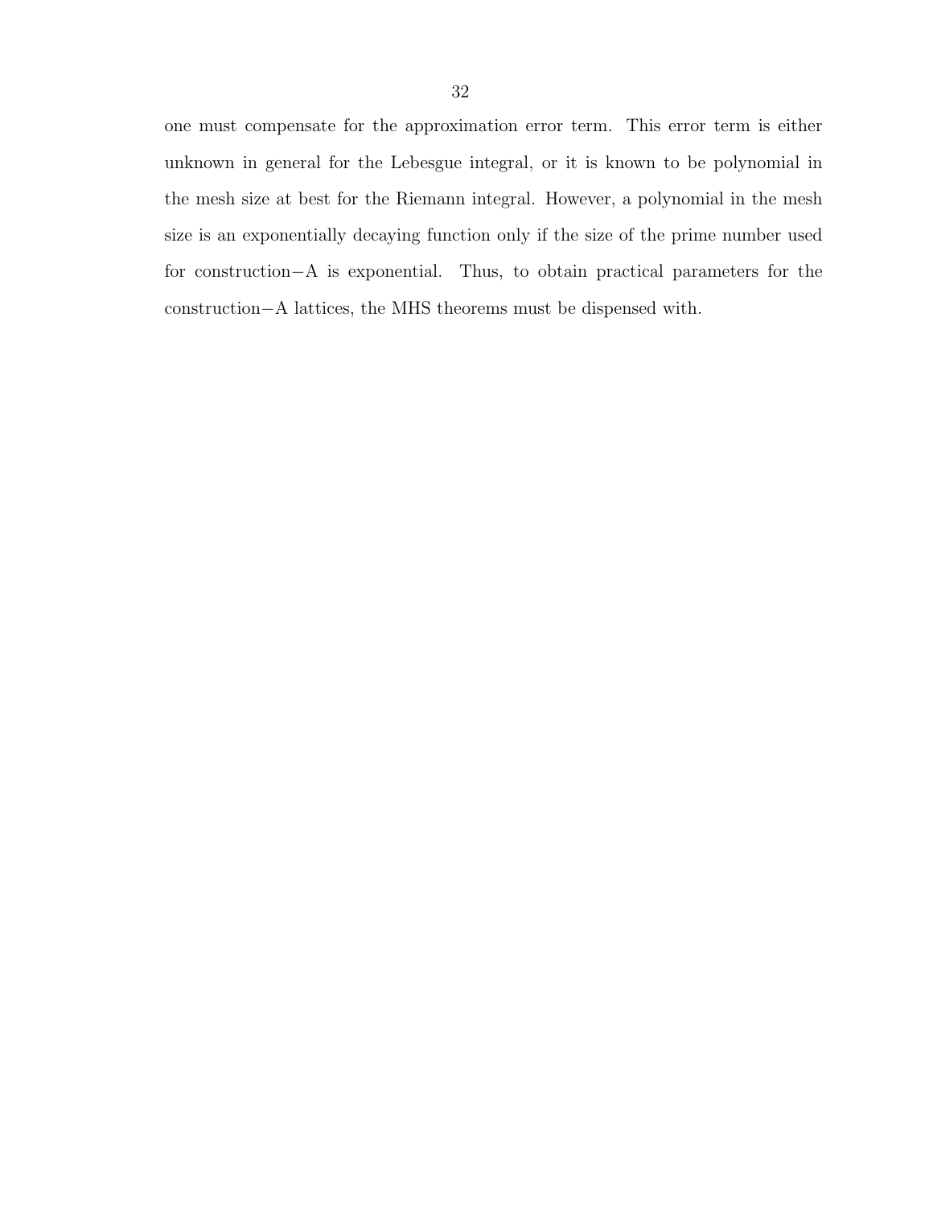one must compensate for the approximation error term. This error term is either unknown in general for the Lebesgue integral, or it is known to be polynomial in the mesh size at best for the Riemann integral. However, a polynomial in the mesh size is an exponentially decaying function only if the size of the prime number used for construction−A is exponential. Thus, to obtain practical parameters for the construction−A lattices, the MHS theorems must be dispensed with.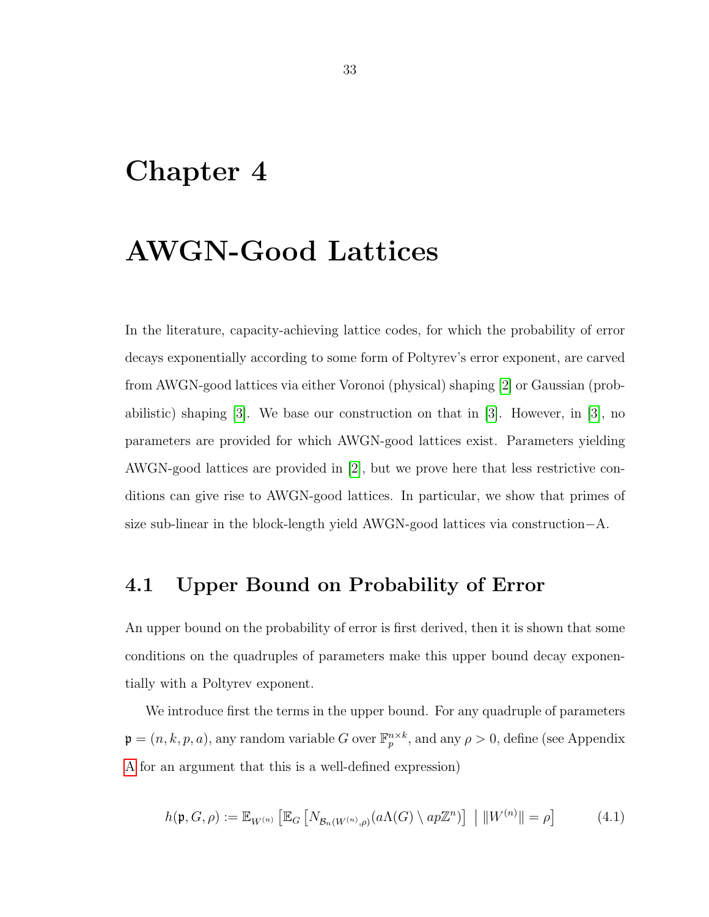# Chapter 4

# AWGN-Good Lattices

In the literature, capacity-achieving lattice codes, for which the probability of error decays exponentially according to some form of Poltyrev's error exponent, are carved from AWGN-good lattices via either Voronoi (physical) shaping [2] or Gaussian (probabilistic) shaping [3]. We base our construction on that in [3]. However, in [3], no parameters are provided for which AWGN-good lattices exist. Parameters yielding AWGN-good lattices are provided in [2], but we prove here that less restrictive conditions can give rise to AWGN-good lattices. In particular, we show that primes of size sub-linear in the block-length yield AWGN-good lattices via construction−A.

## 4.1 Upper Bound on Probability of Error

An upper bound on the probability of error is first derived, then it is shown that some conditions on the quadruples of parameters make this upper bound decay exponentially with a Poltyrev exponent.

We introduce first the terms in the upper bound. For any quadruple of parameters $\mathfrak{p} = (n, k, p, a)$, any random variable $G$ over $\mathbb{F}_p^{n \times k}$, and any $\rho > 0$, define (see Appendix A for an argument that this is a well-defined expression)

$$h(\mathfrak{p}, G, \rho) := \mathbb{E}_{W^{(n)}} \left[ \mathbb{E}_G \left[ N_{\mathcal{B}_n(W^{(n)}, \rho)}(a\Lambda(G) \setminus ap\mathbb{Z}^n) \right] \;\middle|\; \|W^{(n)}\| = \rho \right] \tag{4.1}$$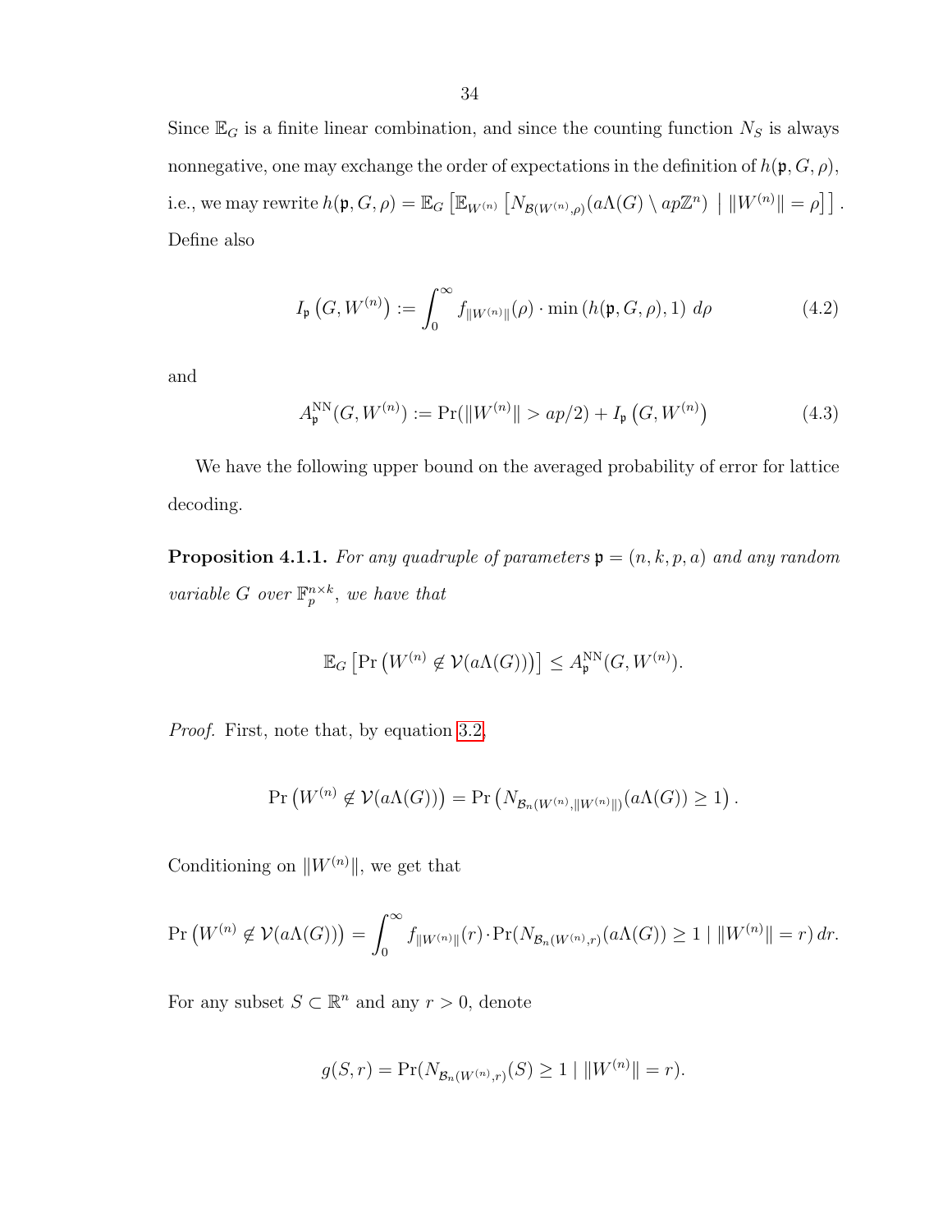Since $\mathbb{E}_G$ is a finite linear combination, and since the counting function $N_S$ is always nonnegative, one may exchange the order of expectations in the definition of $h(\mathfrak{p}, G, \rho)$, i.e., we may rewrite $h(\mathfrak{p}, G, \rho) = \mathbb{E}_G\left[\mathbb{E}_{W^{(n)}}\left[N_{\mathcal{B}(W^{(n)},\rho)}(a\Lambda(G) \setminus ap\mathbb{Z}^n) \;\middle|\; \|W^{(n)}\| = \rho\right]\right]$. Define also

$$I_{\mathfrak{p}}\left(G, W^{(n)}\right) := \int_0^\infty f_{\|W^{(n)}\|}(\rho) \cdot \min\left(h(\mathfrak{p}, G, \rho), 1\right)\, d\rho \tag{4.2}$$

and

$$A_{\mathfrak{p}}^{\mathrm{NN}}(G, W^{(n)}) := \Pr(\|W^{(n)}\| > ap/2) + I_{\mathfrak{p}}\left(G, W^{(n)}\right) \tag{4.3}$$

We have the following upper bound on the averaged probability of error for lattice decoding.

**Proposition 4.1.1.** *For any quadruple of parameters $\mathfrak{p} = (n, k, p, a)$ and any random variable $G$ over $\mathbb{F}_p^{n\times k}$, we have that*

$$\mathbb{E}_G\left[\Pr\left(W^{(n)} \notin \mathcal{V}(a\Lambda(G))\right)\right] \le A_{\mathfrak{p}}^{\mathrm{NN}}(G, W^{(n)}).$$

*Proof.* First, note that, by equation 3.2,

$$\Pr\left(W^{(n)} \notin \mathcal{V}(a\Lambda(G))\right) = \Pr\left(N_{\mathcal{B}_n(W^{(n)},\|W^{(n)}\|)}(a\Lambda(G)) \ge 1\right).$$

Conditioning on $\|W^{(n)}\|$, we get that

$$\Pr\left(W^{(n)} \notin \mathcal{V}(a\Lambda(G))\right) = \int_0^\infty f_{\|W^{(n)}\|}(r) \cdot \Pr(N_{\mathcal{B}_n(W^{(n)},r)}(a\Lambda(G)) \ge 1 \mid \|W^{(n)}\| = r)\, dr.$$

For any subset $S \subset \mathbb{R}^n$ and any $r > 0$, denote

$$g(S, r) = \Pr(N_{\mathcal{B}_n(W^{(n)},r)}(S) \ge 1 \mid \|W^{(n)}\| = r).$$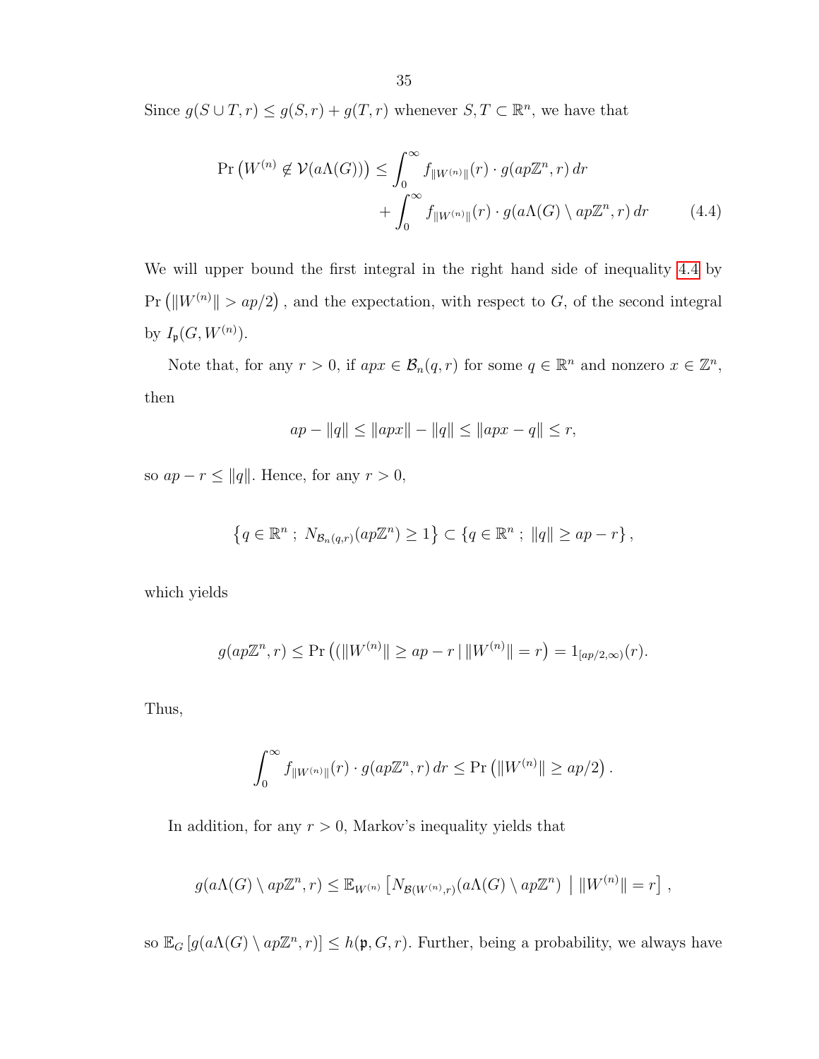Since $g(S \cup T, r) \leq g(S, r) + g(T, r)$ whenever $S, T \subset \mathbb{R}^n$, we have that

$$\Pr\left(W^{(n)} \notin \mathcal{V}(a\Lambda(G))\right) \leq \int_0^\infty f_{\|W^{(n)}\|}(r) \cdot g(ap\mathbb{Z}^n, r)\, dr + \int_0^\infty f_{\|W^{(n)}\|}(r) \cdot g(a\Lambda(G) \setminus ap\mathbb{Z}^n, r)\, dr \tag{4.4}$$

We will upper bound the first integral in the right hand side of inequality 4.4 by $\Pr\left(\|W^{(n)}\| > ap/2\right)$, and the expectation, with respect to $G$, of the second integral by $I_{\mathfrak{p}}(G, W^{(n)})$.

Note that, for any $r > 0$, if $apx \in \mathcal{B}_n(q, r)$ for some $q \in \mathbb{R}^n$ and nonzero $x \in \mathbb{Z}^n$, then

$$ap - \|q\| \leq \|apx\| - \|q\| \leq \|apx - q\| \leq r,$$

so $ap - r \leq \|q\|$. Hence, for any $r > 0$,

$$\left\{q \in \mathbb{R}^n \,;\, N_{\mathcal{B}_n(q,r)}(ap\mathbb{Z}^n) \geq 1\right\} \subset \left\{q \in \mathbb{R}^n \,;\, \|q\| \geq ap - r\right\},$$

which yields

$$g(ap\mathbb{Z}^n, r) \leq \Pr\left((\|W^{(n)}\| \geq ap - r \mid \|W^{(n)}\| = r\right) = 1_{[ap/2,\infty)}(r).$$

Thus,

$$\int_0^\infty f_{\|W^{(n)}\|}(r) \cdot g(ap\mathbb{Z}^n, r)\, dr \leq \Pr\left(\|W^{(n)}\| \geq ap/2\right).$$

In addition, for any $r > 0$, Markov's inequality yields that

$$g(a\Lambda(G) \setminus ap\mathbb{Z}^n, r) \leq \mathbb{E}_{W^{(n)}}\left[N_{\mathcal{B}(W^{(n)},r)}(a\Lambda(G) \setminus ap\mathbb{Z}^n) \;\middle|\; \|W^{(n)}\| = r\right],$$

so $\mathbb{E}_G\left[g(a\Lambda(G) \setminus ap\mathbb{Z}^n, r)\right] \leq h(\mathfrak{p}, G, r)$. Further, being a probability, we always have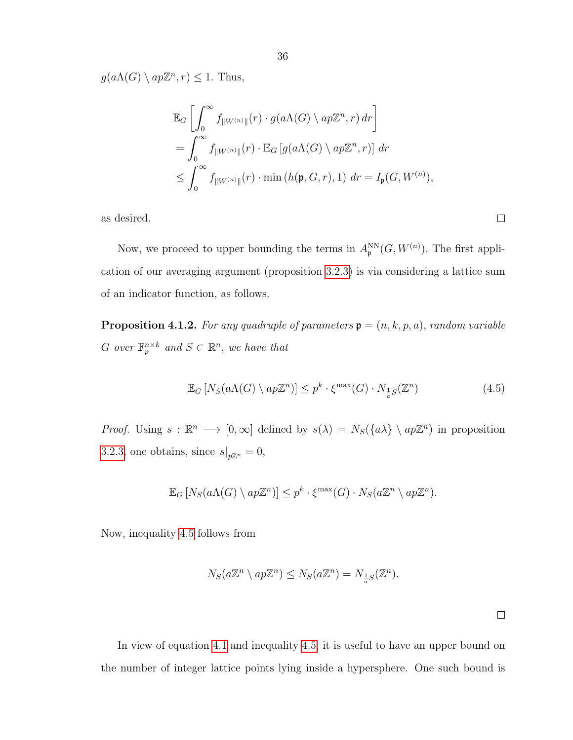$g(a\Lambda(G) \setminus ap\mathbb{Z}^n, r) \leq 1$. Thus,

$$\begin{aligned}
&\mathbb{E}_G \left[ \int_0^\infty f_{\|W^{(n)}\|}(r) \cdot g(a\Lambda(G) \setminus ap\mathbb{Z}^n, r)\, dr \right] \\
&= \int_0^\infty f_{\|W^{(n)}\|}(r) \cdot \mathbb{E}_G \left[ g(a\Lambda(G) \setminus ap\mathbb{Z}^n, r) \right] \, dr \\
&\leq \int_0^\infty f_{\|W^{(n)}\|}(r) \cdot \min\left(h(\mathfrak{p}, G, r), 1\right)\, dr = I_{\mathfrak{p}}(G, W^{(n)}),
\end{aligned}$$

as desired. $\square$

Now, we proceed to upper bounding the terms in $A_{\mathfrak{p}}^{\mathrm{NN}}(G, W^{(n)})$. The first application of our averaging argument (proposition 3.2.3) is via considering a lattice sum of an indicator function, as follows.

**Proposition 4.1.2.** *For any quadruple of parameters $\mathfrak{p} = (n, k, p, a)$, random variable $G$ over $\mathbb{F}_p^{n\times k}$ and $S \subset \mathbb{R}^n$, we have that*

$$\mathbb{E}_G \left[ N_S(a\Lambda(G) \setminus ap\mathbb{Z}^n) \right] \leq p^k \cdot \xi^{\max}(G) \cdot N_{\frac{1}{a}S}(\mathbb{Z}^n) \tag{4.5}$$

*Proof.* Using $s : \mathbb{R}^n \longrightarrow [0, \infty]$ defined by $s(\lambda) = N_S(\{a\lambda\} \setminus ap\mathbb{Z}^n)$ in proposition 3.2.3, one obtains, since $s|_{p\mathbb{Z}^n} = 0$,

$$\mathbb{E}_G \left[ N_S(a\Lambda(G) \setminus ap\mathbb{Z}^n) \right] \leq p^k \cdot \xi^{\max}(G) \cdot N_S(a\mathbb{Z}^n \setminus ap\mathbb{Z}^n).$$

Now, inequality 4.5 follows from

$$N_S(a\mathbb{Z}^n \setminus ap\mathbb{Z}^n) \leq N_S(a\mathbb{Z}^n) = N_{\frac{1}{a}S}(\mathbb{Z}^n).$$

$\square$

In view of equation 4.1 and inequality 4.5, it is useful to have an upper bound on the number of integer lattice points lying inside a hypersphere. One such bound is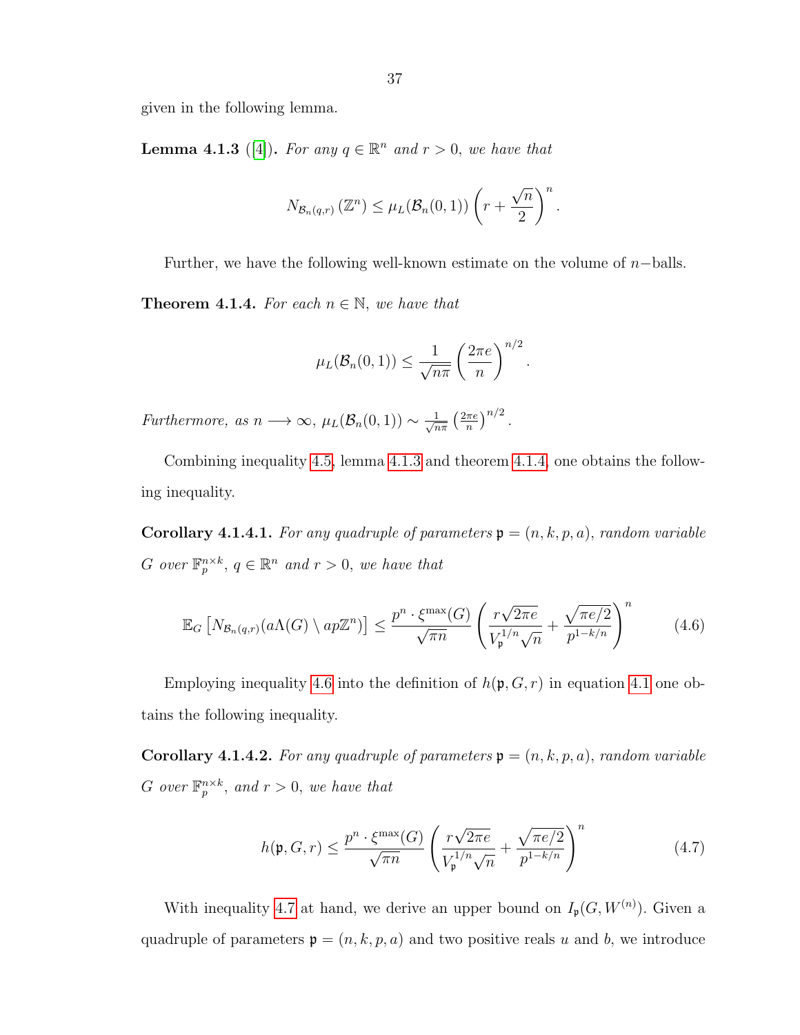given in the following lemma.

**Lemma 4.1.3** ([4])**.** *For any $q \in \mathbb{R}^n$ and $r > 0$, we have that*

$$N_{\mathcal{B}_n(q,r)}\left(\mathbb{Z}^n\right) \leq \mu_L(\mathcal{B}_n(0,1))\left(r + \frac{\sqrt{n}}{2}\right)^n.$$

Further, we have the following well-known estimate on the volume of $n-$balls.

**Theorem 4.1.4.** *For each $n \in \mathbb{N}$, we have that*

$$\mu_L(\mathcal{B}_n(0,1)) \leq \frac{1}{\sqrt{n\pi}}\left(\frac{2\pi e}{n}\right)^{n/2}.$$

*Furthermore, as $n \longrightarrow \infty$, $\mu_L(\mathcal{B}_n(0,1)) \sim \frac{1}{\sqrt{n\pi}}\left(\frac{2\pi e}{n}\right)^{n/2}$.*

Combining inequality 4.5, lemma 4.1.3 and theorem 4.1.4, one obtains the following inequality.

**Corollary 4.1.4.1.** *For any quadruple of parameters $\mathfrak{p} = (n, k, p, a)$, random variable $G$ over $\mathbb{F}_p^{n \times k}$, $q \in \mathbb{R}^n$ and $r > 0$, we have that*

$$\mathbb{E}_G\left[N_{\mathcal{B}_n(q,r)}(a\Lambda(G) \setminus ap\mathbb{Z}^n)\right] \leq \frac{p^n \cdot \xi^{\max}(G)}{\sqrt{\pi n}}\left(\frac{r\sqrt{2\pi e}}{V_{\mathfrak{p}}^{1/n}\sqrt{n}} + \frac{\sqrt{\pi e/2}}{p^{1-k/n}}\right)^n \tag{4.6}$$

Employing inequality 4.6 into the definition of $h(\mathfrak{p}, G, r)$ in equation 4.1 one obtains the following inequality.

**Corollary 4.1.4.2.** *For any quadruple of parameters $\mathfrak{p} = (n, k, p, a)$, random variable $G$ over $\mathbb{F}_p^{n \times k}$, and $r > 0$, we have that*

$$h(\mathfrak{p}, G, r) \leq \frac{p^n \cdot \xi^{\max}(G)}{\sqrt{\pi n}}\left(\frac{r\sqrt{2\pi e}}{V_{\mathfrak{p}}^{1/n}\sqrt{n}} + \frac{\sqrt{\pi e/2}}{p^{1-k/n}}\right)^n \tag{4.7}$$

With inequality 4.7 at hand, we derive an upper bound on $I_{\mathfrak{p}}(G, W^{(n)})$. Given a quadruple of parameters $\mathfrak{p} = (n, k, p, a)$ and two positive reals $u$ and $b$, we introduce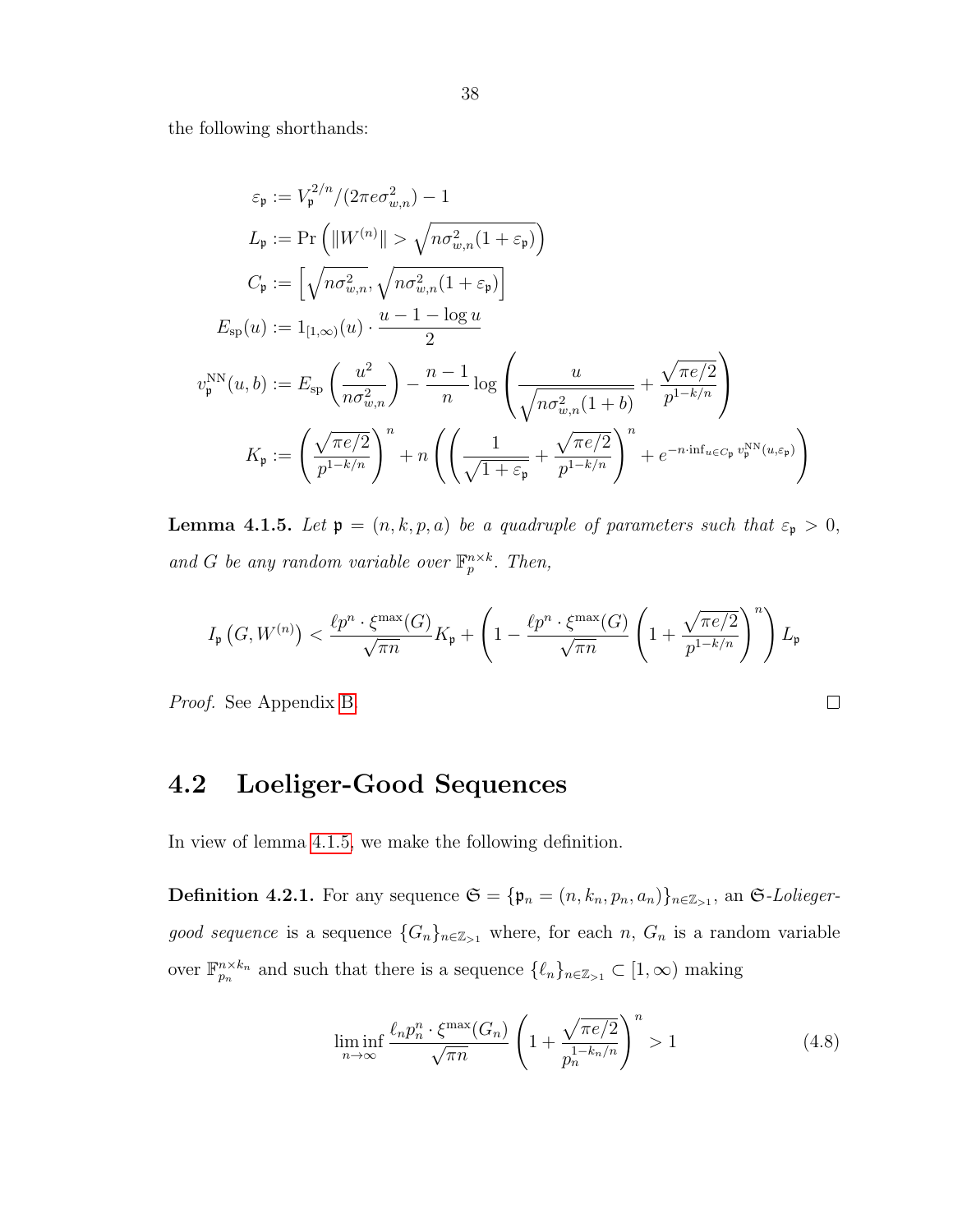the following shorthands:

$$
\begin{aligned}
\varepsilon_{\mathfrak{p}} &:= V_{\mathfrak{p}}^{2/n}/(2\pi e \sigma_{w,n}^2) - 1 \\
L_{\mathfrak{p}} &:= \Pr\left(\|W^{(n)}\| > \sqrt{n\sigma_{w,n}^2(1+\varepsilon_{\mathfrak{p}})}\right) \\
C_{\mathfrak{p}} &:= \left[\sqrt{n\sigma_{w,n}^2}, \sqrt{n\sigma_{w,n}^2(1+\varepsilon_{\mathfrak{p}})}\right] \\
E_{\mathrm{sp}}(u) &:= 1_{[1,\infty)}(u) \cdot \frac{u - 1 - \log u}{2} \\
v_{\mathfrak{p}}^{\mathrm{NN}}(u,b) &:= E_{\mathrm{sp}}\left(\frac{u^2}{n\sigma_{w,n}^2}\right) - \frac{n-1}{n}\log\left(\frac{u}{\sqrt{n\sigma_{w,n}^2(1+b)}} + \frac{\sqrt{\pi e/2}}{p^{1-k/n}}\right) \\
K_{\mathfrak{p}} &:= \left(\frac{\sqrt{\pi e/2}}{p^{1-k/n}}\right)^n + n\left(\left(\frac{1}{\sqrt{1+\varepsilon_{\mathfrak{p}}}} + \frac{\sqrt{\pi e/2}}{p^{1-k/n}}\right)^n + e^{-n\cdot \inf_{u\in C_{\mathfrak{p}}} v_{\mathfrak{p}}^{\mathrm{NN}}(u,\varepsilon_{\mathfrak{p}})}\right)
\end{aligned}
$$

**Lemma 4.1.5.** *Let $\mathfrak{p} = (n,k,p,a)$ be a quadruple of parameters such that $\varepsilon_{\mathfrak{p}} > 0$, and $G$ be any random variable over $\mathbb{F}_p^{n\times k}$. Then,*

$$
I_{\mathfrak{p}}\left(G, W^{(n)}\right) < \frac{\ell p^n \cdot \xi^{\max}(G)}{\sqrt{\pi n}} K_{\mathfrak{p}} + \left(1 - \frac{\ell p^n \cdot \xi^{\max}(G)}{\sqrt{\pi n}}\left(1 + \frac{\sqrt{\pi e/2}}{p^{1-k/n}}\right)^n\right) L_{\mathfrak{p}}
$$

*Proof.* See Appendix B. □

## 4.2 Loeliger-Good Sequences

In view of lemma 4.1.5, we make the following definition.

**Definition 4.2.1.** For any sequence $\mathfrak{S} = \{\mathfrak{p}_n = (n, k_n, p_n, a_n)\}_{n\in\mathbb{Z}_{>1}}$, an $\mathfrak{S}$-*Loliegergood sequence* is a sequence $\{G_n\}_{n\in\mathbb{Z}_{>1}}$ where, for each $n$, $G_n$ is a random variable over $\mathbb{F}_{p_n}^{n\times k_n}$ and such that there is a sequence $\{\ell_n\}_{n\in\mathbb{Z}_{>1}} \subset [1,\infty)$ making

$$
\liminf_{n\to\infty} \frac{\ell_n p_n^n \cdot \xi^{\max}(G_n)}{\sqrt{\pi n}}\left(1 + \frac{\sqrt{\pi e/2}}{p_n^{1-k_n/n}}\right)^n > 1 \tag{4.8}
$$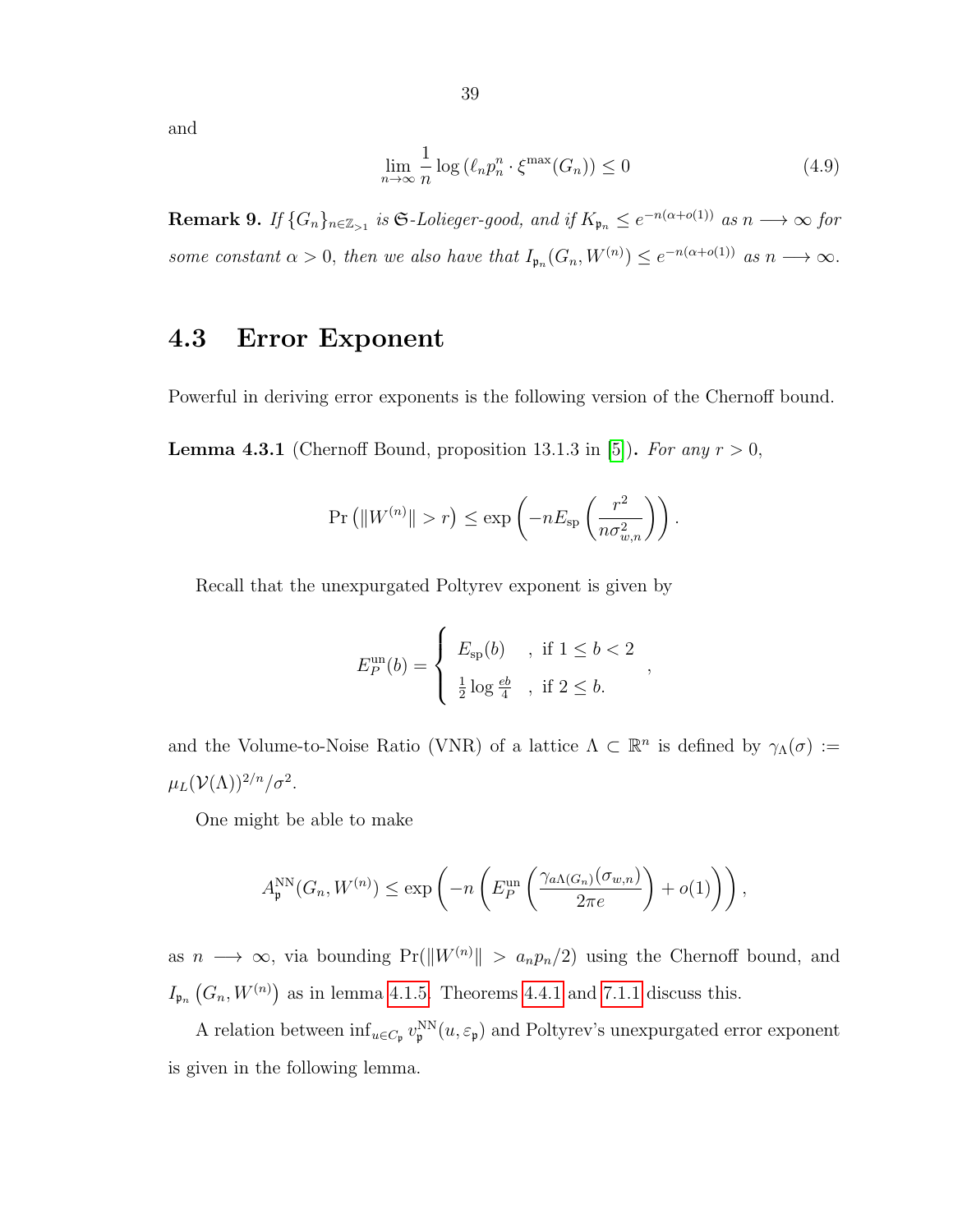and

$$\lim_{n\to\infty} \frac{1}{n} \log\left(\ell_n p_n^n \cdot \xi^{\max}(G_n)\right) \leq 0 \tag{4.9}$$

**Remark 9.** *If $\{G_n\}_{n\in\mathbb{Z}_{>1}}$ is $\mathfrak{S}$-Lolieger-good, and if $K_{\mathfrak{p}_n} \leq e^{-n(\alpha+o(1))}$ as $n \longrightarrow \infty$ for some constant $\alpha > 0$, then we also have that $I_{\mathfrak{p}_n}(G_n, W^{(n)}) \leq e^{-n(\alpha+o(1))}$ as $n \longrightarrow \infty$.*

## 4.3 Error Exponent

Powerful in deriving error exponents is the following version of the Chernoff bound.

**Lemma 4.3.1** (Chernoff Bound, proposition 13.1.3 in [5])**.** *For any $r > 0$,*

$$\Pr\left(\|W^{(n)}\| > r\right) \leq \exp\left(-nE_{\text{sp}}\left(\frac{r^2}{n\sigma_{w,n}^2}\right)\right).$$

Recall that the unexpurgated Poltyrev exponent is given by

$$E_P^{\text{un}}(b) = \begin{cases} E_{\text{sp}}(b) & , \text{ if } 1 \leq b < 2 \\ \frac{1}{2}\log\frac{eb}{4} & , \text{ if } 2 \leq b. \end{cases},$$

and the Volume-to-Noise Ratio (VNR) of a lattice $\Lambda \subset \mathbb{R}^n$ is defined by $\gamma_\Lambda(\sigma) := \mu_L(\mathcal{V}(\Lambda))^{2/n}/\sigma^2$.

One might be able to make

$$A_{\mathfrak{p}}^{\text{NN}}(G_n, W^{(n)}) \leq \exp\left(-n\left(E_P^{\text{un}}\left(\frac{\gamma_{a\Lambda(G_n)}(\sigma_{w,n})}{2\pi e}\right) + o(1)\right)\right),$$

as $n \longrightarrow \infty$, via bounding $\Pr(\|W^{(n)}\| > a_n p_n/2)$ using the Chernoff bound, and $I_{\mathfrak{p}_n}\left(G_n, W^{(n)}\right)$ as in lemma 4.1.5. Theorems 4.4.1 and 7.1.1 discuss this.

A relation between $\inf_{u\in C_{\mathfrak{p}}} v_{\mathfrak{p}}^{\text{NN}}(u, \varepsilon_{\mathfrak{p}})$ and Poltyrev's unexpurgated error exponent is given in the following lemma.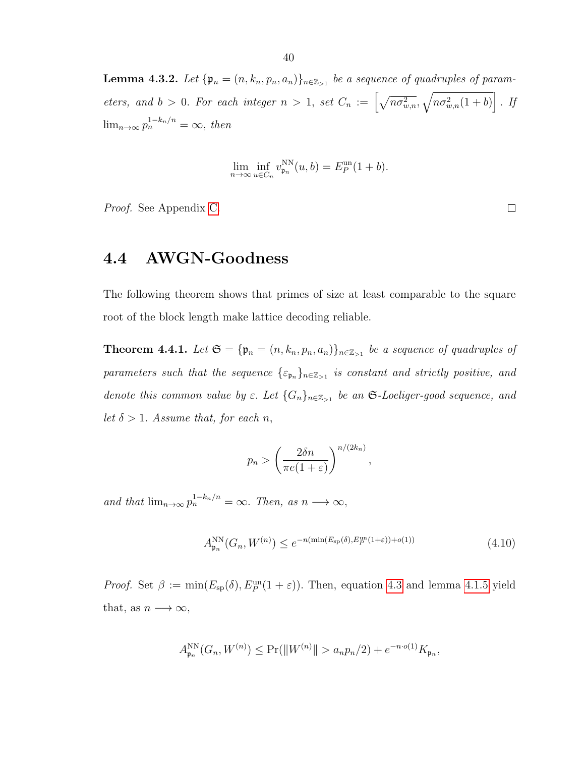**Lemma 4.3.2.** *Let $\{\mathfrak{p}_n = (n, k_n, p_n, a_n)\}_{n \in \mathbb{Z}_{>1}}$ be a sequence of quadruples of parameters, and $b > 0$. For each integer $n > 1$, set $C_n := \left[\sqrt{n\sigma_{w,n}^2}, \sqrt{n\sigma_{w,n}^2(1+b)}\right]$. If $\lim_{n\to\infty} p_n^{1-k_n/n} = \infty$, then*

$$\lim_{n\to\infty} \inf_{u \in C_n} v_{\mathfrak{p}_n}^{\mathrm{NN}}(u, b) = E_P^{\mathrm{un}}(1+b).$$

*Proof.* See Appendix C. □

## 4.4 AWGN-Goodness

The following theorem shows that primes of size at least comparable to the square root of the block length make lattice decoding reliable.

**Theorem 4.4.1.** *Let $\mathfrak{S} = \{\mathfrak{p}_n = (n, k_n, p_n, a_n)\}_{n \in \mathbb{Z}_{>1}}$ be a sequence of quadruples of parameters such that the sequence $\{\varepsilon_{\mathfrak{p}_n}\}_{n \in \mathbb{Z}_{>1}}$ is constant and strictly positive, and denote this common value by $\varepsilon$. Let $\{G_n\}_{n \in \mathbb{Z}_{>1}}$ be an $\mathfrak{S}$-Loeliger-good sequence, and let $\delta > 1$. Assume that, for each $n$,*

$$p_n > \left(\frac{2\delta n}{\pi e(1+\varepsilon)}\right)^{n/(2k_n)},$$

*and that $\lim_{n\to\infty} p_n^{1-k_n/n} = \infty$. Then, as $n \longrightarrow \infty$,*

$$A_{\mathfrak{p}_n}^{\mathrm{NN}}(G_n, W^{(n)}) \leq e^{-n(\min(E_{\mathrm{sp}}(\delta), E_P^{\mathrm{un}}(1+\varepsilon)) + o(1))} \tag{4.10}$$

*Proof.* Set $\beta := \min(E_{\mathrm{sp}}(\delta), E_P^{\mathrm{un}}(1+\varepsilon))$. Then, equation 4.3 and lemma 4.1.5 yield that, as $n \longrightarrow \infty$,

$$A_{\mathfrak{p}_n}^{\mathrm{NN}}(G_n, W^{(n)}) \leq \Pr(\|W^{(n)}\| > a_n p_n/2) + e^{-n \cdot o(1)} K_{\mathfrak{p}_n},$$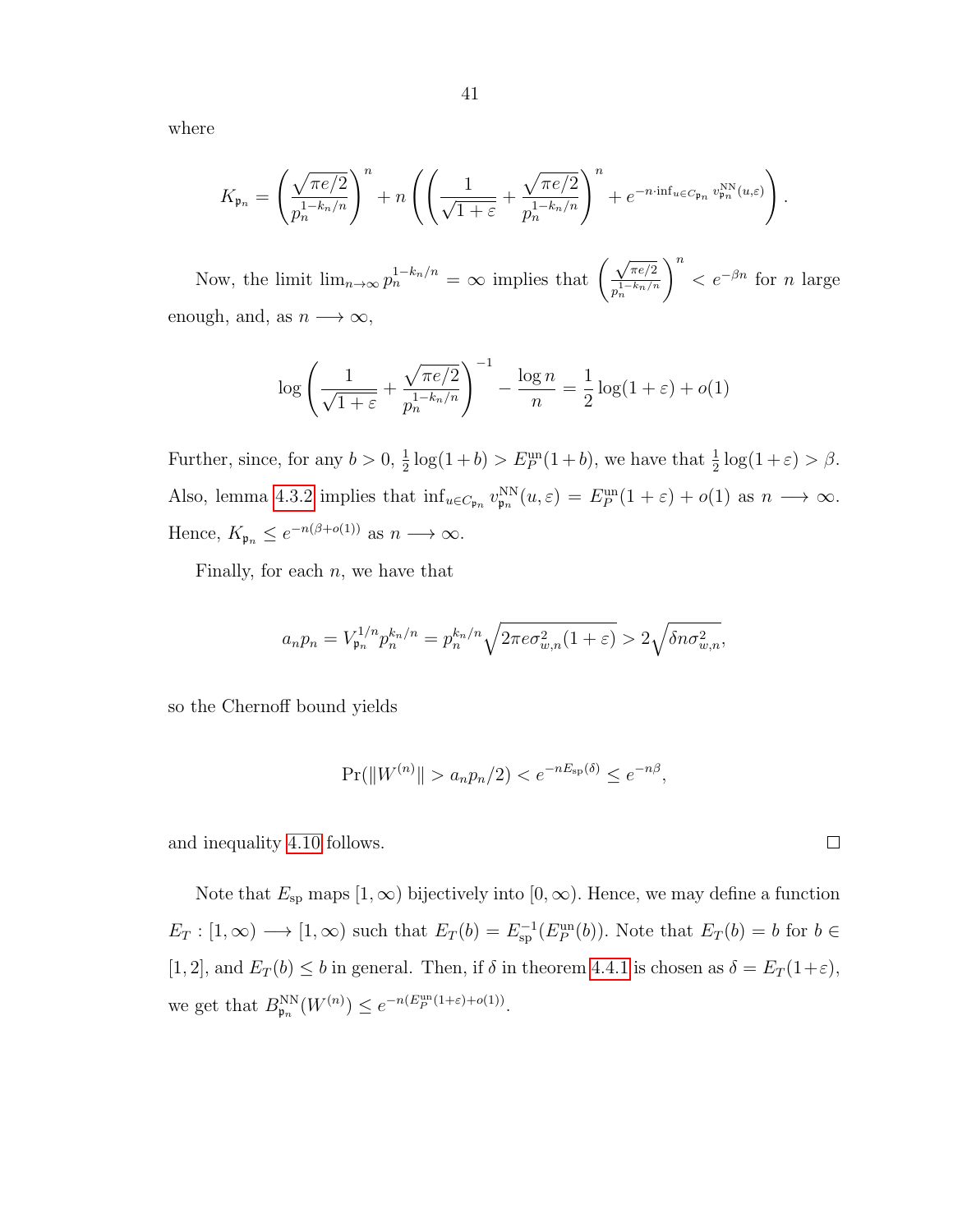where

$$K_{\mathfrak{p}_n} = \left( \frac{\sqrt{\pi e/2}}{p_n^{1-k_n/n}} \right)^n + n \left( \left( \frac{1}{\sqrt{1+\varepsilon}} + \frac{\sqrt{\pi e/2}}{p_n^{1-k_n/n}} \right)^n + e^{-n \cdot \inf_{u \in C_{\mathfrak{p}_n}} v_{\mathfrak{p}_n}^{\mathrm{NN}}(u,\varepsilon)} \right).$$

Now, the limit $\lim_{n \to \infty} p_n^{1-k_n/n} = \infty$ implies that $\left( \frac{\sqrt{\pi e/2}}{p_n^{1-k_n/n}} \right)^n < e^{-\beta n}$ for $n$ large enough, and, as $n \longrightarrow \infty$,

$$\log \left( \frac{1}{\sqrt{1+\varepsilon}} + \frac{\sqrt{\pi e/2}}{p_n^{1-k_n/n}} \right)^{-1} - \frac{\log n}{n} = \frac{1}{2} \log(1+\varepsilon) + o(1)$$

Further, since, for any $b > 0$, $\frac{1}{2}\log(1+b) > E_P^{\mathrm{un}}(1+b)$, we have that $\frac{1}{2}\log(1+\varepsilon) > \beta$. Also, lemma 4.3.2 implies that $\inf_{u \in C_{\mathfrak{p}_n}} v_{\mathfrak{p}_n}^{\mathrm{NN}}(u,\varepsilon) = E_P^{\mathrm{un}}(1+\varepsilon) + o(1)$ as $n \longrightarrow \infty$. Hence, $K_{\mathfrak{p}_n} \leq e^{-n(\beta + o(1))}$ as $n \longrightarrow \infty$.

Finally, for each $n$, we have that

$$a_n p_n = V_{\mathfrak{p}_n}^{1/n} p_n^{k_n/n} = p_n^{k_n/n} \sqrt{2\pi e \sigma_{w,n}^2 (1+\varepsilon)} > 2\sqrt{\delta n \sigma_{w,n}^2},$$

so the Chernoff bound yields

$$\Pr(\|W^{(n)}\| > a_n p_n/2) < e^{-nE_{\mathrm{sp}}(\delta)} \leq e^{-n\beta},$$

and inequality 4.10 follows. □

Note that $E_{\mathrm{sp}}$ maps $[1,\infty)$ bijectively into $[0,\infty)$. Hence, we may define a function $E_T : [1,\infty) \longrightarrow [1,\infty)$ such that $E_T(b) = E_{\mathrm{sp}}^{-1}(E_P^{\mathrm{un}}(b))$. Note that $E_T(b) = b$ for $b \in [1,2]$, and $E_T(b) \leq b$ in general. Then, if $\delta$ in theorem 4.4.1 is chosen as $\delta = E_T(1+\varepsilon)$, we get that $B_{\mathfrak{p}_n}^{\mathrm{NN}}(W^{(n)}) \leq e^{-n(E_P^{\mathrm{un}}(1+\varepsilon)+o(1))}$.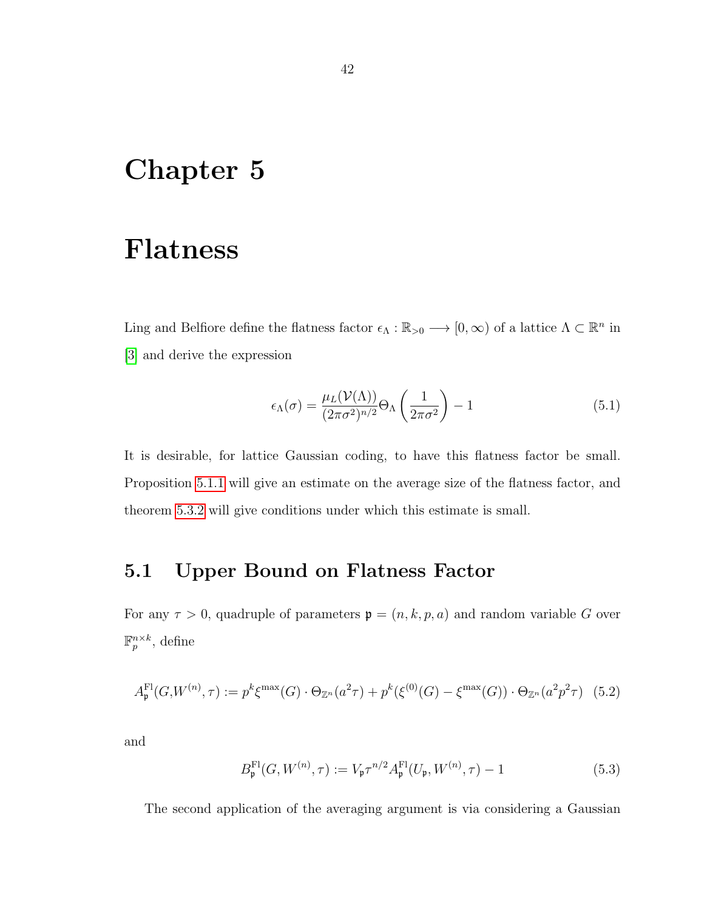# Chapter 5

# Flatness

Ling and Belfiore define the flatness factor $\epsilon_\Lambda : \mathbb{R}_{>0} \longrightarrow [0, \infty)$ of a lattice $\Lambda \subset \mathbb{R}^n$ in [3] and derive the expression

$$\epsilon_\Lambda(\sigma) = \frac{\mu_L(\mathcal{V}(\Lambda))}{(2\pi\sigma^2)^{n/2}} \Theta_\Lambda\left(\frac{1}{2\pi\sigma^2}\right) - 1 \tag{5.1}$$

It is desirable, for lattice Gaussian coding, to have this flatness factor be small. Proposition 5.1.1 will give an estimate on the average size of the flatness factor, and theorem 5.3.2 will give conditions under which this estimate is small.

## 5.1 Upper Bound on Flatness Factor

For any $\tau > 0$, quadruple of parameters $\mathfrak{p} = (n, k, p, a)$ and random variable $G$ over $\mathbb{F}_p^{n \times k}$, define

$$A_\mathfrak{p}^{\mathrm{Fl}}(G, W^{(n)}, \tau) := p^k \xi^{\max}(G) \cdot \Theta_{\mathbb{Z}^n}(a^2\tau) + p^k(\xi^{(0)}(G) - \xi^{\max}(G)) \cdot \Theta_{\mathbb{Z}^n}(a^2 p^2 \tau) \tag{5.2}$$

and

$$B_\mathfrak{p}^{\mathrm{Fl}}(G, W^{(n)}, \tau) := V_\mathfrak{p} \tau^{n/2} A_\mathfrak{p}^{\mathrm{Fl}}(U_\mathfrak{p}, W^{(n)}, \tau) - 1 \tag{5.3}$$

The second application of the averaging argument is via considering a Gaussian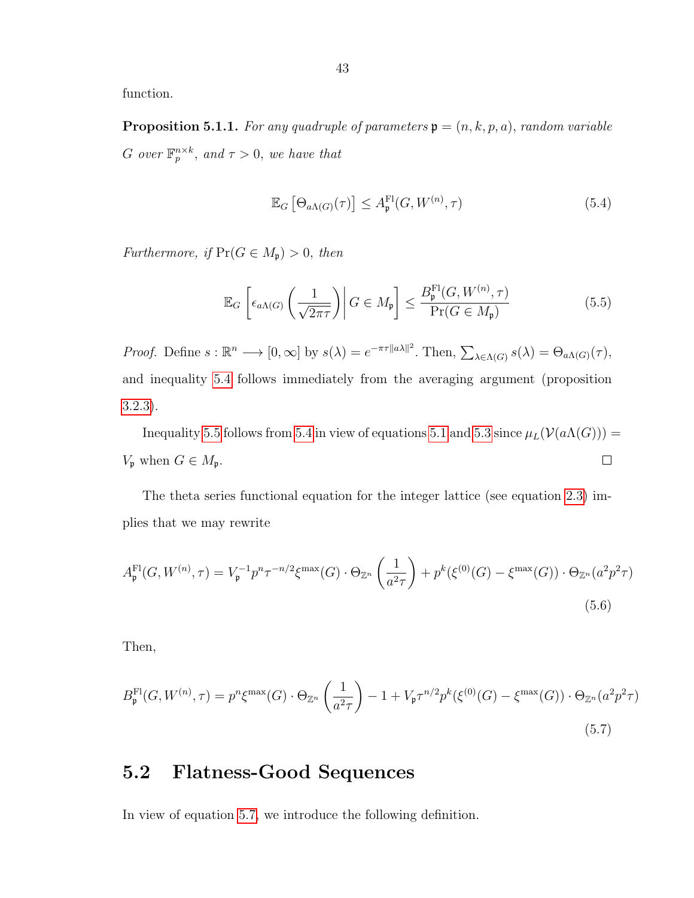function.

**Proposition 5.1.1.** *For any quadruple of parameters $\mathfrak{p} = (n, k, p, a)$, random variable $G$ over $\mathbb{F}_p^{n\times k}$, and $\tau > 0$, we have that*

$$\mathbb{E}_G \left[\Theta_{a\Lambda(G)}(\tau)\right] \leq A^{\mathrm{Fl}}_{\mathfrak{p}}(G, W^{(n)}, \tau) \tag{5.4}$$

*Furthermore, if $\Pr(G \in M_{\mathfrak{p}}) > 0$, then*

$$\mathbb{E}_G \left[ \epsilon_{a\Lambda(G)} \left( \frac{1}{\sqrt{2\pi\tau}} \right) \middle| G \in M_{\mathfrak{p}} \right] \leq \frac{B^{\mathrm{Fl}}_{\mathfrak{p}}(G, W^{(n)}, \tau)}{\Pr(G \in M_{\mathfrak{p}})} \tag{5.5}$$

*Proof.* Define $s : \mathbb{R}^n \longrightarrow [0, \infty]$ by $s(\lambda) = e^{-\pi\tau\|a\lambda\|^2}$. Then, $\sum_{\lambda\in\Lambda(G)} s(\lambda) = \Theta_{a\Lambda(G)}(\tau)$, and inequality 5.4 follows immediately from the averaging argument (proposition 3.2.3).

Inequality 5.5 follows from 5.4 in view of equations 5.1 and 5.3 since $\mu_L(\mathcal{V}(a\Lambda(G))) = V_{\mathfrak{p}}$ when $G \in M_{\mathfrak{p}}$. $\square$

The theta series functional equation for the integer lattice (see equation 2.3) implies that we may rewrite

$$A^{\mathrm{Fl}}_{\mathfrak{p}}(G, W^{(n)}, \tau) = V_{\mathfrak{p}}^{-1} p^n \tau^{-n/2} \xi^{\max}(G) \cdot \Theta_{\mathbb{Z}^n}\left(\frac{1}{a^2\tau}\right) + p^k(\xi^{(0)}(G) - \xi^{\max}(G)) \cdot \Theta_{\mathbb{Z}^n}(a^2p^2\tau) \tag{5.6}$$

Then,

$$B^{\mathrm{Fl}}_{\mathfrak{p}}(G, W^{(n)}, \tau) = p^n \xi^{\max}(G) \cdot \Theta_{\mathbb{Z}^n}\left(\frac{1}{a^2\tau}\right) - 1 + V_{\mathfrak{p}} \tau^{n/2} p^k(\xi^{(0)}(G) - \xi^{\max}(G)) \cdot \Theta_{\mathbb{Z}^n}(a^2p^2\tau) \tag{5.7}$$

## 5.2 Flatness-Good Sequences

In view of equation 5.7, we introduce the following definition.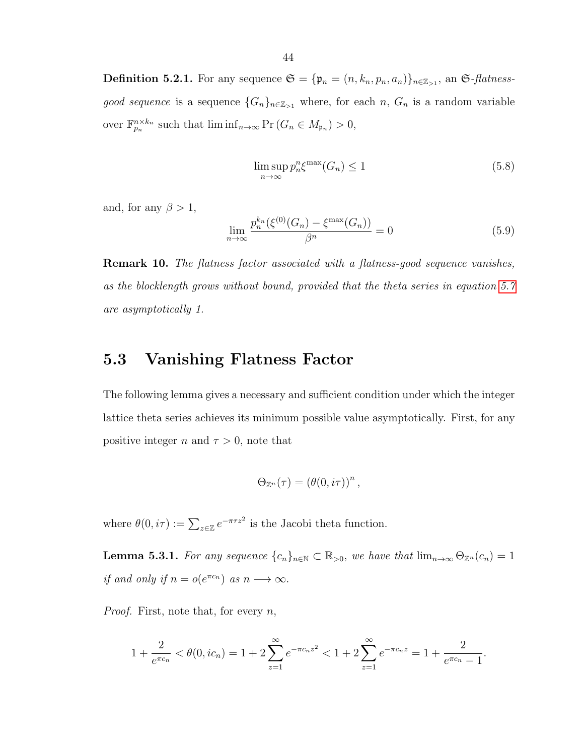**Definition 5.2.1.** For any sequence $\mathfrak{S} = \{\mathfrak{p}_n = (n, k_n, p_n, a_n)\}_{n \in \mathbb{Z}_{>1}}$, an $\mathfrak{S}$*-flatness-good sequence* is a sequence $\{G_n\}_{n \in \mathbb{Z}_{>1}}$ where, for each $n$, $G_n$ is a random variable over $\mathbb{F}_{p_n}^{n \times k_n}$ such that $\liminf_{n \to \infty} \Pr(G_n \in M_{\mathfrak{p}_n}) > 0$,

$$\limsup_{n \to \infty} p_n^n \xi^{\max}(G_n) \leq 1 \tag{5.8}$$

and, for any $\beta > 1$,

$$\lim_{n \to \infty} \frac{p_n^{k_n}(\xi^{(0)}(G_n) - \xi^{\max}(G_n))}{\beta^n} = 0 \tag{5.9}$$

**Remark 10.** *The flatness factor associated with a flatness-good sequence vanishes, as the blocklength grows without bound, provided that the theta series in equation 5.7 are asymptotically 1.*

## 5.3 Vanishing Flatness Factor

The following lemma gives a necessary and sufficient condition under which the integer lattice theta series achieves its minimum possible value asymptotically. First, for any positive integer $n$ and $\tau > 0$, note that

$$\Theta_{\mathbb{Z}^n}(\tau) = (\theta(0, i\tau))^n,$$

where $\theta(0, i\tau) := \sum_{z \in \mathbb{Z}} e^{-\pi\tau z^2}$ is the Jacobi theta function.

**Lemma 5.3.1.** *For any sequence $\{c_n\}_{n \in \mathbb{N}} \subset \mathbb{R}_{>0}$, we have that $\lim_{n \to \infty} \Theta_{\mathbb{Z}^n}(c_n) = 1$ if and only if $n = o(e^{\pi c_n})$ as $n \longrightarrow \infty$.*

*Proof.* First, note that, for every $n$,

$$1 + \frac{2}{e^{\pi c_n}} < \theta(0, ic_n) = 1 + 2\sum_{z=1}^{\infty} e^{-\pi c_n z^2} < 1 + 2\sum_{z=1}^{\infty} e^{-\pi c_n z} = 1 + \frac{2}{e^{\pi c_n} - 1}.$$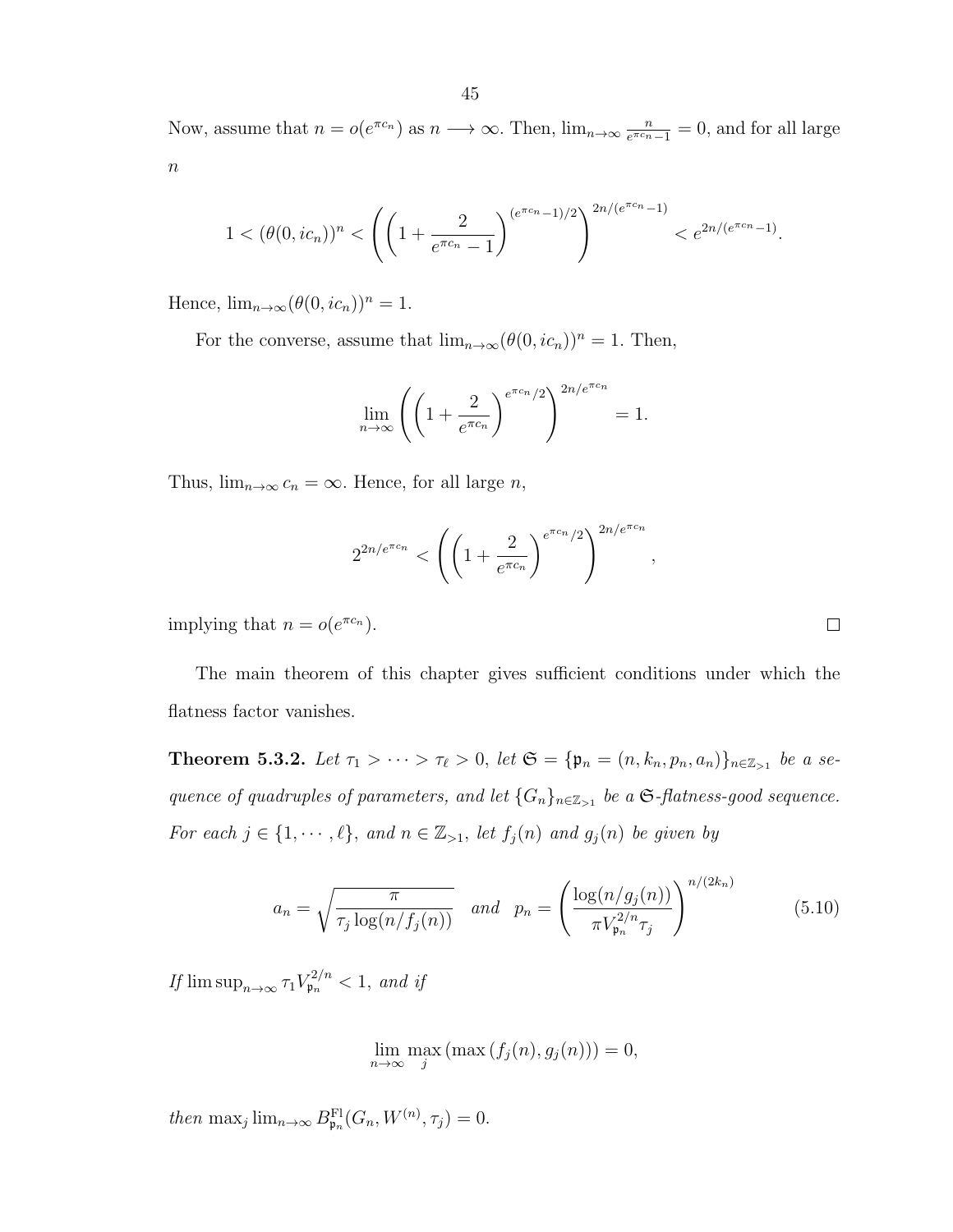Now, assume that $n = o(e^{\pi c_n})$ as $n \longrightarrow \infty$. Then, $\lim_{n\to\infty} \frac{n}{e^{\pi c_n}-1} = 0$, and for all large $n$

$$1 < (\theta(0, ic_n))^n < \left( \left(1 + \frac{2}{e^{\pi c_n} - 1}\right)^{(e^{\pi c_n}-1)/2} \right)^{2n/(e^{\pi c_n}-1)} < e^{2n/(e^{\pi c_n}-1)}.$$

Hence, $\lim_{n\to\infty}(\theta(0, ic_n))^n = 1$.

For the converse, assume that $\lim_{n\to\infty}(\theta(0, ic_n))^n = 1$. Then,

$$\lim_{n\to\infty} \left( \left(1 + \frac{2}{e^{\pi c_n}}\right)^{e^{\pi c_n}/2} \right)^{2n/e^{\pi c_n}} = 1.$$

Thus, $\lim_{n\to\infty} c_n = \infty$. Hence, for all large $n$,

$$2^{2n/e^{\pi c_n}} < \left( \left(1 + \frac{2}{e^{\pi c_n}}\right)^{e^{\pi c_n}/2} \right)^{2n/e^{\pi c_n}},$$

implying that $n = o(e^{\pi c_n})$. $\square$

The main theorem of this chapter gives sufficient conditions under which the flatness factor vanishes.

**Theorem 5.3.2.** *Let $\tau_1 > \cdots > \tau_\ell > 0$, let $\mathfrak{S} = \{\mathfrak{p}_n = (n, k_n, p_n, a_n)\}_{n\in\mathbb{Z}_{>1}}$ be a sequence of quadruples of parameters, and let $\{G_n\}_{n\in\mathbb{Z}_{>1}}$ be a $\mathfrak{S}$-flatness-good sequence. For each $j \in \{1, \cdots, \ell\}$, and $n \in \mathbb{Z}_{>1}$, let $f_j(n)$ and $g_j(n)$ be given by*

$$a_n = \sqrt{\frac{\pi}{\tau_j \log(n/f_j(n))}} \quad \text{and} \quad p_n = \left(\frac{\log(n/g_j(n))}{\pi V_{\mathfrak{p}_n}^{2/n} \tau_j}\right)^{n/(2k_n)} \tag{5.10}$$

*If $\limsup_{n\to\infty} \tau_1 V_{\mathfrak{p}_n}^{2/n} < 1$, and if*

$$\lim_{n\to\infty} \max_j \left(\max\left(f_j(n), g_j(n)\right)\right) = 0,$$

*then $\max_j \lim_{n\to\infty} B^{\mathrm{Fl}}_{\mathfrak{p}_n}(G_n, W^{(n)}, \tau_j) = 0$.*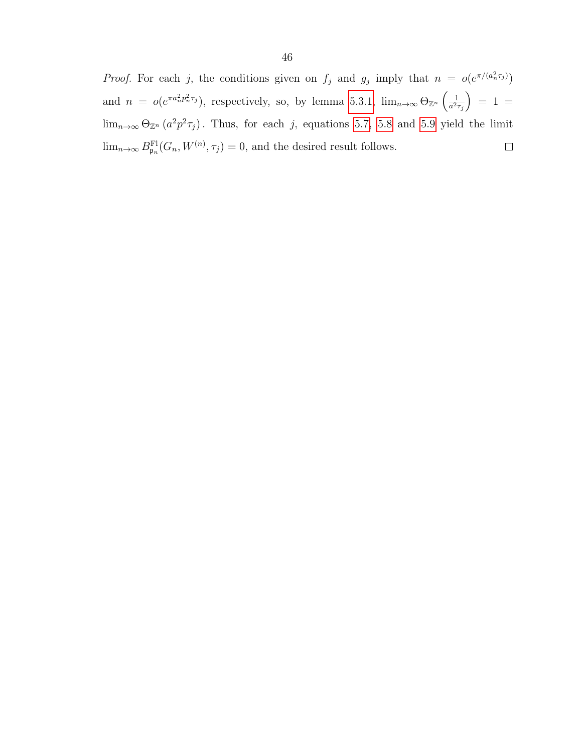*Proof.* For each $j$, the conditions given on $f_j$ and $g_j$ imply that $n = o(e^{\pi/(a_n^2 \tau_j)})$ and $n = o(e^{\pi a_n^2 p_n^2 \tau_j})$, respectively, so, by lemma 5.3.1, $\lim_{n\to\infty} \Theta_{\mathbb{Z}^n}\left(\frac{1}{a^2\tau_j}\right) = 1 = \lim_{n\to\infty} \Theta_{\mathbb{Z}^n}\left(a^2 p^2 \tau_j\right)$. Thus, for each $j$, equations 5.7, 5.8 and 5.9 yield the limit $\lim_{n\to\infty} B^{\mathrm{Fl}}_{\mathfrak{p}_n}(G_n, W^{(n)}, \tau_j) = 0$, and the desired result follows. □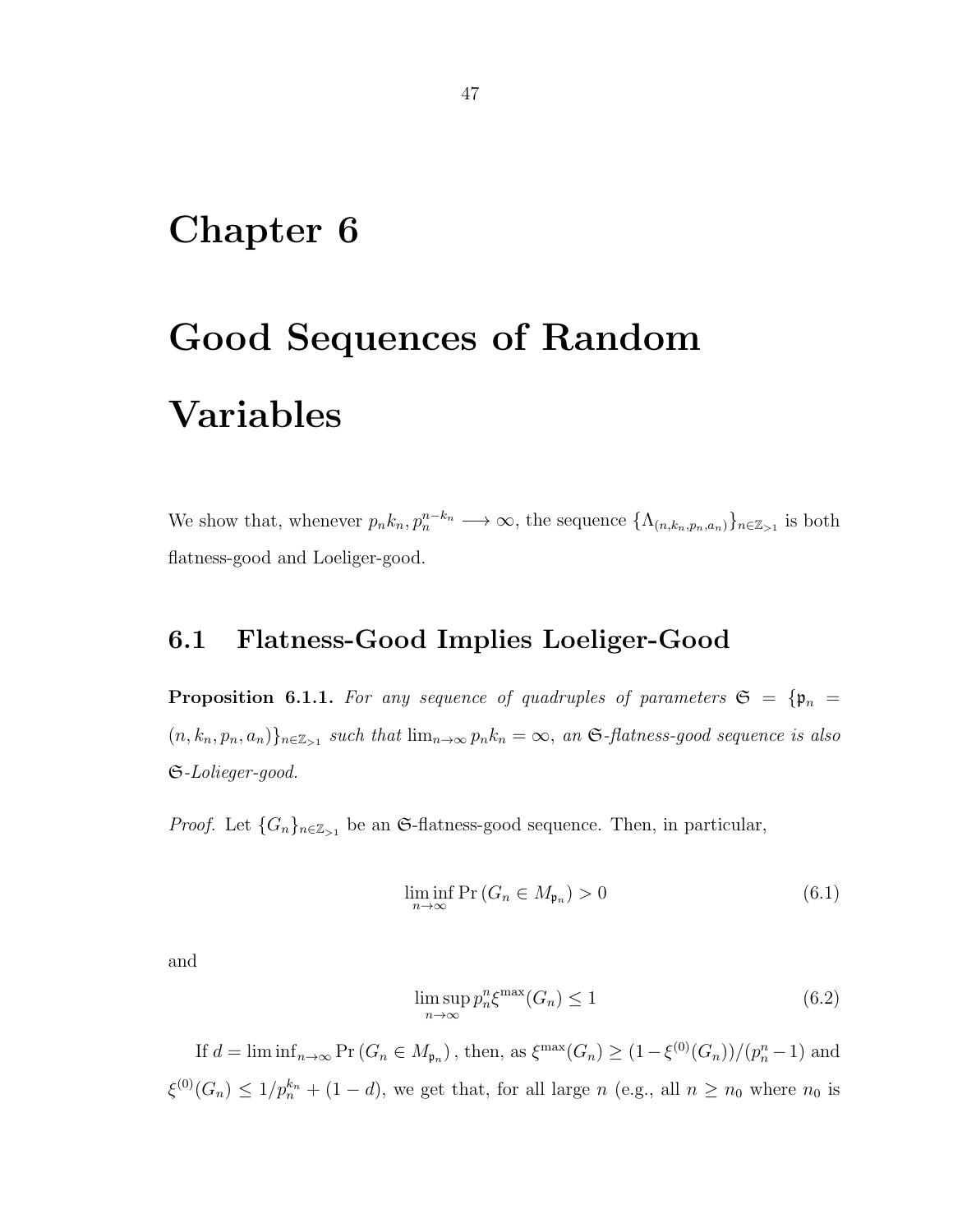# Chapter 6

# Good Sequences of Random Variables

We show that, whenever $p_n k_n, p_n^{n-k_n} \longrightarrow \infty$, the sequence $\{\Lambda_{(n,k_n,p_n,a_n)}\}_{n\in\mathbb{Z}_{>1}}$ is both flatness-good and Loeliger-good.

## 6.1 Flatness-Good Implies Loeliger-Good

**Proposition 6.1.1.** *For any sequence of quadruples of parameters $\mathfrak{S} = \{\mathfrak{p}_n = (n, k_n, p_n, a_n)\}_{n\in\mathbb{Z}_{>1}}$ such that $\lim_{n\to\infty} p_n k_n = \infty$, an $\mathfrak{S}$-flatness-good sequence is also $\mathfrak{S}$-Lolieger-good.*

*Proof.* Let $\{G_n\}_{n\in\mathbb{Z}_{>1}}$ be an $\mathfrak{S}$-flatness-good sequence. Then, in particular,

$$\liminf_{n\to\infty} \Pr\left(G_n \in M_{\mathfrak{p}_n}\right) > 0 \tag{6.1}$$

and

$$\limsup_{n\to\infty} p_n^n \xi^{\max}(G_n) \leq 1 \tag{6.2}$$

If $d = \liminf_{n\to\infty} \Pr\left(G_n \in M_{\mathfrak{p}_n}\right)$, then, as $\xi^{\max}(G_n) \geq (1-\xi^{(0)}(G_n))/(p_n^n - 1)$ and $\xi^{(0)}(G_n) \leq 1/p_n^{k_n} + (1-d)$, we get that, for all large $n$ (e.g., all $n \geq n_0$ where $n_0$ is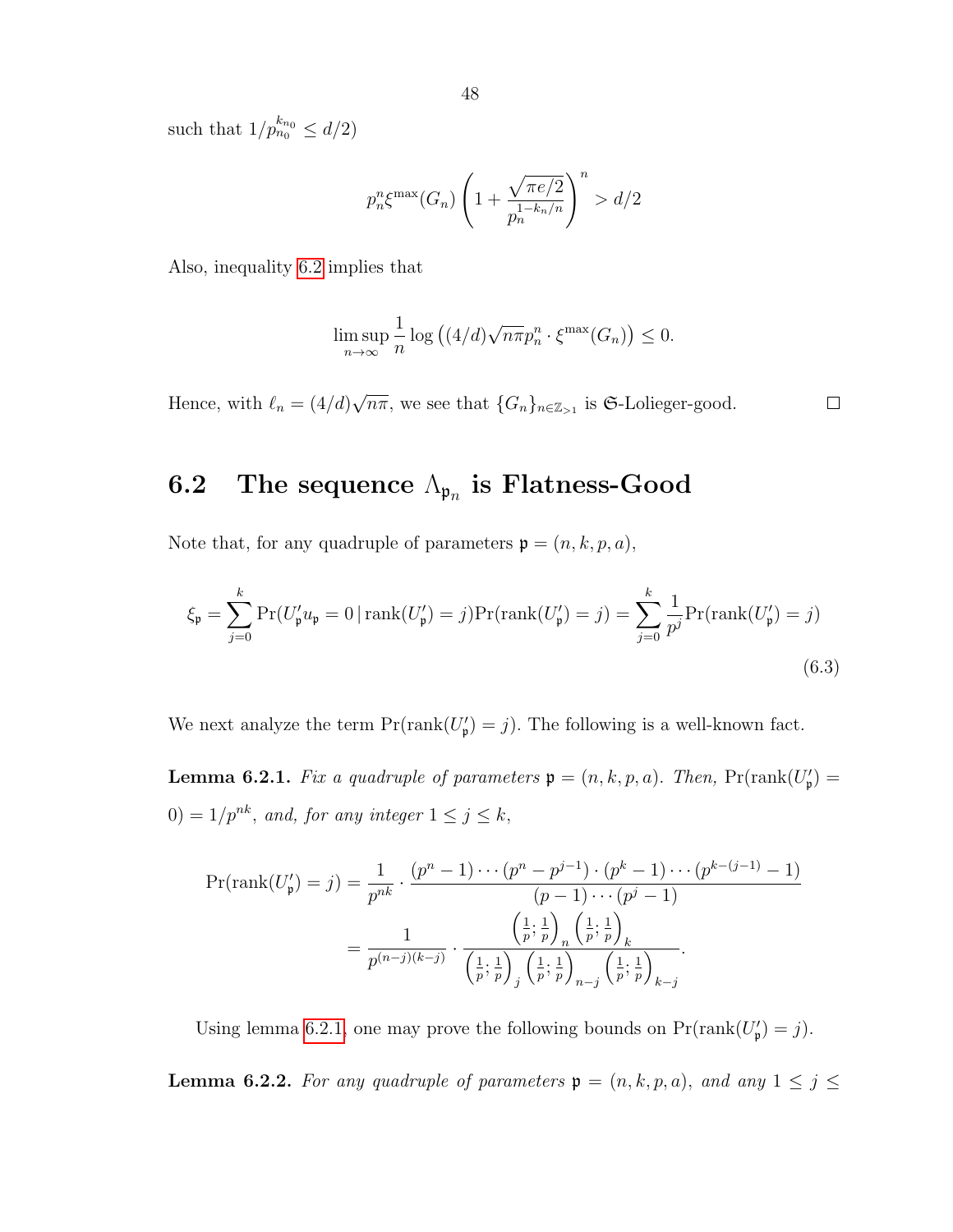such that $1/p_{n_0}^{k_{n_0}} \le d/2$)

$$p_n^n \xi^{\max}(G_n) \left(1 + \frac{\sqrt{\pi e/2}}{p_n^{1-k_n/n}}\right)^n > d/2$$

Also, inequality 6.2 implies that

$$\limsup_{n\to\infty} \frac{1}{n} \log\left((4/d)\sqrt{n\pi} p_n^n \cdot \xi^{\max}(G_n)\right) \le 0.$$

Hence, with $\ell_n = (4/d)\sqrt{n\pi}$, we see that $\{G_n\}_{n\in\mathbb{Z}_{>1}}$ is $\mathfrak{G}$-Lolieger-good. $\square$

## 6.2 The sequence $\Lambda_{\mathfrak{p}_n}$ is Flatness-Good

Note that, for any quadruple of parameters $\mathfrak{p} = (n, k, p, a)$,

$$\xi_{\mathfrak{p}} = \sum_{j=0}^{k} \Pr(U'_{\mathfrak{p}} u_{\mathfrak{p}} = 0 \,|\, \mathrm{rank}(U'_{\mathfrak{p}}) = j) \Pr(\mathrm{rank}(U'_{\mathfrak{p}}) = j) = \sum_{j=0}^{k} \frac{1}{p^j} \Pr(\mathrm{rank}(U'_{\mathfrak{p}}) = j) \tag{6.3}$$

We next analyze the term $\Pr(\mathrm{rank}(U'_{\mathfrak{p}}) = j)$. The following is a well-known fact.

**Lemma 6.2.1.** *Fix a quadruple of parameters $\mathfrak{p} = (n, k, p, a)$. Then, $\Pr(\mathrm{rank}(U'_{\mathfrak{p}}) = 0) = 1/p^{nk}$, and, for any integer $1 \le j \le k$,*

$$\begin{aligned}
\Pr(\mathrm{rank}(U'_{\mathfrak{p}}) = j) &= \frac{1}{p^{nk}} \cdot \frac{(p^n - 1)\cdots(p^n - p^{j-1}) \cdot (p^k - 1)\cdots(p^{k-(j-1)} - 1)}{(p-1)\cdots(p^j - 1)} \\
&= \frac{1}{p^{(n-j)(k-j)}} \cdot \frac{\left(\frac{1}{p};\frac{1}{p}\right)_n \left(\frac{1}{p};\frac{1}{p}\right)_k}{\left(\frac{1}{p};\frac{1}{p}\right)_j \left(\frac{1}{p};\frac{1}{p}\right)_{n-j} \left(\frac{1}{p};\frac{1}{p}\right)_{k-j}}.
\end{aligned}$$

Using lemma 6.2.1, one may prove the following bounds on $\Pr(\mathrm{rank}(U'_{\mathfrak{p}}) = j)$.

**Lemma 6.2.2.** *For any quadruple of parameters $\mathfrak{p} = (n, k, p, a)$, and any $1 \le j \le$*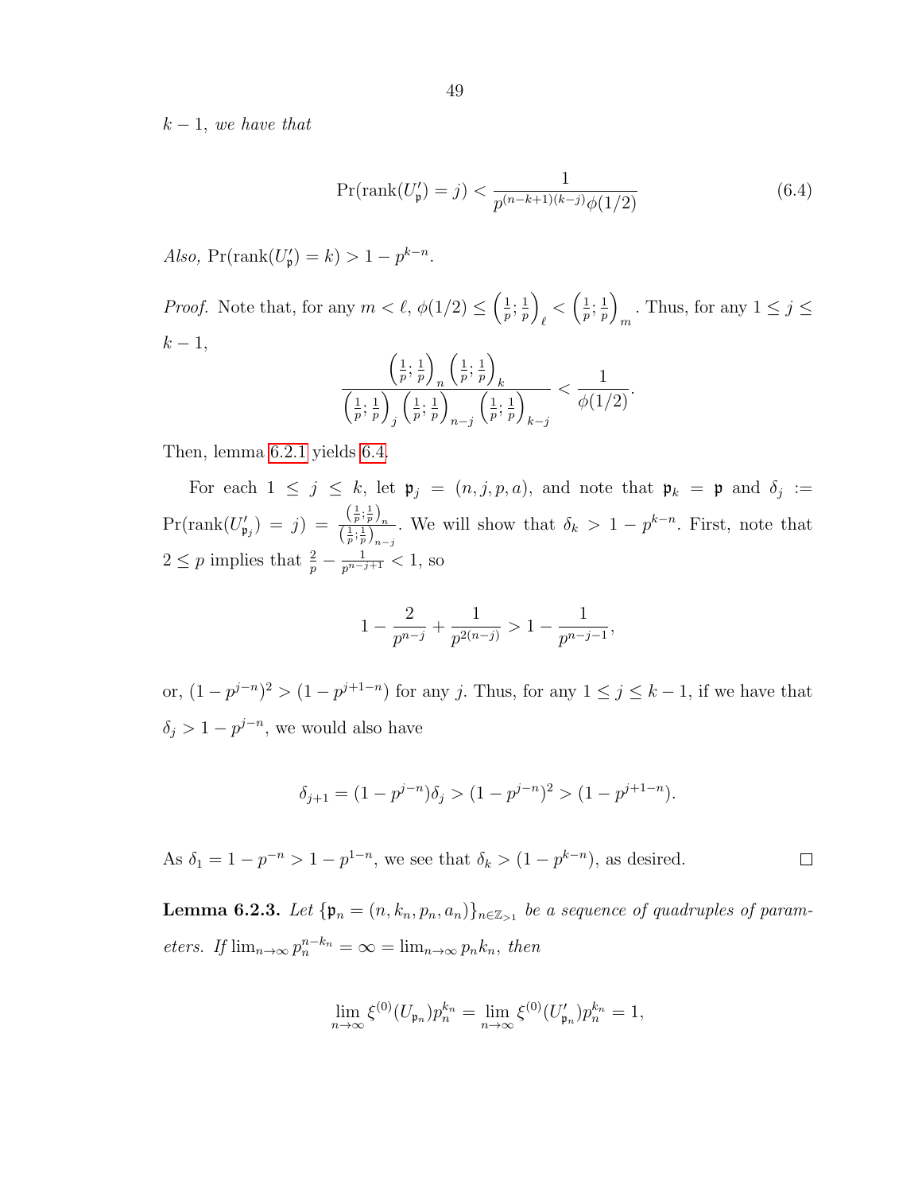*$k-1$, we have that*

$$\Pr(\mathrm{rank}(U'_{\mathfrak{p}}) = j) < \frac{1}{p^{(n-k+1)(k-j)}\phi(1/2)} \tag{6.4}$$

*Also,* $\Pr(\mathrm{rank}(U'_{\mathfrak{p}}) = k) > 1 - p^{k-n}$.

*Proof.* Note that, for any $m < \ell$, $\phi(1/2) \leq \left(\frac{1}{p}; \frac{1}{p}\right)_\ell < \left(\frac{1}{p}; \frac{1}{p}\right)_m$. Thus, for any $1 \leq j \leq k-1$,

$$\frac{\left(\frac{1}{p}; \frac{1}{p}\right)_n \left(\frac{1}{p}; \frac{1}{p}\right)_k}{\left(\frac{1}{p}; \frac{1}{p}\right)_j \left(\frac{1}{p}; \frac{1}{p}\right)_{n-j} \left(\frac{1}{p}; \frac{1}{p}\right)_{k-j}} < \frac{1}{\phi(1/2)}.$$

Then, lemma 6.2.1 yields 6.4.

For each $1 \leq j \leq k$, let $\mathfrak{p}_j = (n, j, p, a)$, and note that $\mathfrak{p}_k = \mathfrak{p}$ and $\delta_j := \Pr(\mathrm{rank}(U'_{\mathfrak{p}_j}) = j) = \frac{\left(\frac{1}{p}; \frac{1}{p}\right)_n}{\left(\frac{1}{p}; \frac{1}{p}\right)_{n-j}}$. We will show that $\delta_k > 1 - p^{k-n}$. First, note that $2 \leq p$ implies that $\frac{2}{p} - \frac{1}{p^{n-j+1}} < 1$, so

$$1 - \frac{2}{p^{n-j}} + \frac{1}{p^{2(n-j)}} > 1 - \frac{1}{p^{n-j-1}},$$

or, $(1 - p^{j-n})^2 > (1 - p^{j+1-n})$ for any $j$. Thus, for any $1 \leq j \leq k-1$, if we have that $\delta_j > 1 - p^{j-n}$, we would also have

$$\delta_{j+1} = (1 - p^{j-n})\delta_j > (1 - p^{j-n})^2 > (1 - p^{j+1-n}).$$

As $\delta_1 = 1 - p^{-n} > 1 - p^{1-n}$, we see that $\delta_k > (1 - p^{k-n})$, as desired. $\square$

**Lemma 6.2.3.** *Let $\{\mathfrak{p}_n = (n, k_n, p_n, a_n)\}_{n \in \mathbb{Z}_{>1}}$ be a sequence of quadruples of parameters. If $\lim_{n\to\infty} p_n^{n-k_n} = \infty = \lim_{n\to\infty} p_n k_n$, then*

$$\lim_{n\to\infty} \xi^{(0)}(U_{\mathfrak{p}_n}) p_n^{k_n} = \lim_{n\to\infty} \xi^{(0)}(U'_{\mathfrak{p}_n}) p_n^{k_n} = 1,$$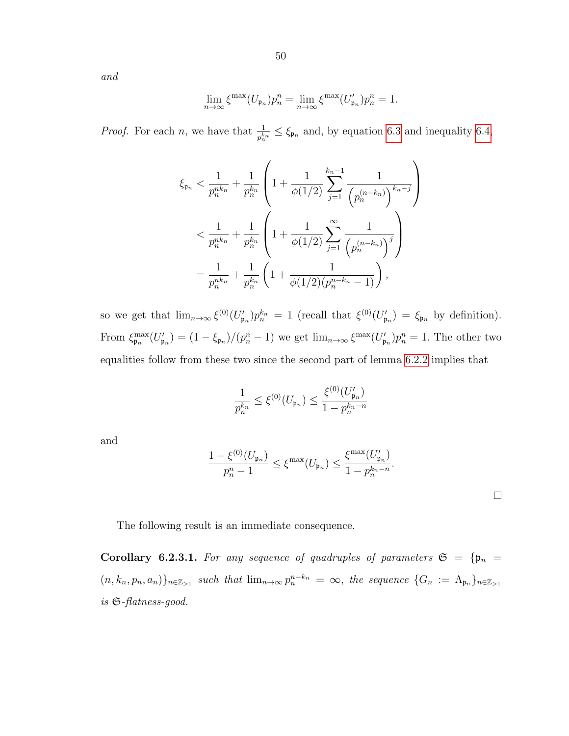*and*

$$\lim_{n\to\infty} \xi^{\max}(U_{\mathfrak{p}_n}) p_n^n = \lim_{n\to\infty} \xi^{\max}(U'_{\mathfrak{p}_n}) p_n^n = 1.$$

*Proof.* For each $n$, we have that $\frac{1}{p_n^{k_n}} \le \xi_{\mathfrak{p}_n}$ and, by equation 6.3 and inequality 6.4,

$$\begin{aligned}
\xi_{\mathfrak{p}_n} &< \frac{1}{p_n^{nk_n}} + \frac{1}{p_n^{k_n}} \left( 1 + \frac{1}{\phi(1/2)} \sum_{j=1}^{k_n - 1} \frac{1}{\left(p_n^{(n-k_n)}\right)^{k_n - j}} \right) \\
&< \frac{1}{p_n^{nk_n}} + \frac{1}{p_n^{k_n}} \left( 1 + \frac{1}{\phi(1/2)} \sum_{j=1}^{\infty} \frac{1}{\left(p_n^{(n-k_n)}\right)^{j}} \right) \\
&= \frac{1}{p_n^{nk_n}} + \frac{1}{p_n^{k_n}} \left( 1 + \frac{1}{\phi(1/2)(p_n^{n-k_n} - 1)} \right),
\end{aligned}$$

so we get that $\lim_{n\to\infty} \xi^{(0)}(U'_{\mathfrak{p}_n}) p_n^{k_n} = 1$ (recall that $\xi^{(0)}(U'_{\mathfrak{p}_n}) = \xi_{\mathfrak{p}_n}$ by definition). From $\xi^{\max}_{\mathfrak{p}_n}(U'_{\mathfrak{p}_n}) = (1 - \xi_{\mathfrak{p}_n})/(p_n^n - 1)$ we get $\lim_{n\to\infty} \xi^{\max}(U'_{\mathfrak{p}_n}) p_n^n = 1$. The other two equalities follow from these two since the second part of lemma 6.2.2 implies that

$$\frac{1}{p_n^{k_n}} \le \xi^{(0)}(U_{\mathfrak{p}_n}) \le \frac{\xi^{(0)}(U'_{\mathfrak{p}_n})}{1 - p_n^{k_n - n}}$$

and

$$\frac{1 - \xi^{(0)}(U_{\mathfrak{p}_n})}{p_n^n - 1} \le \xi^{\max}(U_{\mathfrak{p}_n}) \le \frac{\xi^{\max}(U'_{\mathfrak{p}_n})}{1 - p_n^{k_n - n}}.$$

∎

The following result is an immediate consequence.

**Corollary 6.2.3.1.** *For any sequence of quadruples of parameters $\mathfrak{S} = \{\mathfrak{p}_n = (n, k_n, p_n, a_n)\}_{n\in\mathbb{Z}_{>1}}$ such that $\lim_{n\to\infty} p_n^{n-k_n} = \infty$, the sequence $\{G_n := \Lambda_{\mathfrak{p}_n}\}_{n\in\mathbb{Z}_{>1}}$ is $\mathfrak{S}$-flatness-good.*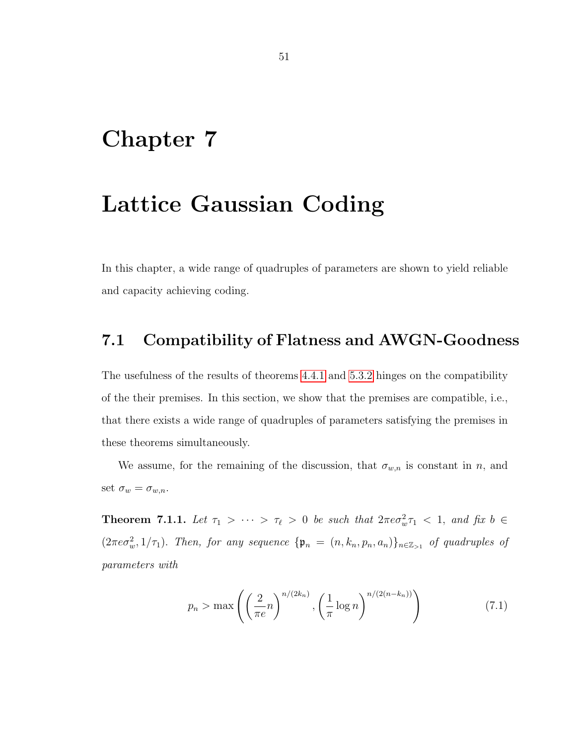# Chapter 7

# Lattice Gaussian Coding

In this chapter, a wide range of quadruples of parameters are shown to yield reliable and capacity achieving coding.

## 7.1 Compatibility of Flatness and AWGN-Goodness

The usefulness of the results of theorems 4.4.1 and 5.3.2 hinges on the compatibility of the their premises. In this section, we show that the premises are compatible, i.e., that there exists a wide range of quadruples of parameters satisfying the premises in these theorems simultaneously.

We assume, for the remaining of the discussion, that $\sigma_{w,n}$ is constant in $n$, and set $\sigma_w = \sigma_{w,n}$.

**Theorem 7.1.1.** *Let $\tau_1 > \cdots > \tau_\ell > 0$ be such that $2\pi e \sigma_w^2 \tau_1 < 1$, and fix $b \in (2\pi e \sigma_w^2, 1/\tau_1)$. Then, for any sequence $\{\mathfrak{p}_n = (n, k_n, p_n, a_n)\}_{n \in \mathbb{Z}_{>1}}$ of quadruples of parameters with*

$$p_n > \max\left(\left(\frac{2}{\pi e} n\right)^{n/(2k_n)}, \left(\frac{1}{\pi} \log n\right)^{n/(2(n-k_n))}\right) \tag{7.1}$$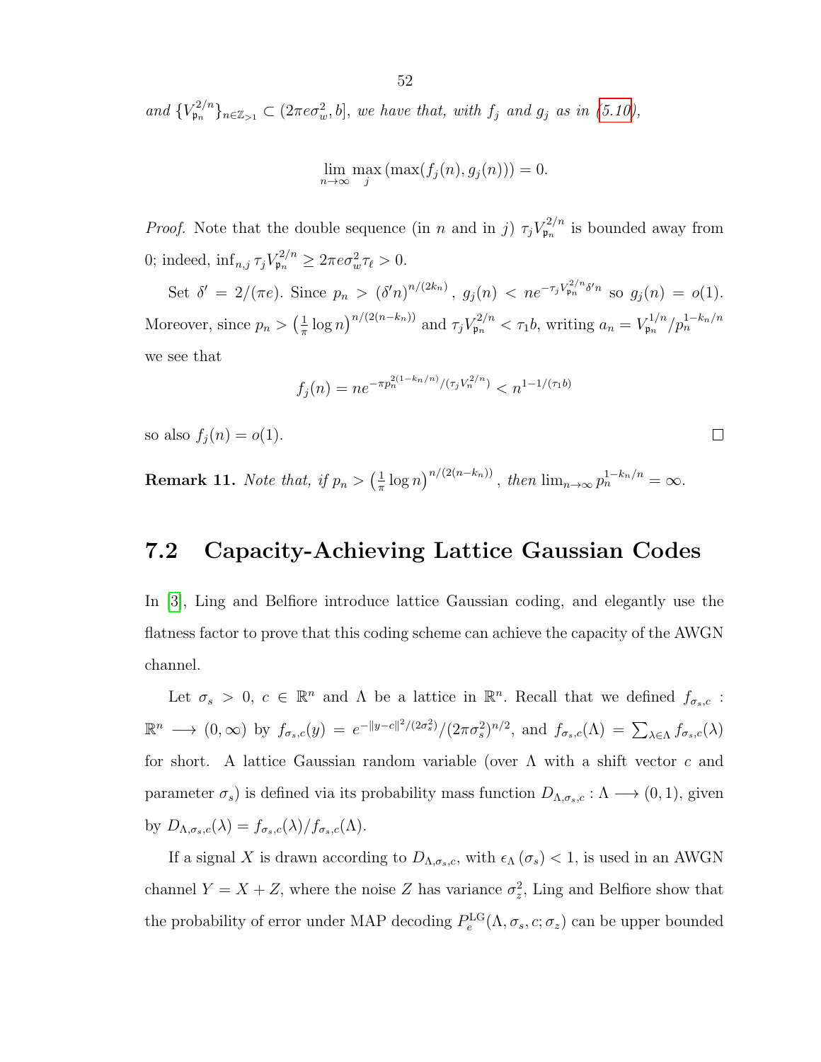*and* $\{V_{\mathfrak{p}_n}^{2/n}\}_{n\in\mathbb{Z}_{>1}} \subset (2\pi e\sigma_w^2, b]$*, we have that, with* $f_j$ *and* $g_j$ *as in (5.10),*

$$\lim_{n\to\infty} \max_j \left(\max(f_j(n), g_j(n))\right) = 0.$$

*Proof.* Note that the double sequence (in $n$ and in $j$) $\tau_j V_{\mathfrak{p}_n}^{2/n}$ is bounded away from 0; indeed, $\inf_{n,j} \tau_j V_{\mathfrak{p}_n}^{2/n} \geq 2\pi e\sigma_w^2 \tau_\ell > 0$.

Set $\delta' = 2/(\pi e)$. Since $p_n > (\delta' n)^{n/(2k_n)}$, $g_j(n) < ne^{-\tau_j V_{\mathfrak{p}_n}^{2/n}\delta' n}$ so $g_j(n) = o(1)$. Moreover, since $p_n > \left(\frac{1}{\pi}\log n\right)^{n/(2(n-k_n))}$ and $\tau_j V_{\mathfrak{p}_n}^{2/n} < \tau_1 b$, writing $a_n = V_{\mathfrak{p}_n}^{1/n}/p_n^{1-k_n/n}$ we see that

$$f_j(n) = ne^{-\pi p_n^{2(1-k_n/n)}/(\tau_j V_n^{2/n})} < n^{1-1/(\tau_1 b)}$$

so also $f_j(n) = o(1)$. □

**Remark 11.** *Note that, if* $p_n > \left(\frac{1}{\pi}\log n\right)^{n/(2(n-k_n))}$, *then* $\lim_{n\to\infty} p_n^{1-k_n/n} = \infty$.

## 7.2 Capacity-Achieving Lattice Gaussian Codes

In [3], Ling and Belfiore introduce lattice Gaussian coding, and elegantly use the flatness factor to prove that this coding scheme can achieve the capacity of the AWGN channel.

Let $\sigma_s > 0$, $c \in \mathbb{R}^n$ and $\Lambda$ be a lattice in $\mathbb{R}^n$. Recall that we defined $f_{\sigma_s,c} : \mathbb{R}^n \longrightarrow (0,\infty)$ by $f_{\sigma_s,c}(y) = e^{-\|y-c\|^2/(2\sigma_s^2)}/(2\pi\sigma_s^2)^{n/2}$, and $f_{\sigma_s,c}(\Lambda) = \sum_{\lambda\in\Lambda} f_{\sigma_s,c}(\lambda)$ for short. A lattice Gaussian random variable (over $\Lambda$ with a shift vector $c$ and parameter $\sigma_s$) is defined via its probability mass function $D_{\Lambda,\sigma_s,c} : \Lambda \longrightarrow (0,1)$, given by $D_{\Lambda,\sigma_s,c}(\lambda) = f_{\sigma_s,c}(\lambda)/f_{\sigma_s,c}(\Lambda)$.

If a signal $X$ is drawn according to $D_{\Lambda,\sigma_s,c}$, with $\epsilon_\Lambda(\sigma_s) < 1$, is used in an AWGN channel $Y = X + Z$, where the noise $Z$ has variance $\sigma_z^2$, Ling and Belfiore show that the probability of error under MAP decoding $P_e^{\text{LG}}(\Lambda, \sigma_s, c; \sigma_z)$ can be upper bounded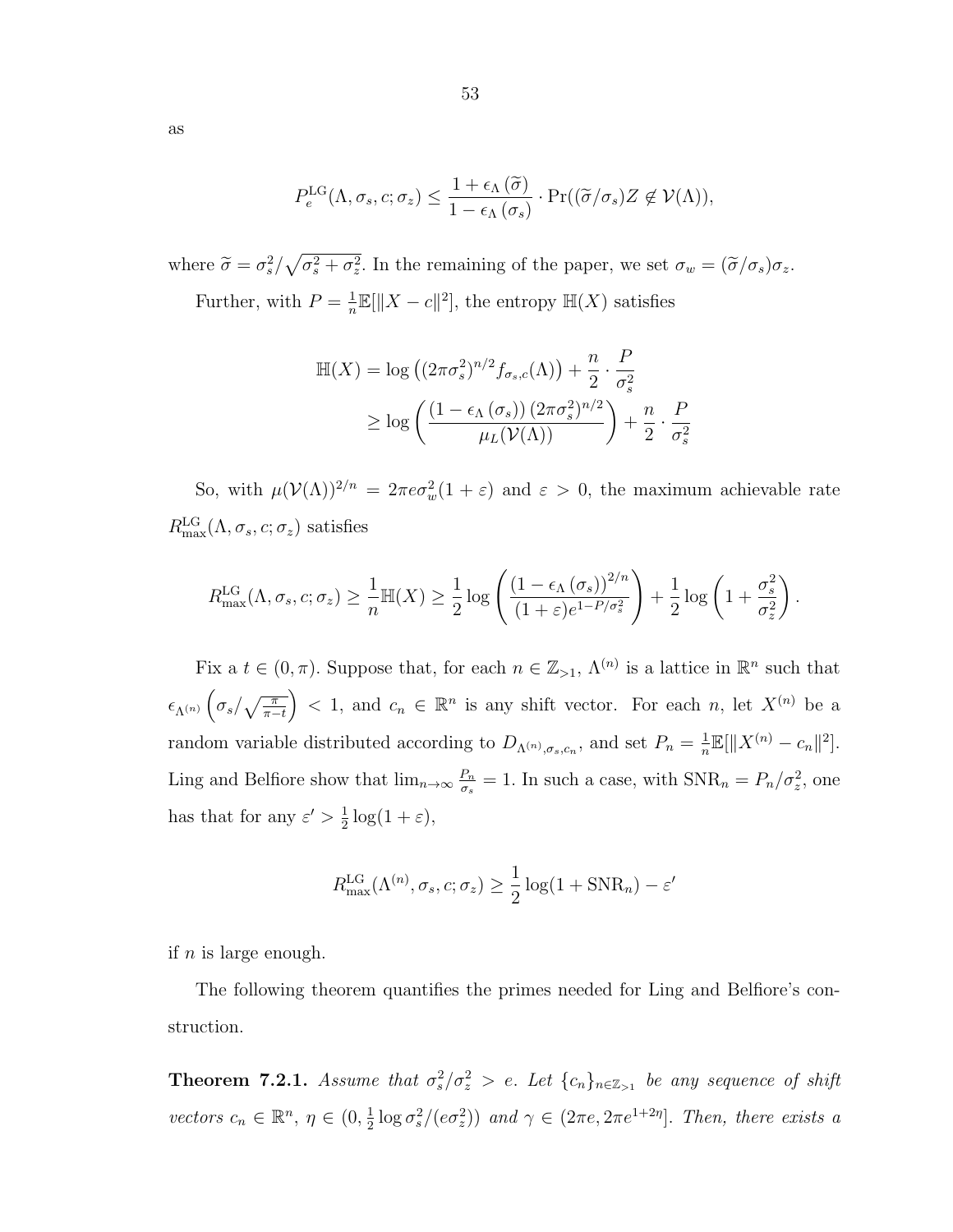as

$$P_e^{\mathrm{LG}}(\Lambda, \sigma_s, c; \sigma_z) \leq \frac{1 + \epsilon_\Lambda(\widetilde{\sigma})}{1 - \epsilon_\Lambda(\sigma_s)} \cdot \Pr((\widetilde{\sigma}/\sigma_s) Z \notin \mathcal{V}(\Lambda)),$$

where $\widetilde{\sigma} = \sigma_s^2/\sqrt{\sigma_s^2 + \sigma_z^2}$. In the remaining of the paper, we set $\sigma_w = (\widetilde{\sigma}/\sigma_s)\sigma_z$.

Further, with $P = \frac{1}{n}\mathbb{E}[\|X - c\|^2]$, the entropy $\mathbb{H}(X)$ satisfies

$$\begin{aligned}
\mathbb{H}(X) &= \log\left((2\pi\sigma_s^2)^{n/2} f_{\sigma_s, c}(\Lambda)\right) + \frac{n}{2} \cdot \frac{P}{\sigma_s^2} \\
&\geq \log\left(\frac{(1 - \epsilon_\Lambda(\sigma_s))(2\pi\sigma_s^2)^{n/2}}{\mu_L(\mathcal{V}(\Lambda))}\right) + \frac{n}{2} \cdot \frac{P}{\sigma_s^2}
\end{aligned}$$

So, with $\mu(\mathcal{V}(\Lambda))^{2/n} = 2\pi e \sigma_w^2(1 + \varepsilon)$ and $\varepsilon > 0$, the maximum achievable rate $R_{\max}^{\mathrm{LG}}(\Lambda, \sigma_s, c; \sigma_z)$ satisfies

$$R_{\max}^{\mathrm{LG}}(\Lambda, \sigma_s, c; \sigma_z) \geq \frac{1}{n}\mathbb{H}(X) \geq \frac{1}{2}\log\left(\frac{(1 - \epsilon_\Lambda(\sigma_s))^{2/n}}{(1 + \varepsilon)e^{1 - P/\sigma_s^2}}\right) + \frac{1}{2}\log\left(1 + \frac{\sigma_s^2}{\sigma_z^2}\right).$$

Fix a $t \in (0, \pi)$. Suppose that, for each $n \in \mathbb{Z}_{>1}$, $\Lambda^{(n)}$ is a lattice in $\mathbb{R}^n$ such that $\epsilon_{\Lambda^{(n)}}\left(\sigma_s/\sqrt{\frac{\pi}{\pi - t}}\right) < 1$, and $c_n \in \mathbb{R}^n$ is any shift vector. For each $n$, let $X^{(n)}$ be a random variable distributed according to $D_{\Lambda^{(n)}, \sigma_s, c_n}$, and set $P_n = \frac{1}{n}\mathbb{E}[\|X^{(n)} - c_n\|^2]$. Ling and Belfiore show that $\lim_{n\to\infty} \frac{P_n}{\sigma_s} = 1$. In such a case, with $\mathrm{SNR}_n = P_n/\sigma_z^2$, one has that for any $\varepsilon' > \frac{1}{2}\log(1 + \varepsilon)$,

$$R_{\max}^{\mathrm{LG}}(\Lambda^{(n)}, \sigma_s, c; \sigma_z) \geq \frac{1}{2}\log(1 + \mathrm{SNR}_n) - \varepsilon'$$

if $n$ is large enough.

The following theorem quantifies the primes needed for Ling and Belfiore's construction.

**Theorem 7.2.1.** *Assume that $\sigma_s^2/\sigma_z^2 > e$. Let $\{c_n\}_{n \in \mathbb{Z}_{>1}}$ be any sequence of shift vectors $c_n \in \mathbb{R}^n$, $\eta \in (0, \frac{1}{2}\log \sigma_s^2/(e\sigma_z^2))$ and $\gamma \in (2\pi e, 2\pi e^{1+2\eta}]$. Then, there exists a*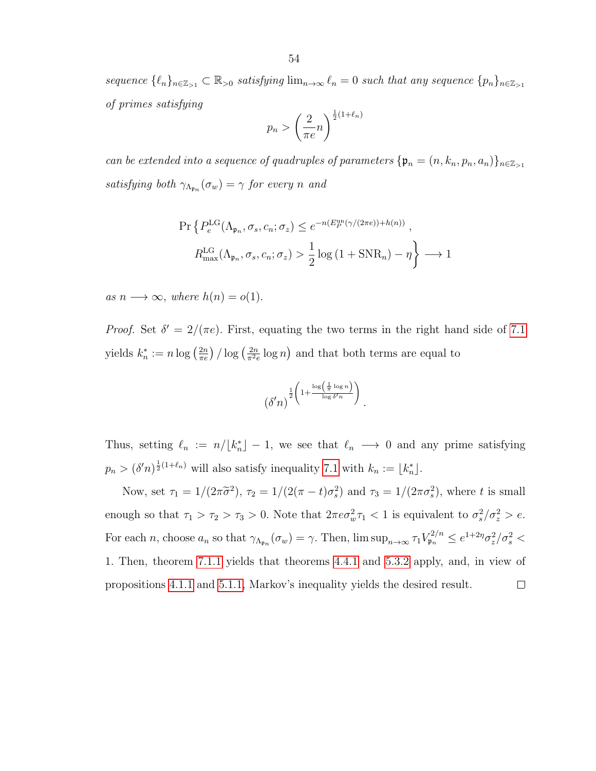*sequence* $\{\ell_n\}_{n\in\mathbb{Z}_{>1}} \subset \mathbb{R}_{>0}$ *satisfying* $\lim_{n\to\infty} \ell_n = 0$ *such that any sequence* $\{p_n\}_{n\in\mathbb{Z}_{>1}}$ *of primes satisfying*

$$p_n > \left(\frac{2}{\pi e} n\right)^{\frac{1}{2}(1+\ell_n)}$$

*can be extended into a sequence of quadruples of parameters* $\{\mathfrak{p}_n = (n, k_n, p_n, a_n)\}_{n\in\mathbb{Z}_{>1}}$ *satisfying both* $\gamma_{\Lambda_{\mathfrak{p}_n}}(\sigma_w) = \gamma$ *for every* $n$ *and*

$$\Pr\left\{ P_e^{\mathrm{LG}}(\Lambda_{\mathfrak{p}_n}, \sigma_s, c_n; \sigma_z) \le e^{-n(E_P^{\mathrm{un}}(\gamma/(2\pi e)) + h(n))}\right.,$$
$$\left. R_{\max}^{\mathrm{LG}}(\Lambda_{\mathfrak{p}_n}, \sigma_s, c_n; \sigma_z) > \frac{1}{2}\log\left(1 + \mathrm{SNR}_n\right) - \eta \right\} \longrightarrow 1$$

*as* $n \longrightarrow \infty$*, where* $h(n) = o(1)$.

*Proof.* Set $\delta' = 2/(\pi e)$. First, equating the two terms in the right hand side of 7.1 yields $k_n^* := n\log\left(\frac{2n}{\pi e}\right)/\log\left(\frac{2n}{\pi^2 e}\log n\right)$ and that both terms are equal to

$$(\delta' n)^{\frac{1}{2}\left(1 + \frac{\log\left(\frac{1}{\pi}\log n\right)}{\log \delta' n}\right)}.$$

Thus, setting $\ell_n := n/\lfloor k_n^* \rfloor - 1$, we see that $\ell_n \longrightarrow 0$ and any prime satisfying $p_n > (\delta' n)^{\frac{1}{2}(1+\ell_n)}$ will also satisfy inequality 7.1 with $k_n := \lfloor k_n^* \rfloor$.

Now, set $\tau_1 = 1/(2\pi\widetilde{\sigma}^2)$, $\tau_2 = 1/(2(\pi - t)\sigma_s^2)$ and $\tau_3 = 1/(2\pi\sigma_s^2)$, where $t$ is small enough so that $\tau_1 > \tau_2 > \tau_3 > 0$. Note that $2\pi e\sigma_w^2\tau_1 < 1$ is equivalent to $\sigma_s^2/\sigma_z^2 > e$. For each $n$, choose $a_n$ so that $\gamma_{\Lambda_{\mathfrak{p}_n}}(\sigma_w) = \gamma$. Then, $\limsup_{n\to\infty} \tau_1 V_{\mathfrak{p}_n}^{2/n} \le e^{1+2\eta}\sigma_z^2/\sigma_s^2 < 1$. Then, theorem 7.1.1 yields that theorems 4.4.1 and 5.3.2 apply, and, in view of propositions 4.1.1 and 5.1.1, Markov's inequality yields the desired result. □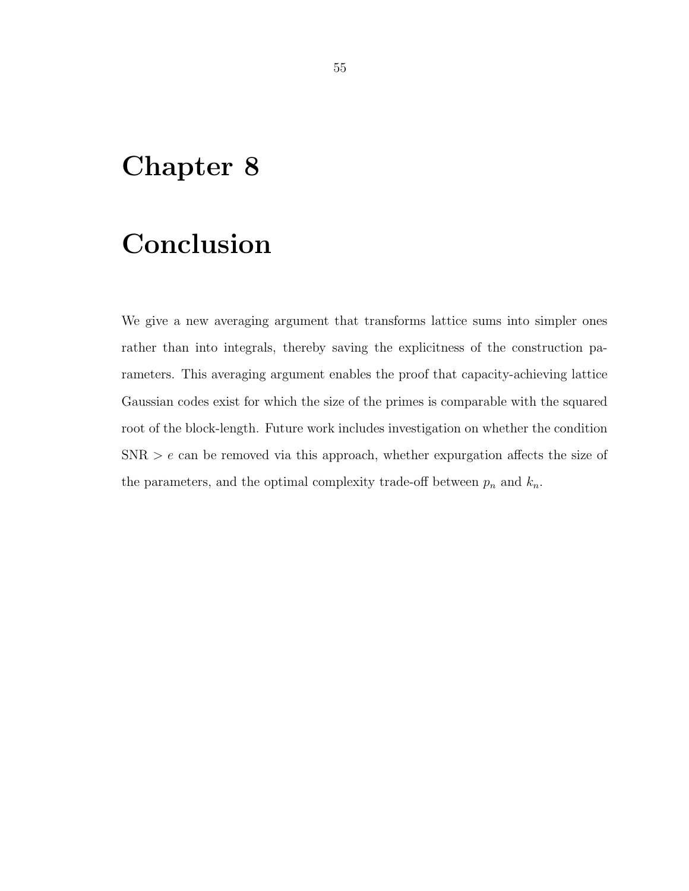# Chapter 8

# Conclusion

We give a new averaging argument that transforms lattice sums into simpler ones rather than into integrals, thereby saving the explicitness of the construction parameters. This averaging argument enables the proof that capacity-achieving lattice Gaussian codes exist for which the size of the primes is comparable with the squared root of the block-length. Future work includes investigation on whether the condition $\text{SNR} > e$ can be removed via this approach, whether expurgation affects the size of the parameters, and the optimal complexity trade-off between $p_n$ and $k_n$.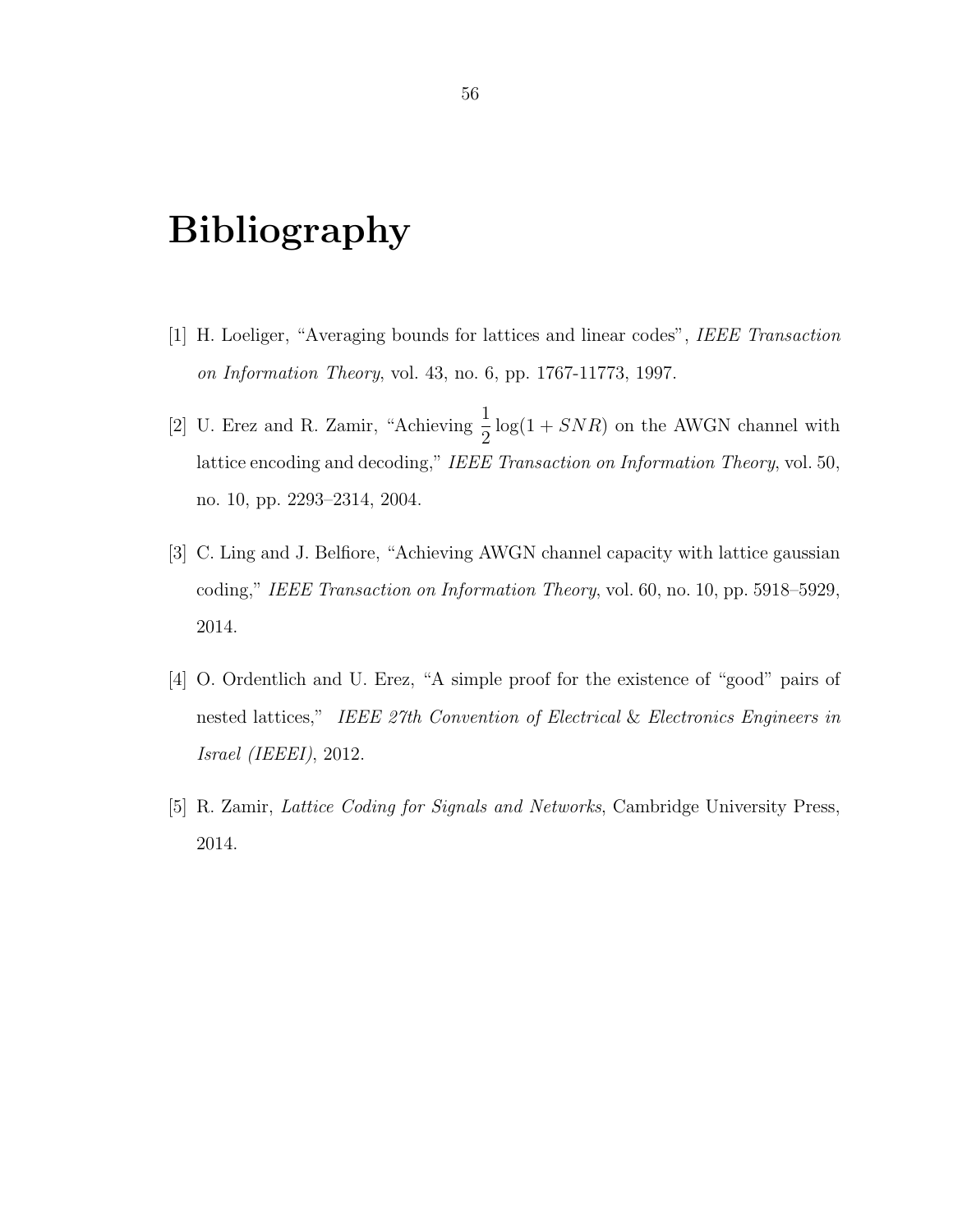# Bibliography

[1] H. Loeliger, "Averaging bounds for lattices and linear codes", *IEEE Transaction on Information Theory*, vol. 43, no. 6, pp. 1767-11773, 1997.

[2] U. Erez and R. Zamir, "Achieving $\frac{1}{2}\log(1+SNR)$ on the AWGN channel with lattice encoding and decoding," *IEEE Transaction on Information Theory*, vol. 50, no. 10, pp. 2293–2314, 2004.

[3] C. Ling and J. Belfiore, "Achieving AWGN channel capacity with lattice gaussian coding," *IEEE Transaction on Information Theory*, vol. 60, no. 10, pp. 5918–5929, 2014.

[4] O. Ordentlich and U. Erez, "A simple proof for the existence of "good" pairs of nested lattices," *IEEE 27th Convention of Electrical* & *Electronics Engineers in Israel (IEEEI)*, 2012.

[5] R. Zamir, *Lattice Coding for Signals and Networks*, Cambridge University Press, 2014.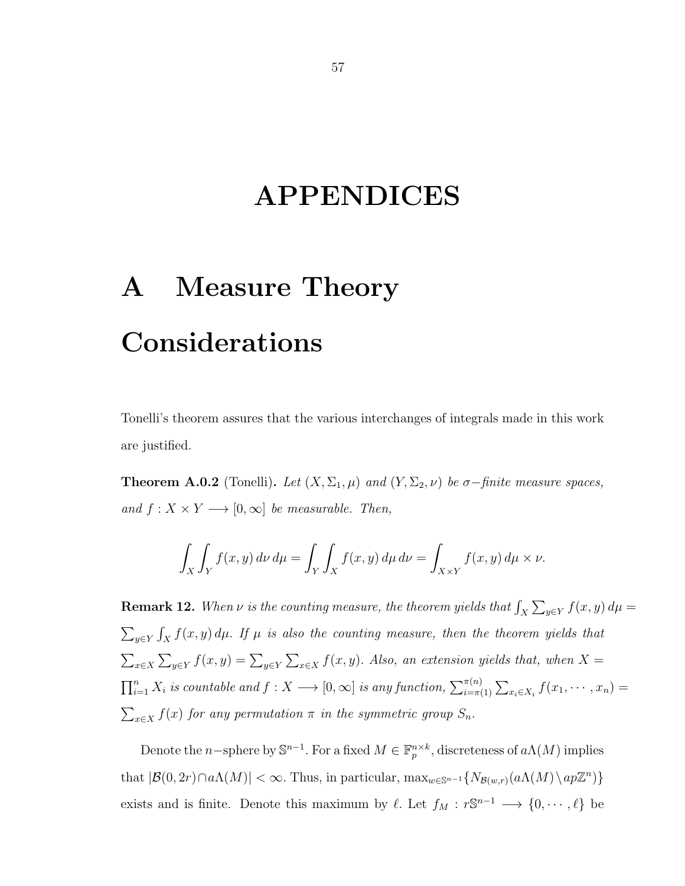# APPENDIDES

## A Measure Theory Considerations

Tonelli's theorem assures that the various interchanges of integrals made in this work are justified.

**Theorem A.0.2** (Tonelli)**.** *Let $(X, \Sigma_1, \mu)$ and $(Y, \Sigma_2, \nu)$ be $\sigma-$finite measure spaces, and $f : X \times Y \longrightarrow [0, \infty]$ be measurable. Then,*

$$\int_X \int_Y f(x, y)\, d\nu\, d\mu = \int_Y \int_X f(x, y)\, d\mu\, d\nu = \int_{X \times Y} f(x, y)\, d\mu \times \nu.$$

**Remark 12.** *When $\nu$ is the counting measure, the theorem yields that $\int_X \sum_{y \in Y} f(x, y)\, d\mu = \sum_{y \in Y} \int_X f(x, y)\, d\mu$. If $\mu$ is also the counting measure, then the theorem yields that $\sum_{x \in X} \sum_{y \in Y} f(x, y) = \sum_{y \in Y} \sum_{x \in X} f(x, y)$. Also, an extension yields that, when $X = \prod_{i=1}^{n} X_i$ is countable and $f : X \longrightarrow [0, \infty]$ is any function, $\sum_{i=\pi(1)}^{\pi(n)} \sum_{x_i \in X_i} f(x_1, \cdots, x_n) = \sum_{x \in X} f(x)$ for any permutation $\pi$ in the symmetric group $S_n$.*

Denote the $n-$sphere by $\mathbb{S}^{n-1}$. For a fixed $M \in \mathbb{F}_p^{n \times k}$, discreteness of $a\Lambda(M)$ implies that $|\mathcal{B}(0, 2r) \cap a\Lambda(M)| < \infty$. Thus, in particular, $\max_{w \in \mathbb{S}^{n-1}}\{N_{\mathcal{B}(w,r)}(a\Lambda(M) \setminus ap\mathbb{Z}^n)\}$ exists and is finite. Denote this maximum by $\ell$. Let $f_M : r\mathbb{S}^{n-1} \longrightarrow \{0, \cdots, \ell\}$ be

# APPENDICES

## A Measure Theory Considerations

Tonelli's theorem assures that the various interchanges of integrals made in this work are justified.

**Theorem A.0.2** (Tonelli)**.** *Let $(X, \Sigma_1, \mu)$ and $(Y, \Sigma_2, \nu)$ be $\sigma-$finite measure spaces, and $f : X \times Y \longrightarrow [0, \infty]$ be measurable. Then,*

$$\int_X \int_Y f(x, y)\, d\nu\, d\mu = \int_Y \int_X f(x, y)\, d\mu\, d\nu = \int_{X \times Y} f(x, y)\, d\mu \times \nu.$$

**Remark 12.** *When $\nu$ is the counting measure, the theorem yields that $\int_X \sum_{y \in Y} f(x, y)\, d\mu = \sum_{y \in Y} \int_X f(x, y)\, d\mu$. If $\mu$ is also the counting measure, then the theorem yields that $\sum_{x \in X} \sum_{y \in Y} f(x, y) = \sum_{y \in Y} \sum_{x \in X} f(x, y)$. Also, an extension yields that, when $X = \prod_{i=1}^{n} X_i$ is countable and $f : X \longrightarrow [0, \infty]$ is any function, $\sum_{i=\pi(1)}^{\pi(n)} \sum_{x_i \in X_i} f(x_1, \cdots, x_n) = \sum_{x \in X} f(x)$ for any permutation $\pi$ in the symmetric group $S_n$.*

Denote the $n-$sphere by $\mathbb{S}^{n-1}$. For a fixed $M \in \mathbb{F}_p^{n \times k}$, discreteness of $a\Lambda(M)$ implies that $|\mathcal{B}(0, 2r) \cap a\Lambda(M)| < \infty$. Thus, in particular, $\max_{w \in \mathbb{S}^{n-1}}\{N_{\mathcal{B}(w,r)}(a\Lambda(M) \setminus ap\mathbb{Z}^n)\}$ exists and is finite. Denote this maximum by $\ell$. Let $f_M : r\mathbb{S}^{n-1} \longrightarrow \{0, \cdots, \ell\}$ be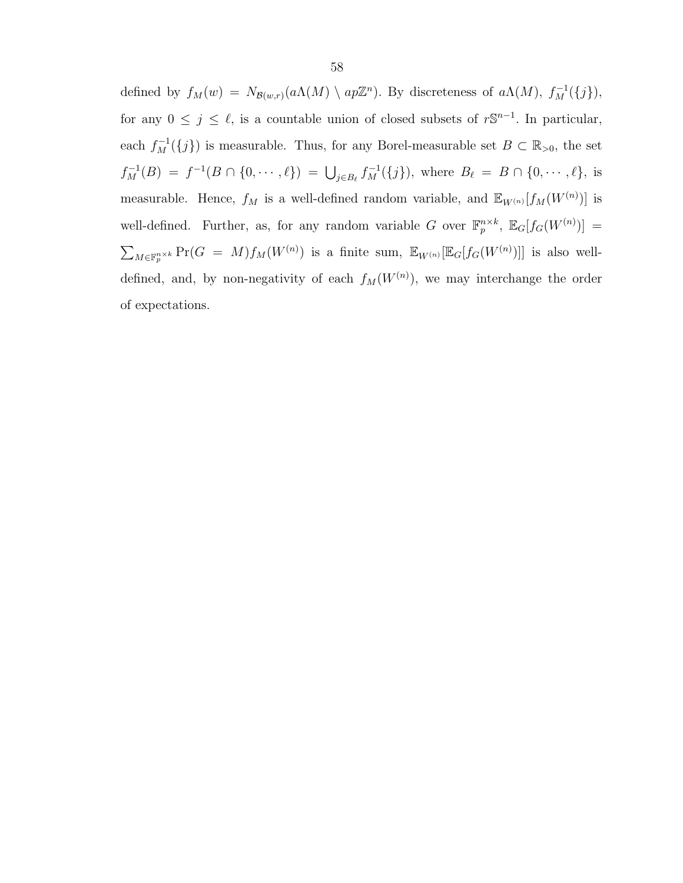defined by $f_M(w) = N_{\mathcal{B}(w,r)}(a\Lambda(M) \setminus ap\mathbb{Z}^n)$. By discreteness of $a\Lambda(M)$, $f_M^{-1}(\{j\})$, for any $0 \leq j \leq \ell$, is a countable union of closed subsets of $r\mathbb{S}^{n-1}$. In particular, each $f_M^{-1}(\{j\})$ is measurable. Thus, for any Borel-measurable set $B \subset \mathbb{R}_{>0}$, the set $f_M^{-1}(B) = f^{-1}(B \cap \{0, \cdots, \ell\}) = \bigcup_{j \in B_\ell} f_M^{-1}(\{j\})$, where $B_\ell = B \cap \{0, \cdots, \ell\}$, is measurable. Hence, $f_M$ is a well-defined random variable, and $\mathbb{E}_{W^{(n)}}[f_M(W^{(n)})]$ is well-defined. Further, as, for any random variable $G$ over $\mathbb{F}_p^{n \times k}$, $\mathbb{E}_G[f_G(W^{(n)})] = \sum_{M \in \mathbb{F}_p^{n\times k}} \Pr(G = M) f_M(W^{(n)})$ is a finite sum, $\mathbb{E}_{W^{(n)}}[\mathbb{E}_G[f_G(W^{(n)})]]$ is also well-defined, and, by non-negativity of each $f_M(W^{(n)})$, we may interchange the order of expectations.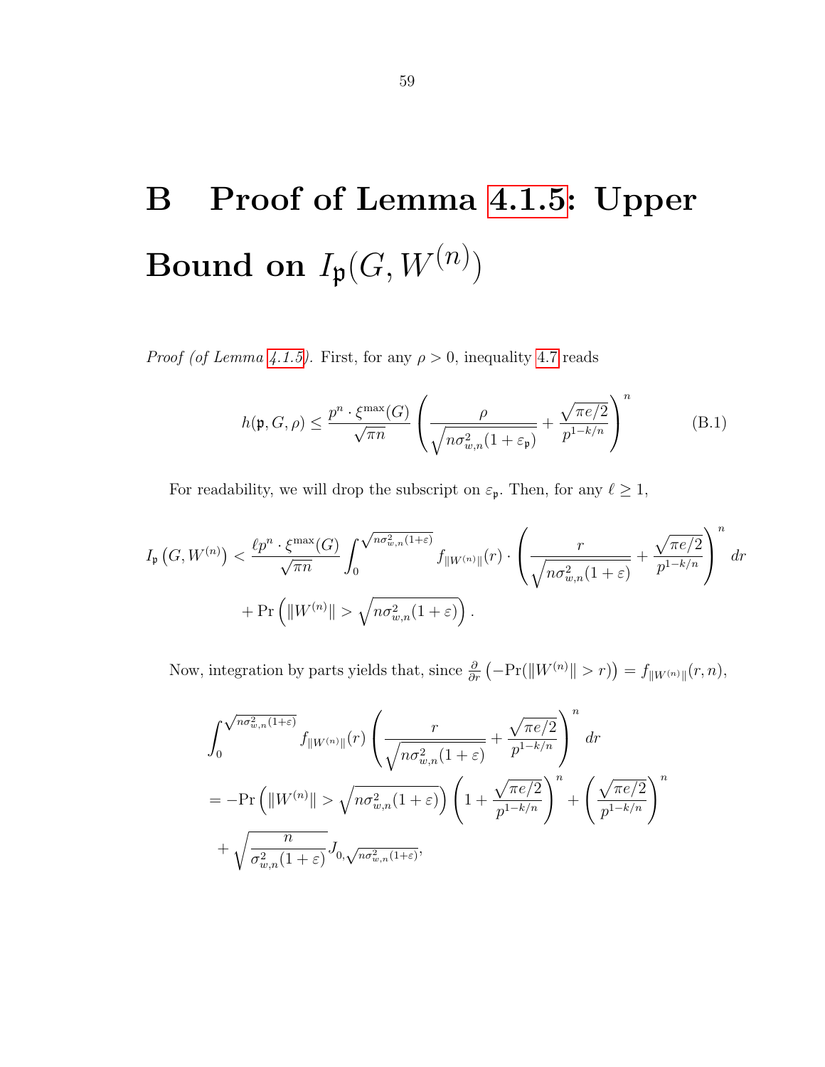# B Proof of Lemma 4.1.5: Upper Bound on $I_{\mathfrak{p}}(G, W^{(n)})$

*Proof (of Lemma 4.1.5).* First, for any $\rho > 0$, inequality 4.7 reads

$$h(\mathfrak{p}, G, \rho) \leq \frac{p^n \cdot \xi^{\max}(G)}{\sqrt{\pi n}} \left( \frac{\rho}{\sqrt{n\sigma_{w,n}^2(1+\varepsilon_{\mathfrak{p}})}} + \frac{\sqrt{\pi e/2}}{p^{1-k/n}} \right)^n \tag{B.1}$$

For readability, we will drop the subscript on $\varepsilon_{\mathfrak{p}}$. Then, for any $\ell \geq 1$,

$$I_{\mathfrak{p}}\left(G, W^{(n)}\right) < \frac{\ell p^n \cdot \xi^{\max}(G)}{\sqrt{\pi n}} \int_0^{\sqrt{n\sigma_{w,n}^2(1+\varepsilon)}} f_{\|W^{(n)}\|}(r) \cdot \left( \frac{r}{\sqrt{n\sigma_{w,n}^2(1+\varepsilon)}} + \frac{\sqrt{\pi e/2}}{p^{1-k/n}} \right)^n dr$$
$$+ \Pr\left( \|W^{(n)}\| > \sqrt{n\sigma_{w,n}^2(1+\varepsilon)} \right).$$

Now, integration by parts yields that, since $\frac{\partial}{\partial r}\left(-\Pr(\|W^{(n)}\| > r)\right) = f_{\|W^{(n)}\|}(r, n)$,

$$\int_0^{\sqrt{n\sigma_{w,n}^2(1+\varepsilon)}} f_{\|W^{(n)}\|}(r) \left( \frac{r}{\sqrt{n\sigma_{w,n}^2(1+\varepsilon)}} + \frac{\sqrt{\pi e/2}}{p^{1-k/n}} \right)^n dr$$
$$= -\Pr\left( \|W^{(n)}\| > \sqrt{n\sigma_{w,n}^2(1+\varepsilon)} \right) \left( 1 + \frac{\sqrt{\pi e/2}}{p^{1-k/n}} \right)^n + \left( \frac{\sqrt{\pi e/2}}{p^{1-k/n}} \right)^n$$
$$+ \sqrt{\frac{n}{\sigma_{w,n}^2(1+\varepsilon)}} J_{0,\sqrt{n\sigma_{w,n}^2(1+\varepsilon)}},$$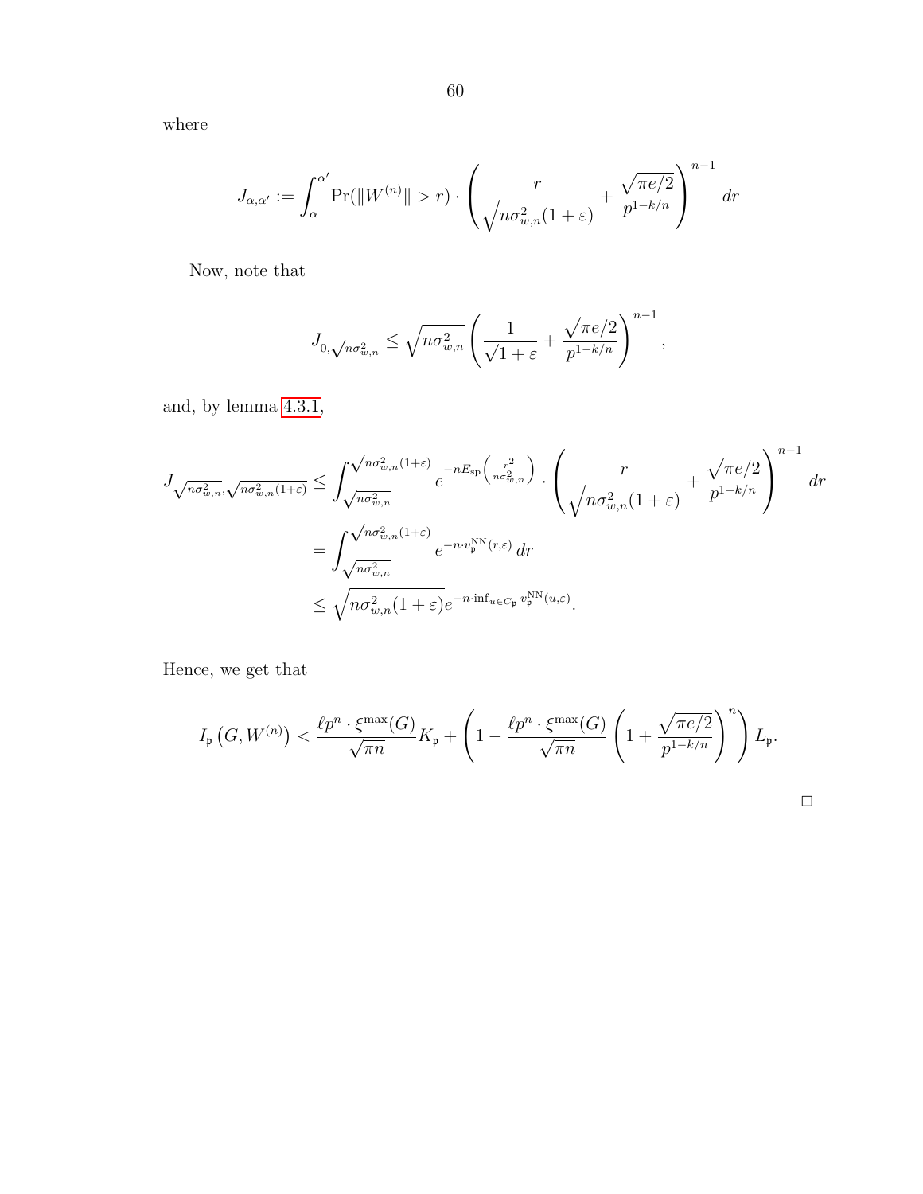where

$$J_{\alpha,\alpha'} := \int_{\alpha}^{\alpha'} \Pr(\|W^{(n)}\| > r) \cdot \left( \frac{r}{\sqrt{n\sigma_{w,n}^2(1+\varepsilon)}} + \frac{\sqrt{\pi e/2}}{p^{1-k/n}} \right)^{n-1} dr$$

Now, note that

$$J_{0,\sqrt{n\sigma_{w,n}^2}} \leq \sqrt{n\sigma_{w,n}^2} \left( \frac{1}{\sqrt{1+\varepsilon}} + \frac{\sqrt{\pi e/2}}{p^{1-k/n}} \right)^{n-1},$$

and, by lemma 4.3.1,

$$\begin{aligned}
J_{\sqrt{n\sigma_{w,n}^2},\sqrt{n\sigma_{w,n}^2(1+\varepsilon)}} &\leq \int_{\sqrt{n\sigma_{w,n}^2}}^{\sqrt{n\sigma_{w,n}^2(1+\varepsilon)}} e^{-nE_{\text{sp}}\left(\frac{r^2}{n\sigma_{w,n}^2}\right)} \cdot \left( \frac{r}{\sqrt{n\sigma_{w,n}^2(1+\varepsilon)}} + \frac{\sqrt{\pi e/2}}{p^{1-k/n}} \right)^{n-1} dr \\
&= \int_{\sqrt{n\sigma_{w,n}^2}}^{\sqrt{n\sigma_{w,n}^2(1+\varepsilon)}} e^{-n \cdot v_{\mathfrak{p}}^{\text{NN}}(r,\varepsilon)} \, dr \\
&\leq \sqrt{n\sigma_{w,n}^2(1+\varepsilon)} e^{-n \cdot \inf_{u \in C_{\mathfrak{p}}} v_{\mathfrak{p}}^{\text{NN}}(u,\varepsilon)}.
\end{aligned}$$

Hence, we get that

$$I_{\mathfrak{p}}\left(G, W^{(n)}\right) < \frac{\ell p^n \cdot \xi^{\max}(G)}{\sqrt{\pi n}} K_{\mathfrak{p}} + \left( 1 - \frac{\ell p^n \cdot \xi^{\max}(G)}{\sqrt{\pi n}} \left( 1 + \frac{\sqrt{\pi e/2}}{p^{1-k/n}} \right)^n \right) L_{\mathfrak{p}}.$$

□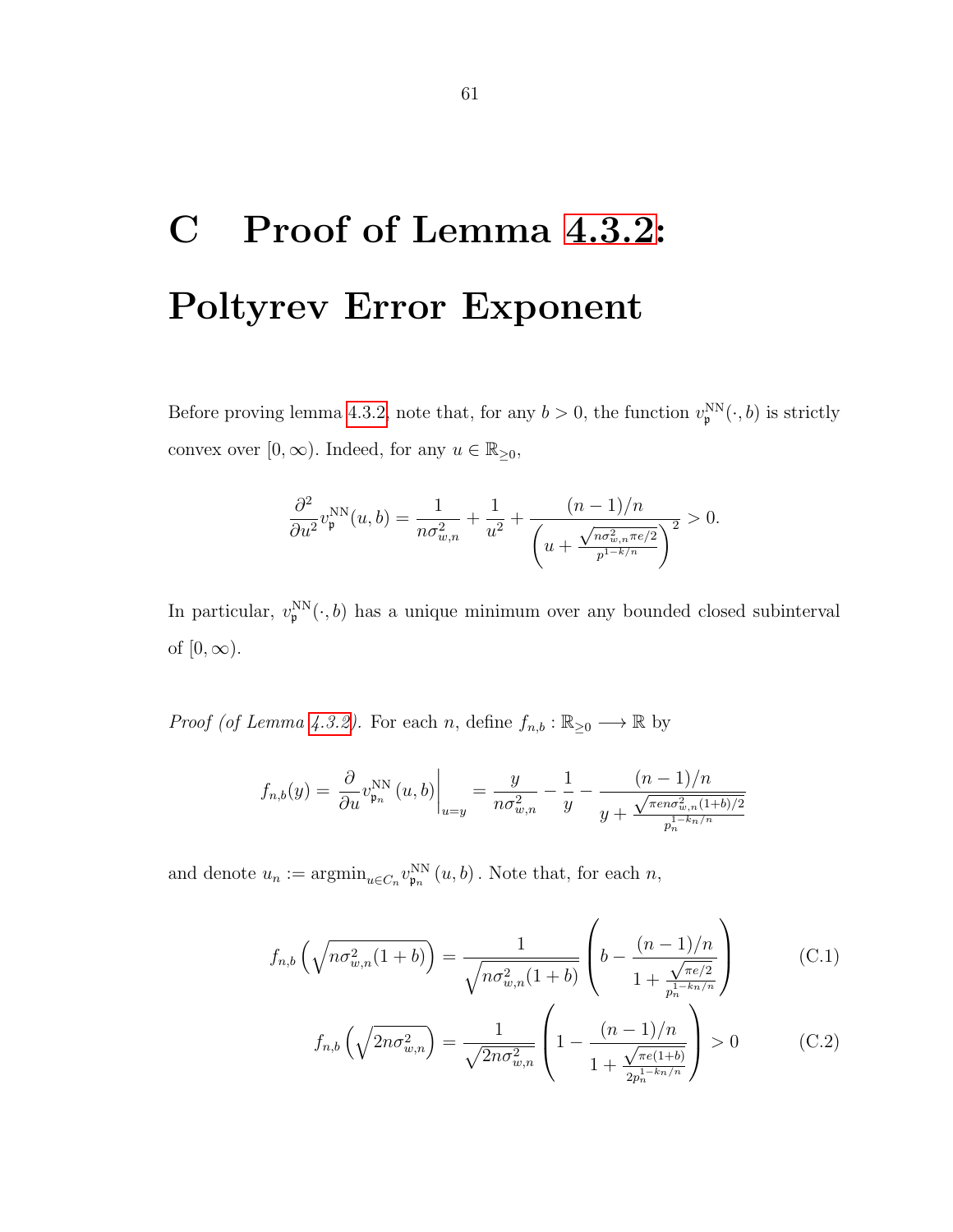# C Proof of Lemma 4.3.2: Poltyrev Error Exponent

Before proving lemma 4.3.2, note that, for any $b > 0$, the function $v_{\mathfrak{p}}^{\mathrm{NN}}(\cdot, b)$ is strictly convex over $[0, \infty)$. Indeed, for any $u \in \mathbb{R}_{\geq 0}$,

$$\frac{\partial^2}{\partial u^2} v_{\mathfrak{p}}^{\mathrm{NN}}(u, b) = \frac{1}{n\sigma_{w,n}^2} + \frac{1}{u^2} + \frac{(n-1)/n}{\left(u + \frac{\sqrt{n\sigma_{w,n}^2 \pi e/2}}{p^{1-k/n}}\right)^2} > 0.$$

In particular, $v_{\mathfrak{p}}^{\mathrm{NN}}(\cdot, b)$ has a unique minimum over any bounded closed subinterval of $[0, \infty)$.

*Proof (of Lemma 4.3.2).* For each $n$, define $f_{n,b} : \mathbb{R}_{\geq 0} \longrightarrow \mathbb{R}$ by

$$f_{n,b}(y) = \left.\frac{\partial}{\partial u} v_{\mathfrak{p}_n}^{\mathrm{NN}}(u, b)\right|_{u=y} = \frac{y}{n\sigma_{w,n}^2} - \frac{1}{y} - \frac{(n-1)/n}{y + \frac{\sqrt{\pi e n \sigma_{w,n}^2 (1+b)/2}}{p_n^{1-k_n/n}}}$$

and denote $u_n := \operatorname{argmin}_{u \in C_n} v_{\mathfrak{p}_n}^{\mathrm{NN}}(u, b)$. Note that, for each $n$,

$$f_{n,b}\left(\sqrt{n\sigma_{w,n}^2(1+b)}\right) = \frac{1}{\sqrt{n\sigma_{w,n}^2(1+b)}} \left(b - \frac{(n-1)/n}{1 + \frac{\sqrt{\pi e/2}}{p_n^{1-k_n/n}}}\right) \tag{C.1}$$

$$f_{n,b}\left(\sqrt{2n\sigma_{w,n}^2}\right) = \frac{1}{\sqrt{2n\sigma_{w,n}^2}} \left(1 - \frac{(n-1)/n}{1 + \frac{\sqrt{\pi e(1+b)}}{2p_n^{1-k_n/n}}}\right) > 0 \tag{C.2}$$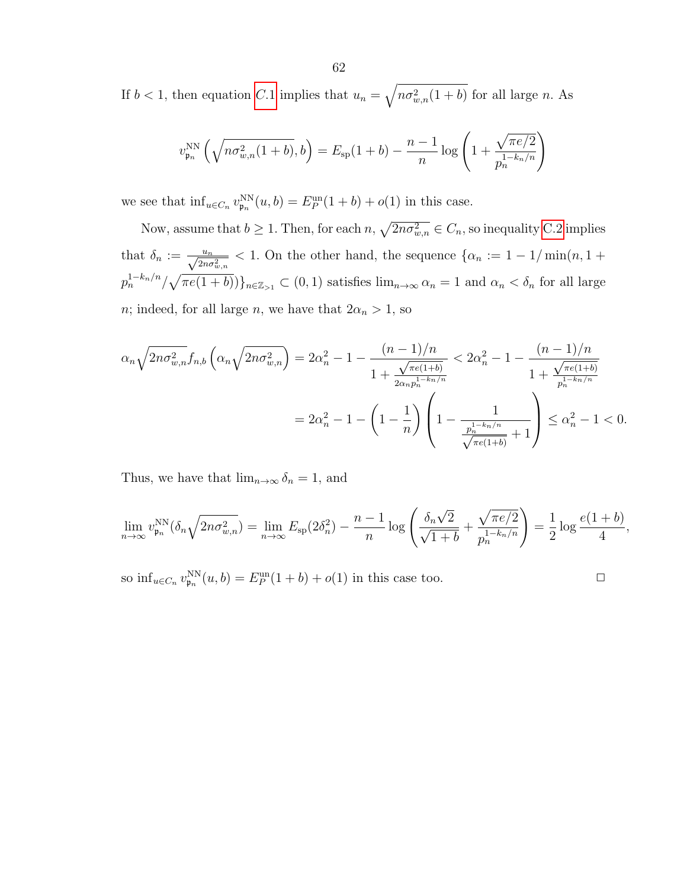If $b < 1$, then equation C.1 implies that $u_n = \sqrt{n\sigma_{w,n}^2(1+b)}$ for all large $n$. As

$$v_{\mathfrak{p}_n}^{\mathrm{NN}}\left(\sqrt{n\sigma_{w,n}^2(1+b)}, b\right) = E_{\mathrm{sp}}(1+b) - \frac{n-1}{n}\log\left(1 + \frac{\sqrt{\pi e/2}}{p_n^{1-k_n/n}}\right)$$

we see that $\inf_{u \in C_n} v_{\mathfrak{p}_n}^{\mathrm{NN}}(u,b) = E_P^{\mathrm{un}}(1+b) + o(1)$ in this case.

Now, assume that $b \geq 1$. Then, for each $n$, $\sqrt{2n\sigma_{w,n}^2} \in C_n$, so inequality C.2 implies that $\delta_n := \frac{u_n}{\sqrt{2n\sigma_{w,n}^2}} < 1$. On the other hand, the sequence $\{\alpha_n := 1 - 1/\min(n, 1 + p_n^{1-k_n/n}/\sqrt{\pi e(1+b)})\}_{n \in \mathbb{Z}_{>1}} \subset (0,1)$ satisfies $\lim_{n\to\infty}\alpha_n = 1$ and $\alpha_n < \delta_n$ for all large $n$; indeed, for all large $n$, we have that $2\alpha_n > 1$, so

$$\begin{aligned}
\alpha_n\sqrt{2n\sigma_{w,n}^2} f_{n,b}\left(\alpha_n\sqrt{2n\sigma_{w,n}^2}\right) &= 2\alpha_n^2 - 1 - \frac{(n-1)/n}{1 + \frac{\sqrt{\pi e(1+b)}}{2\alpha_n p_n^{1-k_n/n}}} < 2\alpha_n^2 - 1 - \frac{(n-1)/n}{1 + \frac{\sqrt{\pi e(1+b)}}{p_n^{1-k_n/n}}} \\
&= 2\alpha_n^2 - 1 - \left(1 - \frac{1}{n}\right)\left(1 - \frac{1}{\frac{p_n^{1-k_n/n}}{\sqrt{\pi e(1+b)}} + 1}\right) \leq \alpha_n^2 - 1 < 0.
\end{aligned}$$

Thus, we have that $\lim_{n\to\infty}\delta_n = 1$, and

$$\lim_{n\to\infty} v_{\mathfrak{p}_n}^{\mathrm{NN}}(\delta_n\sqrt{2n\sigma_{w,n}^2}) = \lim_{n\to\infty} E_{\mathrm{sp}}(2\delta_n^2) - \frac{n-1}{n}\log\left(\frac{\delta_n\sqrt{2}}{\sqrt{1+b}} + \frac{\sqrt{\pi e/2}}{p_n^{1-k_n/n}}\right) = \frac{1}{2}\log\frac{e(1+b)}{4},$$

so $\inf_{u \in C_n} v_{\mathfrak{p}_n}^{\mathrm{NN}}(u,b) = E_P^{\mathrm{un}}(1+b) + o(1)$ in this case too. □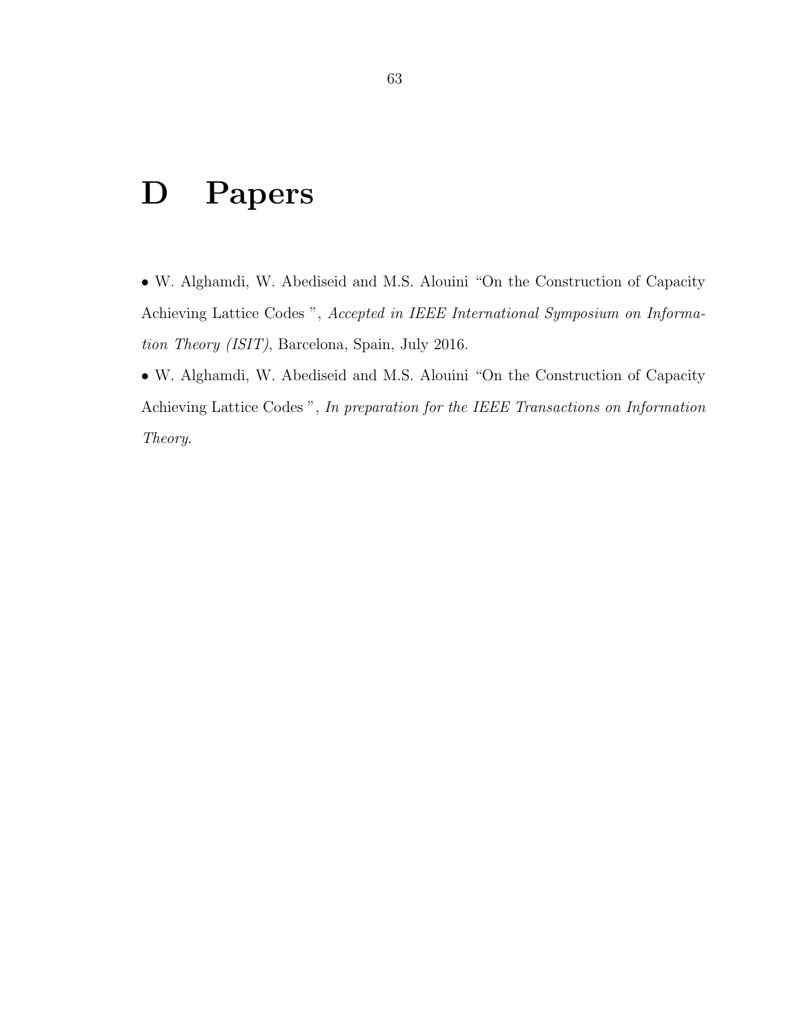# D Papers

- W. Alghamdi, W. Abediseid and M.S. Alouini "On the Construction of Capacity Achieving Lattice Codes ", *Accepted in IEEE International Symposium on Information Theory (ISIT)*, Barcelona, Spain, July 2016.
- W. Alghamdi, W. Abediseid and M.S. Alouini "On the Construction of Capacity Achieving Lattice Codes ", *In preparation for the IEEE Transactions on Information Theory*.